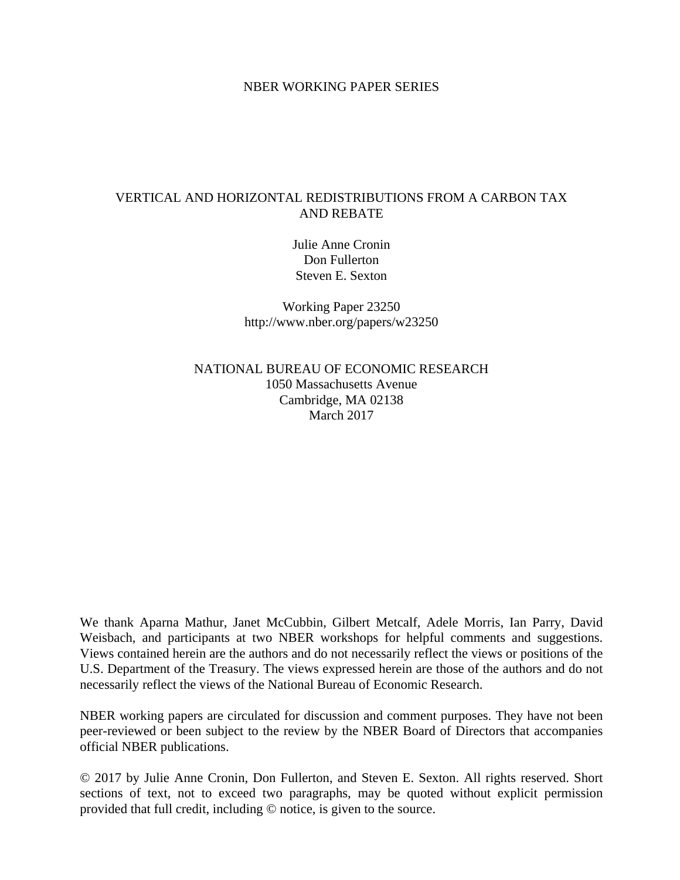NBER WORKING PAPER SERIES

# VERTICAL AND HORIZONTAL REDISTRIBUTIONS FROM A CARBON TAX AND REBATE

Julie Anne Cronin
Don Fullerton
Steven E. Sexton

Working Paper 23250
http://www.nber.org/papers/w23250

NATIONAL BUREAU OF ECONOMIC RESEARCH
1050 Massachusetts Avenue
Cambridge, MA 02138
March 2017

We thank Aparna Mathur, Janet McCubbin, Gilbert Metcalf, Adele Morris, Ian Parry, David Weisbach, and participants at two NBER workshops for helpful comments and suggestions. Views contained herein are the authors and do not necessarily reflect the views or positions of the U.S. Department of the Treasury. The views expressed herein are those of the authors and do not necessarily reflect the views of the National Bureau of Economic Research.

NBER working papers are circulated for discussion and comment purposes. They have not been peer-reviewed or been subject to the review by the NBER Board of Directors that accompanies official NBER publications.

© 2017 by Julie Anne Cronin, Don Fullerton, and Steven E. Sexton. All rights reserved. Short sections of text, not to exceed two paragraphs, may be quoted without explicit permission provided that full credit, including © notice, is given to the source.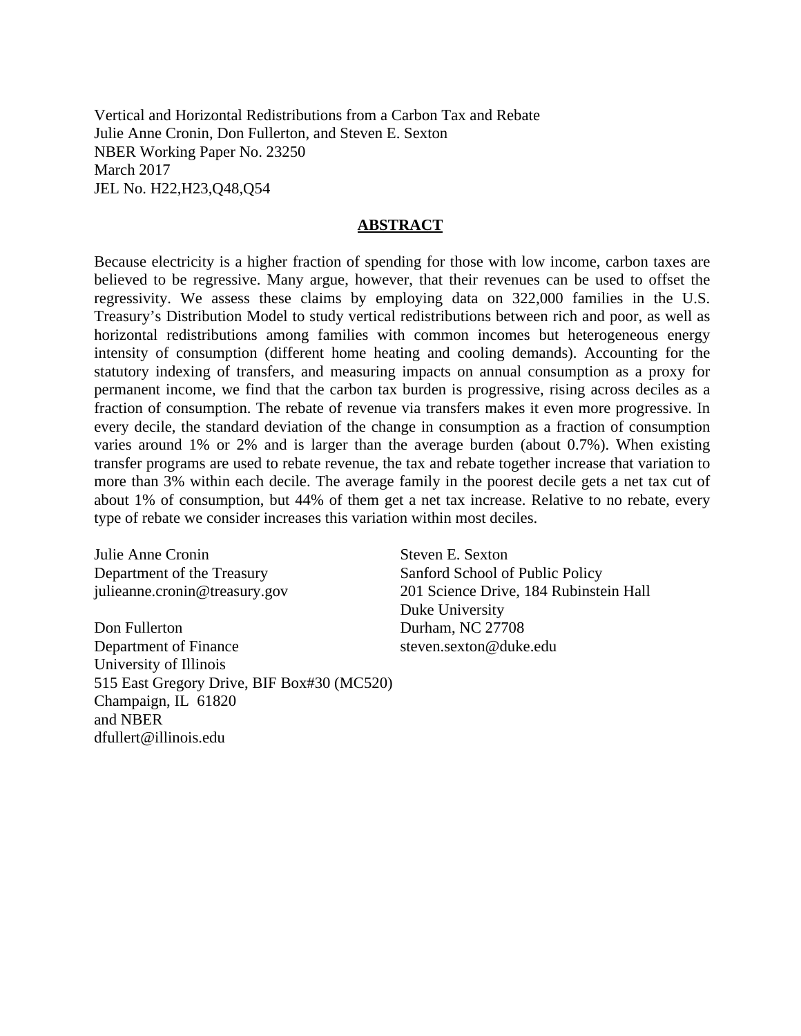Vertical and Horizontal Redistributions from a Carbon Tax and Rebate
Julie Anne Cronin, Don Fullerton, and Steven E. Sexton
NBER Working Paper No. 23250
March 2017
JEL No. H22,H23,Q48,Q54

## ABSTRACT

Because electricity is a higher fraction of spending for those with low income, carbon taxes are believed to be regressive. Many argue, however, that their revenues can be used to offset the regressivity. We assess these claims by employing data on 322,000 families in the U.S. Treasury's Distribution Model to study vertical redistributions between rich and poor, as well as horizontal redistributions among families with common incomes but heterogeneous energy intensity of consumption (different home heating and cooling demands). Accounting for the statutory indexing of transfers, and measuring impacts on annual consumption as a proxy for permanent income, we find that the carbon tax burden is progressive, rising across deciles as a fraction of consumption. The rebate of revenue via transfers makes it even more progressive. In every decile, the standard deviation of the change in consumption as a fraction of consumption varies around 1% or 2% and is larger than the average burden (about 0.7%). When existing transfer programs are used to rebate revenue, the tax and rebate together increase that variation to more than 3% within each decile. The average family in the poorest decile gets a net tax cut of about 1% of consumption, but 44% of them get a net tax increase. Relative to no rebate, every type of rebate we consider increases this variation within most deciles.

Julie Anne Cronin
Department of the Treasury
julieanne.cronin@treasury.gov

Don Fullerton
Department of Finance
University of Illinois
515 East Gregory Drive, BIF Box#30 (MC520)
Champaign, IL 61820
and NBER
dfullert@illinois.edu

Steven E. Sexton
Sanford School of Public Policy
201 Science Drive, 184 Rubinstein Hall
Duke University
Durham, NC 27708
steven.sexton@duke.edu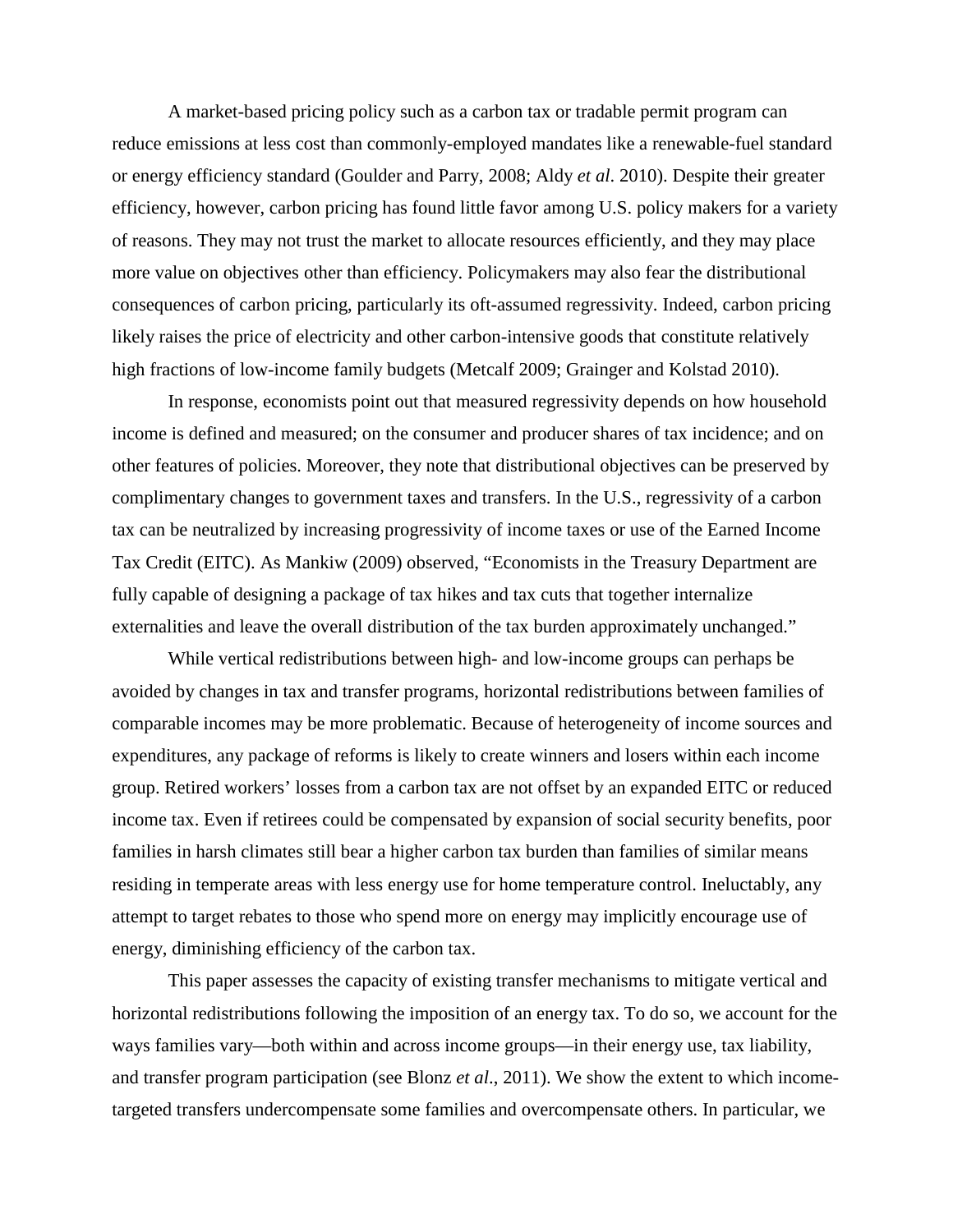A market-based pricing policy such as a carbon tax or tradable permit program can reduce emissions at less cost than commonly-employed mandates like a renewable-fuel standard or energy efficiency standard (Goulder and Parry, 2008; Aldy *et al*. 2010). Despite their greater efficiency, however, carbon pricing has found little favor among U.S. policy makers for a variety of reasons. They may not trust the market to allocate resources efficiently, and they may place more value on objectives other than efficiency. Policymakers may also fear the distributional consequences of carbon pricing, particularly its oft-assumed regressivity. Indeed, carbon pricing likely raises the price of electricity and other carbon-intensive goods that constitute relatively high fractions of low-income family budgets (Metcalf 2009; Grainger and Kolstad 2010).

In response, economists point out that measured regressivity depends on how household income is defined and measured; on the consumer and producer shares of tax incidence; and on other features of policies. Moreover, they note that distributional objectives can be preserved by complimentary changes to government taxes and transfers. In the U.S., regressivity of a carbon tax can be neutralized by increasing progressivity of income taxes or use of the Earned Income Tax Credit (EITC). As Mankiw (2009) observed, "Economists in the Treasury Department are fully capable of designing a package of tax hikes and tax cuts that together internalize externalities and leave the overall distribution of the tax burden approximately unchanged."

While vertical redistributions between high- and low-income groups can perhaps be avoided by changes in tax and transfer programs, horizontal redistributions between families of comparable incomes may be more problematic. Because of heterogeneity of income sources and expenditures, any package of reforms is likely to create winners and losers within each income group. Retired workers' losses from a carbon tax are not offset by an expanded EITC or reduced income tax. Even if retirees could be compensated by expansion of social security benefits, poor families in harsh climates still bear a higher carbon tax burden than families of similar means residing in temperate areas with less energy use for home temperature control. Ineluctably, any attempt to target rebates to those who spend more on energy may implicitly encourage use of energy, diminishing efficiency of the carbon tax.

This paper assesses the capacity of existing transfer mechanisms to mitigate vertical and horizontal redistributions following the imposition of an energy tax. To do so, we account for the ways families vary—both within and across income groups—in their energy use, tax liability, and transfer program participation (see Blonz *et al*., 2011). We show the extent to which income-targeted transfers undercompensate some families and overcompensate others. In particular, we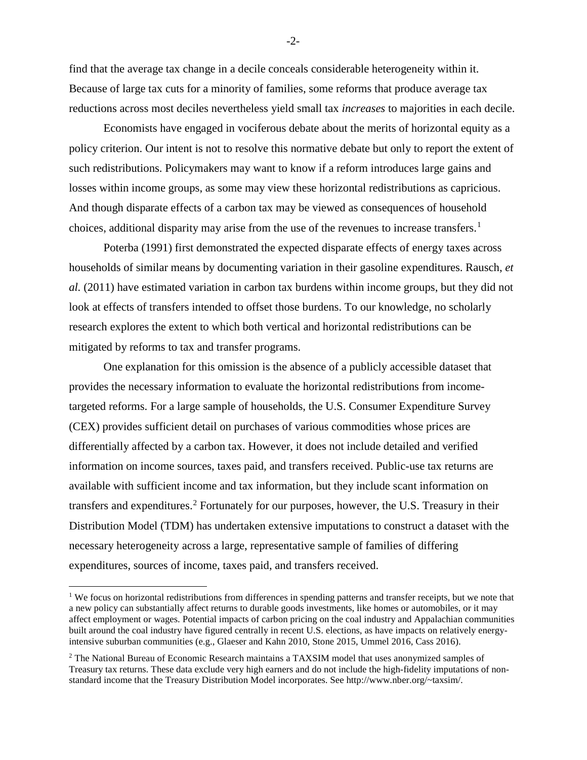find that the average tax change in a decile conceals considerable heterogeneity within it. Because of large tax cuts for a minority of families, some reforms that produce average tax reductions across most deciles nevertheless yield small tax *increases* to majorities in each decile.

Economists have engaged in vociferous debate about the merits of horizontal equity as a policy criterion. Our intent is not to resolve this normative debate but only to report the extent of such redistributions. Policymakers may want to know if a reform introduces large gains and losses within income groups, as some may view these horizontal redistributions as capricious. And though disparate effects of a carbon tax may be viewed as consequences of household choices, additional disparity may arise from the use of the revenues to increase transfers.[1]

Poterba (1991) first demonstrated the expected disparate effects of energy taxes across households of similar means by documenting variation in their gasoline expenditures. Rausch, *et al.* (2011) have estimated variation in carbon tax burdens within income groups, but they did not look at effects of transfers intended to offset those burdens. To our knowledge, no scholarly research explores the extent to which both vertical and horizontal redistributions can be mitigated by reforms to tax and transfer programs.

One explanation for this omission is the absence of a publicly accessible dataset that provides the necessary information to evaluate the horizontal redistributions from income-targeted reforms. For a large sample of households, the U.S. Consumer Expenditure Survey (CEX) provides sufficient detail on purchases of various commodities whose prices are differentially affected by a carbon tax. However, it does not include detailed and verified information on income sources, taxes paid, and transfers received. Public-use tax returns are available with sufficient income and tax information, but they include scant information on transfers and expenditures.[2] Fortunately for our purposes, however, the U.S. Treasury in their Distribution Model (TDM) has undertaken extensive imputations to construct a dataset with the necessary heterogeneity across a large, representative sample of families of differing expenditures, sources of income, taxes paid, and transfers received.

[1] We focus on horizontal redistributions from differences in spending patterns and transfer receipts, but we note that a new policy can substantially affect returns to durable goods investments, like homes or automobiles, or it may affect employment or wages. Potential impacts of carbon pricing on the coal industry and Appalachian communities built around the coal industry have figured centrally in recent U.S. elections, as have impacts on relatively energy-intensive suburban communities (e.g., Glaeser and Kahn 2010, Stone 2015, Ummel 2016, Cass 2016).

[2] The National Bureau of Economic Research maintains a TAXSIM model that uses anonymized samples of Treasury tax returns. These data exclude very high earners and do not include the high-fidelity imputations of non-standard income that the Treasury Distribution Model incorporates. See http://www.nber.org/~taxsim/.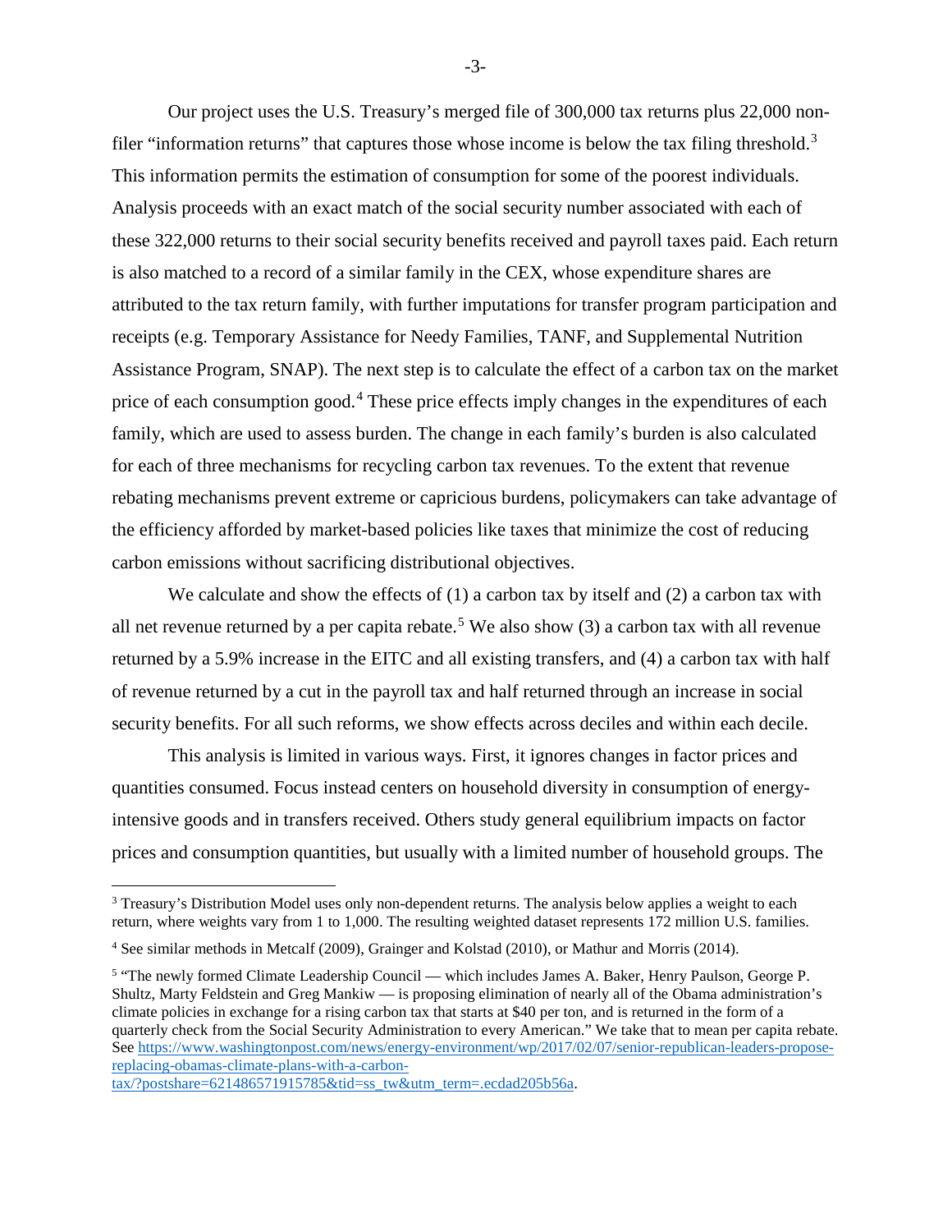Our project uses the U.S. Treasury's merged file of 300,000 tax returns plus 22,000 non-filer "information returns" that captures those whose income is below the tax filing threshold.[3] This information permits the estimation of consumption for some of the poorest individuals. Analysis proceeds with an exact match of the social security number associated with each of these 322,000 returns to their social security benefits received and payroll taxes paid. Each return is also matched to a record of a similar family in the CEX, whose expenditure shares are attributed to the tax return family, with further imputations for transfer program participation and receipts (e.g. Temporary Assistance for Needy Families, TANF, and Supplemental Nutrition Assistance Program, SNAP). The next step is to calculate the effect of a carbon tax on the market price of each consumption good.[4] These price effects imply changes in the expenditures of each family, which are used to assess burden. The change in each family's burden is also calculated for each of three mechanisms for recycling carbon tax revenues. To the extent that revenue rebating mechanisms prevent extreme or capricious burdens, policymakers can take advantage of the efficiency afforded by market-based policies like taxes that minimize the cost of reducing carbon emissions without sacrificing distributional objectives.

We calculate and show the effects of (1) a carbon tax by itself and (2) a carbon tax with all net revenue returned by a per capita rebate.[5] We also show (3) a carbon tax with all revenue returned by a 5.9% increase in the EITC and all existing transfers, and (4) a carbon tax with half of revenue returned by a cut in the payroll tax and half returned through an increase in social security benefits. For all such reforms, we show effects across deciles and within each decile.

This analysis is limited in various ways. First, it ignores changes in factor prices and quantities consumed. Focus instead centers on household diversity in consumption of energy-intensive goods and in transfers received. Others study general equilibrium impacts on factor prices and consumption quantities, but usually with a limited number of household groups. The

---

[3] Treasury's Distribution Model uses only non-dependent returns. The analysis below applies a weight to each return, where weights vary from 1 to 1,000. The resulting weighted dataset represents 172 million U.S. families.

[4] See similar methods in Metcalf (2009), Grainger and Kolstad (2010), or Mathur and Morris (2014).

[5] "The newly formed Climate Leadership Council — which includes James A. Baker, Henry Paulson, George P. Shultz, Marty Feldstein and Greg Mankiw — is proposing elimination of nearly all of the Obama administration's climate policies in exchange for a rising carbon tax that starts at $40 per ton, and is returned in the form of a quarterly check from the Social Security Administration to every American." We take that to mean per capita rebate. See https://www.washingtonpost.com/news/energy-environment/wp/2017/02/07/senior-republican-leaders-propose-replacing-obamas-climate-plans-with-a-carbon-tax/?postshare=621486571915785&tid=ss_tw&utm_term=.ecdad205b56a.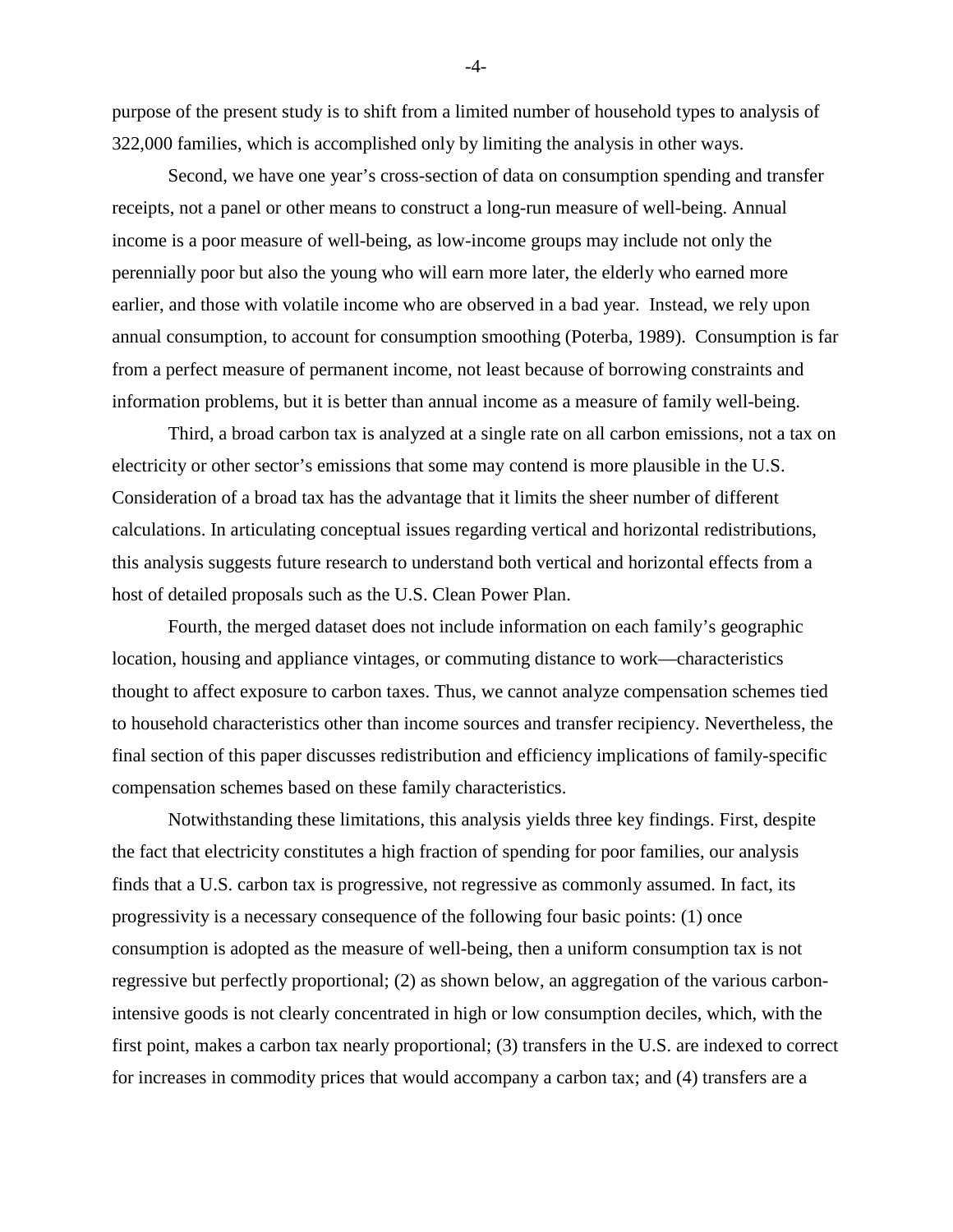purpose of the present study is to shift from a limited number of household types to analysis of 322,000 families, which is accomplished only by limiting the analysis in other ways.

Second, we have one year's cross-section of data on consumption spending and transfer receipts, not a panel or other means to construct a long-run measure of well-being. Annual income is a poor measure of well-being, as low-income groups may include not only the perennially poor but also the young who will earn more later, the elderly who earned more earlier, and those with volatile income who are observed in a bad year. Instead, we rely upon annual consumption, to account for consumption smoothing (Poterba, 1989). Consumption is far from a perfect measure of permanent income, not least because of borrowing constraints and information problems, but it is better than annual income as a measure of family well-being.

Third, a broad carbon tax is analyzed at a single rate on all carbon emissions, not a tax on electricity or other sector's emissions that some may contend is more plausible in the U.S. Consideration of a broad tax has the advantage that it limits the sheer number of different calculations. In articulating conceptual issues regarding vertical and horizontal redistributions, this analysis suggests future research to understand both vertical and horizontal effects from a host of detailed proposals such as the U.S. Clean Power Plan.

Fourth, the merged dataset does not include information on each family's geographic location, housing and appliance vintages, or commuting distance to work—characteristics thought to affect exposure to carbon taxes. Thus, we cannot analyze compensation schemes tied to household characteristics other than income sources and transfer recipiency. Nevertheless, the final section of this paper discusses redistribution and efficiency implications of family-specific compensation schemes based on these family characteristics.

Notwithstanding these limitations, this analysis yields three key findings. First, despite the fact that electricity constitutes a high fraction of spending for poor families, our analysis finds that a U.S. carbon tax is progressive, not regressive as commonly assumed. In fact, its progressivity is a necessary consequence of the following four basic points: (1) once consumption is adopted as the measure of well-being, then a uniform consumption tax is not regressive but perfectly proportional; (2) as shown below, an aggregation of the various carbon-intensive goods is not clearly concentrated in high or low consumption deciles, which, with the first point, makes a carbon tax nearly proportional; (3) transfers in the U.S. are indexed to correct for increases in commodity prices that would accompany a carbon tax; and (4) transfers are a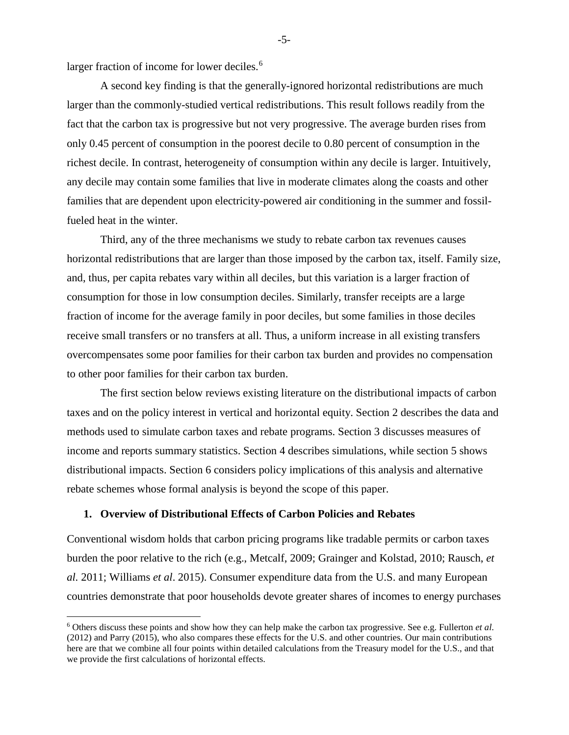larger fraction of income for lower deciles.[6]

A second key finding is that the generally-ignored horizontal redistributions are much larger than the commonly-studied vertical redistributions. This result follows readily from the fact that the carbon tax is progressive but not very progressive. The average burden rises from only 0.45 percent of consumption in the poorest decile to 0.80 percent of consumption in the richest decile. In contrast, heterogeneity of consumption within any decile is larger. Intuitively, any decile may contain some families that live in moderate climates along the coasts and other families that are dependent upon electricity-powered air conditioning in the summer and fossil-fueled heat in the winter.

Third, any of the three mechanisms we study to rebate carbon tax revenues causes horizontal redistributions that are larger than those imposed by the carbon tax, itself. Family size, and, thus, per capita rebates vary within all deciles, but this variation is a larger fraction of consumption for those in low consumption deciles. Similarly, transfer receipts are a large fraction of income for the average family in poor deciles, but some families in those deciles receive small transfers or no transfers at all. Thus, a uniform increase in all existing transfers overcompensates some poor families for their carbon tax burden and provides no compensation to other poor families for their carbon tax burden.

The first section below reviews existing literature on the distributional impacts of carbon taxes and on the policy interest in vertical and horizontal equity. Section 2 describes the data and methods used to simulate carbon taxes and rebate programs. Section 3 discusses measures of income and reports summary statistics. Section 4 describes simulations, while section 5 shows distributional impacts. Section 6 considers policy implications of this analysis and alternative rebate schemes whose formal analysis is beyond the scope of this paper.

## 1. Overview of Distributional Effects of Carbon Policies and Rebates

Conventional wisdom holds that carbon pricing programs like tradable permits or carbon taxes burden the poor relative to the rich (e.g., Metcalf, 2009; Grainger and Kolstad, 2010; Rausch, *et al.* 2011; Williams *et al*. 2015). Consumer expenditure data from the U.S. and many European countries demonstrate that poor households devote greater shares of incomes to energy purchases

[6] Others discuss these points and show how they can help make the carbon tax progressive. See e.g. Fullerton *et al.* (2012) and Parry (2015), who also compares these effects for the U.S. and other countries. Our main contributions here are that we combine all four points within detailed calculations from the Treasury model for the U.S., and that we provide the first calculations of horizontal effects.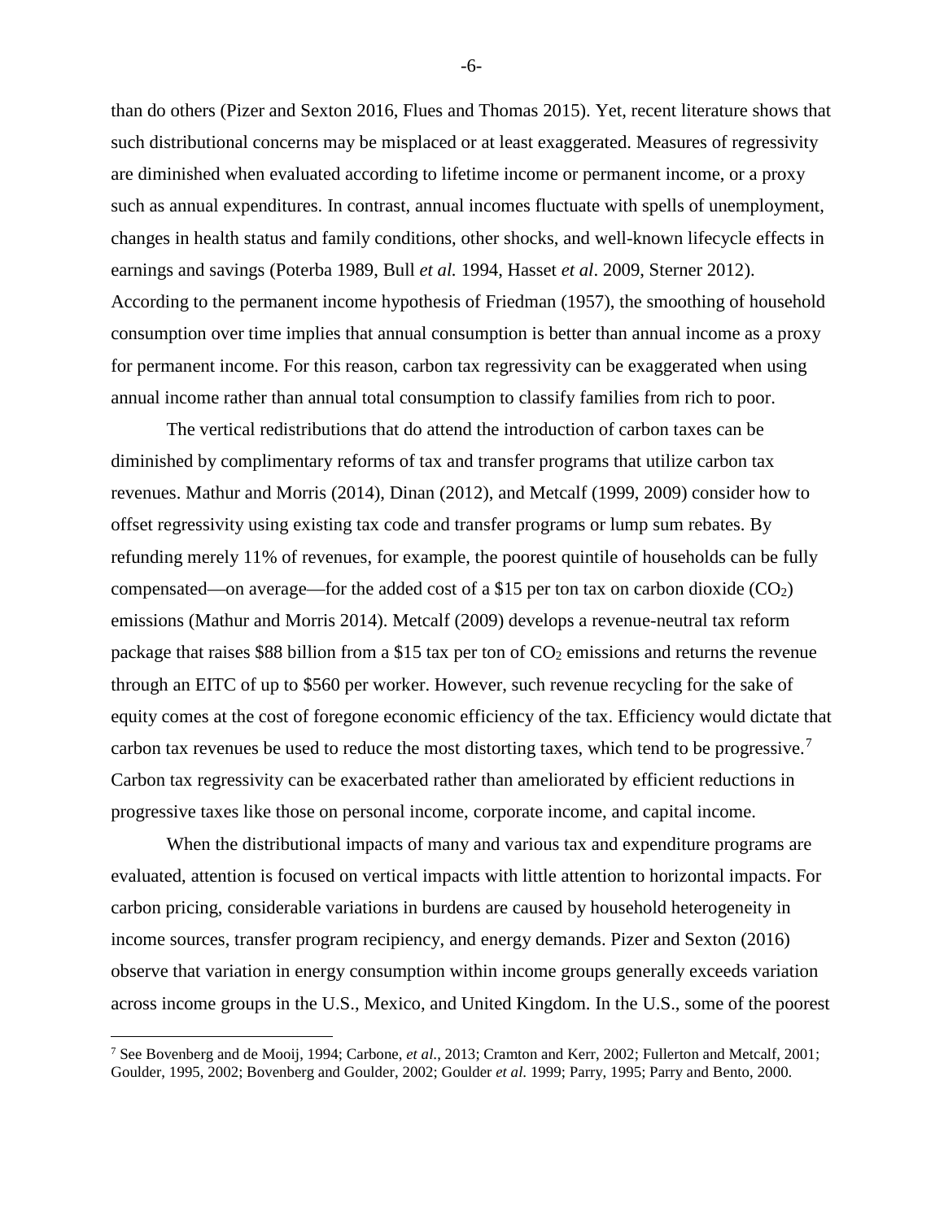than do others (Pizer and Sexton 2016, Flues and Thomas 2015). Yet, recent literature shows that such distributional concerns may be misplaced or at least exaggerated. Measures of regressivity are diminished when evaluated according to lifetime income or permanent income, or a proxy such as annual expenditures. In contrast, annual incomes fluctuate with spells of unemployment, changes in health status and family conditions, other shocks, and well-known lifecycle effects in earnings and savings (Poterba 1989, Bull *et al.* 1994, Hasset *et al*. 2009, Sterner 2012). According to the permanent income hypothesis of Friedman (1957), the smoothing of household consumption over time implies that annual consumption is better than annual income as a proxy for permanent income. For this reason, carbon tax regressivity can be exaggerated when using annual income rather than annual total consumption to classify families from rich to poor.

The vertical redistributions that do attend the introduction of carbon taxes can be diminished by complimentary reforms of tax and transfer programs that utilize carbon tax revenues. Mathur and Morris (2014), Dinan (2012), and Metcalf (1999, 2009) consider how to offset regressivity using existing tax code and transfer programs or lump sum rebates. By refunding merely 11% of revenues, for example, the poorest quintile of households can be fully compensated—on average—for the added cost of a $15 per ton tax on carbon dioxide ($CO_2$) emissions (Mathur and Morris 2014). Metcalf (2009) develops a revenue-neutral tax reform package that raises $88 billion from a $15 tax per ton of $CO_2$ emissions and returns the revenue through an EITC of up to $560 per worker. However, such revenue recycling for the sake of equity comes at the cost of foregone economic efficiency of the tax. Efficiency would dictate that carbon tax revenues be used to reduce the most distorting taxes, which tend to be progressive.[7] Carbon tax regressivity can be exacerbated rather than ameliorated by efficient reductions in progressive taxes like those on personal income, corporate income, and capital income.

When the distributional impacts of many and various tax and expenditure programs are evaluated, attention is focused on vertical impacts with little attention to horizontal impacts. For carbon pricing, considerable variations in burdens are caused by household heterogeneity in income sources, transfer program recipiency, and energy demands. Pizer and Sexton (2016) observe that variation in energy consumption within income groups generally exceeds variation across income groups in the U.S., Mexico, and United Kingdom. In the U.S., some of the poorest

[7] See Bovenberg and de Mooij, 1994; Carbone, *et al.*, 2013; Cramton and Kerr, 2002; Fullerton and Metcalf, 2001; Goulder, 1995, 2002; Bovenberg and Goulder, 2002; Goulder *et al.* 1999; Parry, 1995; Parry and Bento, 2000.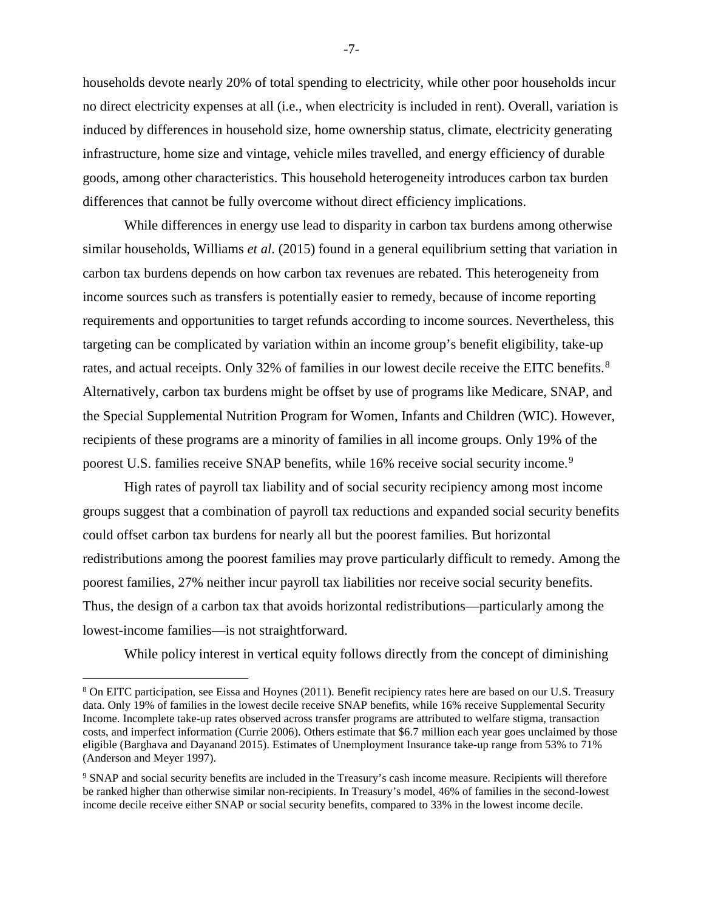households devote nearly 20% of total spending to electricity, while other poor households incur no direct electricity expenses at all (i.e., when electricity is included in rent). Overall, variation is induced by differences in household size, home ownership status, climate, electricity generating infrastructure, home size and vintage, vehicle miles travelled, and energy efficiency of durable goods, among other characteristics. This household heterogeneity introduces carbon tax burden differences that cannot be fully overcome without direct efficiency implications.

While differences in energy use lead to disparity in carbon tax burdens among otherwise similar households, Williams *et al*. (2015) found in a general equilibrium setting that variation in carbon tax burdens depends on how carbon tax revenues are rebated. This heterogeneity from income sources such as transfers is potentially easier to remedy, because of income reporting requirements and opportunities to target refunds according to income sources. Nevertheless, this targeting can be complicated by variation within an income group's benefit eligibility, take-up rates, and actual receipts. Only 32% of families in our lowest decile receive the EITC benefits.[8] Alternatively, carbon tax burdens might be offset by use of programs like Medicare, SNAP, and the Special Supplemental Nutrition Program for Women, Infants and Children (WIC). However, recipients of these programs are a minority of families in all income groups. Only 19% of the poorest U.S. families receive SNAP benefits, while 16% receive social security income.[9]

High rates of payroll tax liability and of social security recipiency among most income groups suggest that a combination of payroll tax reductions and expanded social security benefits could offset carbon tax burdens for nearly all but the poorest families. But horizontal redistributions among the poorest families may prove particularly difficult to remedy. Among the poorest families, 27% neither incur payroll tax liabilities nor receive social security benefits. Thus, the design of a carbon tax that avoids horizontal redistributions—particularly among the lowest-income families—is not straightforward.

While policy interest in vertical equity follows directly from the concept of diminishing

[8] On EITC participation, see Eissa and Hoynes (2011). Benefit recipiency rates here are based on our U.S. Treasury data. Only 19% of families in the lowest decile receive SNAP benefits, while 16% receive Supplemental Security Income. Incomplete take-up rates observed across transfer programs are attributed to welfare stigma, transaction costs, and imperfect information (Currie 2006). Others estimate that $6.7 million each year goes unclaimed by those eligible (Barghava and Dayanand 2015). Estimates of Unemployment Insurance take-up range from 53% to 71% (Anderson and Meyer 1997).

[9] SNAP and social security benefits are included in the Treasury's cash income measure. Recipients will therefore be ranked higher than otherwise similar non-recipients. In Treasury's model, 46% of families in the second-lowest income decile receive either SNAP or social security benefits, compared to 33% in the lowest income decile.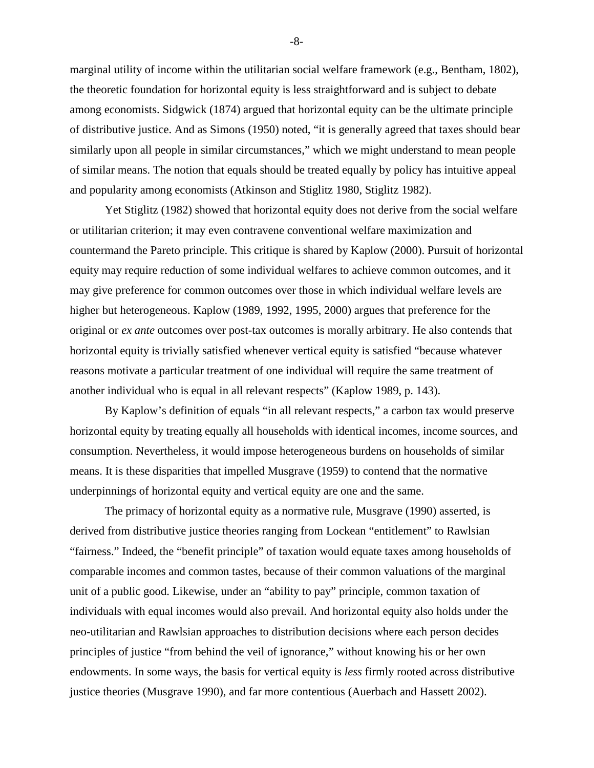marginal utility of income within the utilitarian social welfare framework (e.g., Bentham, 1802), the theoretic foundation for horizontal equity is less straightforward and is subject to debate among economists. Sidgwick (1874) argued that horizontal equity can be the ultimate principle of distributive justice. And as Simons (1950) noted, "it is generally agreed that taxes should bear similarly upon all people in similar circumstances," which we might understand to mean people of similar means. The notion that equals should be treated equally by policy has intuitive appeal and popularity among economists (Atkinson and Stiglitz 1980, Stiglitz 1982).

Yet Stiglitz (1982) showed that horizontal equity does not derive from the social welfare or utilitarian criterion; it may even contravene conventional welfare maximization and countermand the Pareto principle. This critique is shared by Kaplow (2000). Pursuit of horizontal equity may require reduction of some individual welfares to achieve common outcomes, and it may give preference for common outcomes over those in which individual welfare levels are higher but heterogeneous. Kaplow (1989, 1992, 1995, 2000) argues that preference for the original or *ex ante* outcomes over post-tax outcomes is morally arbitrary. He also contends that horizontal equity is trivially satisfied whenever vertical equity is satisfied "because whatever reasons motivate a particular treatment of one individual will require the same treatment of another individual who is equal in all relevant respects" (Kaplow 1989, p. 143).

By Kaplow's definition of equals "in all relevant respects," a carbon tax would preserve horizontal equity by treating equally all households with identical incomes, income sources, and consumption. Nevertheless, it would impose heterogeneous burdens on households of similar means. It is these disparities that impelled Musgrave (1959) to contend that the normative underpinnings of horizontal equity and vertical equity are one and the same.

The primacy of horizontal equity as a normative rule, Musgrave (1990) asserted, is derived from distributive justice theories ranging from Lockean "entitlement" to Rawlsian "fairness." Indeed, the "benefit principle" of taxation would equate taxes among households of comparable incomes and common tastes, because of their common valuations of the marginal unit of a public good. Likewise, under an "ability to pay" principle, common taxation of individuals with equal incomes would also prevail. And horizontal equity also holds under the neo-utilitarian and Rawlsian approaches to distribution decisions where each person decides principles of justice "from behind the veil of ignorance," without knowing his or her own endowments. In some ways, the basis for vertical equity is *less* firmly rooted across distributive justice theories (Musgrave 1990), and far more contentious (Auerbach and Hassett 2002).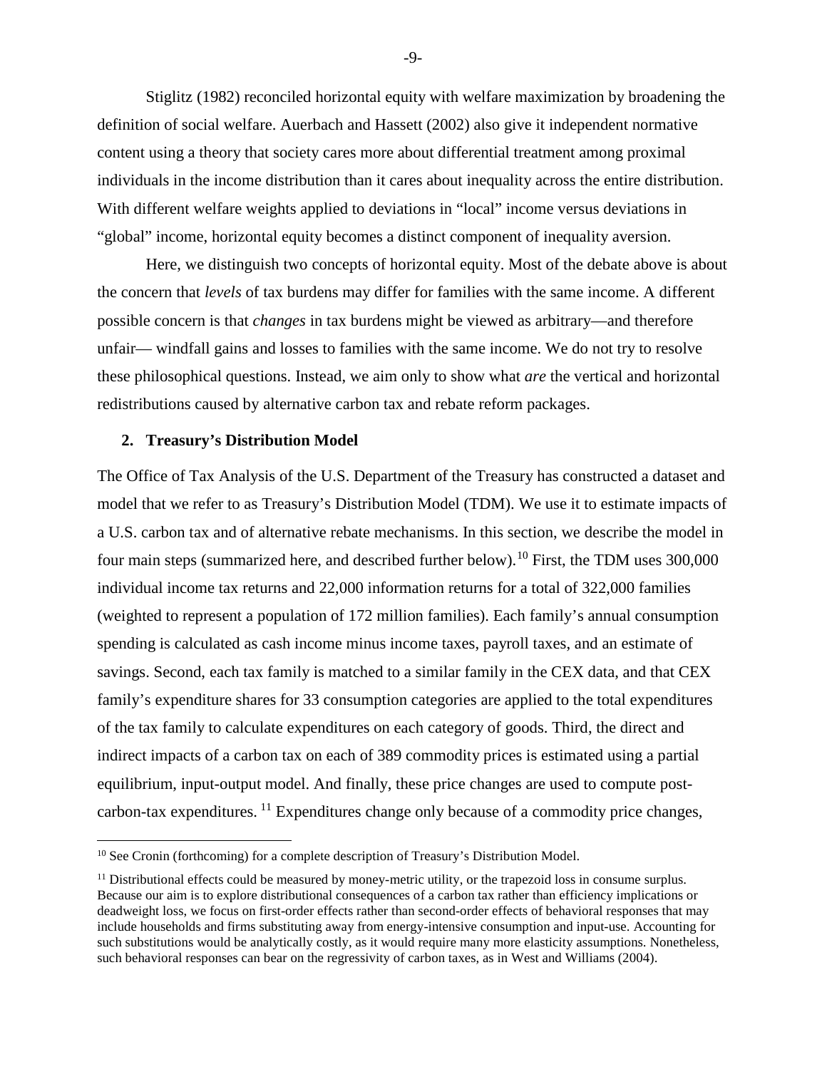Stiglitz (1982) reconciled horizontal equity with welfare maximization by broadening the definition of social welfare. Auerbach and Hassett (2002) also give it independent normative content using a theory that society cares more about differential treatment among proximal individuals in the income distribution than it cares about inequality across the entire distribution. With different welfare weights applied to deviations in "local" income versus deviations in "global" income, horizontal equity becomes a distinct component of inequality aversion.

Here, we distinguish two concepts of horizontal equity. Most of the debate above is about the concern that *levels* of tax burdens may differ for families with the same income. A different possible concern is that *changes* in tax burdens might be viewed as arbitrary—and therefore unfair— windfall gains and losses to families with the same income. We do not try to resolve these philosophical questions. Instead, we aim only to show what *are* the vertical and horizontal redistributions caused by alternative carbon tax and rebate reform packages.

## 2. Treasury's Distribution Model

The Office of Tax Analysis of the U.S. Department of the Treasury has constructed a dataset and model that we refer to as Treasury's Distribution Model (TDM). We use it to estimate impacts of a U.S. carbon tax and of alternative rebate mechanisms. In this section, we describe the model in four main steps (summarized here, and described further below).[10] First, the TDM uses 300,000 individual income tax returns and 22,000 information returns for a total of 322,000 families (weighted to represent a population of 172 million families). Each family's annual consumption spending is calculated as cash income minus income taxes, payroll taxes, and an estimate of savings. Second, each tax family is matched to a similar family in the CEX data, and that CEX family's expenditure shares for 33 consumption categories are applied to the total expenditures of the tax family to calculate expenditures on each category of goods. Third, the direct and indirect impacts of a carbon tax on each of 389 commodity prices is estimated using a partial equilibrium, input-output model. And finally, these price changes are used to compute post-carbon-tax expenditures. [11] Expenditures change only because of a commodity price changes,

[10] See Cronin (forthcoming) for a complete description of Treasury's Distribution Model.

[11] Distributional effects could be measured by money-metric utility, or the trapezoid loss in consume surplus. Because our aim is to explore distributional consequences of a carbon tax rather than efficiency implications or deadweight loss, we focus on first-order effects rather than second-order effects of behavioral responses that may include households and firms substituting away from energy-intensive consumption and input-use. Accounting for such substitutions would be analytically costly, as it would require many more elasticity assumptions. Nonetheless, such behavioral responses can bear on the regressivity of carbon taxes, as in West and Williams (2004).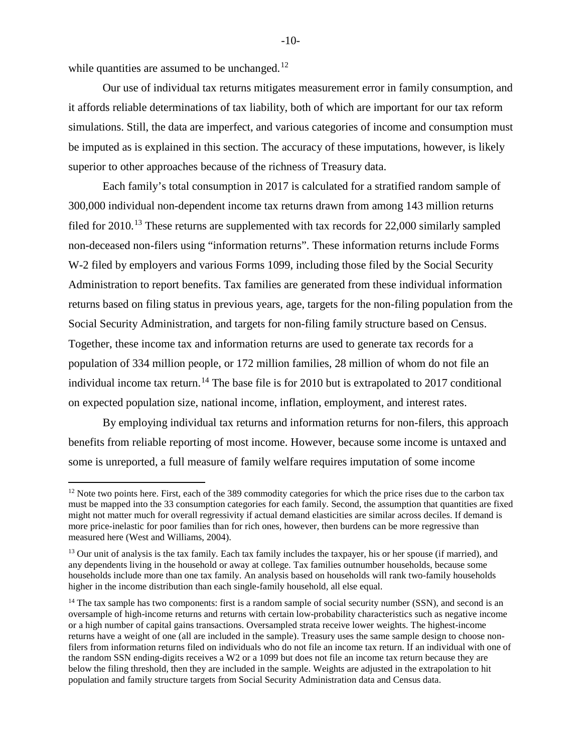while quantities are assumed to be unchanged.[12]

Our use of individual tax returns mitigates measurement error in family consumption, and it affords reliable determinations of tax liability, both of which are important for our tax reform simulations. Still, the data are imperfect, and various categories of income and consumption must be imputed as is explained in this section. The accuracy of these imputations, however, is likely superior to other approaches because of the richness of Treasury data.

Each family's total consumption in 2017 is calculated for a stratified random sample of 300,000 individual non-dependent income tax returns drawn from among 143 million returns filed for 2010.[13] These returns are supplemented with tax records for 22,000 similarly sampled non-deceased non-filers using "information returns". These information returns include Forms W-2 filed by employers and various Forms 1099, including those filed by the Social Security Administration to report benefits. Tax families are generated from these individual information returns based on filing status in previous years, age, targets for the non-filing population from the Social Security Administration, and targets for non-filing family structure based on Census. Together, these income tax and information returns are used to generate tax records for a population of 334 million people, or 172 million families, 28 million of whom do not file an individual income tax return.[14] The base file is for 2010 but is extrapolated to 2017 conditional on expected population size, national income, inflation, employment, and interest rates.

By employing individual tax returns and information returns for non-filers, this approach benefits from reliable reporting of most income. However, because some income is untaxed and some is unreported, a full measure of family welfare requires imputation of some income

---

[12] Note two points here. First, each of the 389 commodity categories for which the price rises due to the carbon tax must be mapped into the 33 consumption categories for each family. Second, the assumption that quantities are fixed might not matter much for overall regressivity if actual demand elasticities are similar across deciles. If demand is more price-inelastic for poor families than for rich ones, however, then burdens can be more regressive than measured here (West and Williams, 2004).

[13] Our unit of analysis is the tax family. Each tax family includes the taxpayer, his or her spouse (if married), and any dependents living in the household or away at college. Tax families outnumber households, because some households include more than one tax family. An analysis based on households will rank two-family households higher in the income distribution than each single-family household, all else equal.

[14] The tax sample has two components: first is a random sample of social security number (SSN), and second is an oversample of high-income returns and returns with certain low-probability characteristics such as negative income or a high number of capital gains transactions. Oversampled strata receive lower weights. The highest-income returns have a weight of one (all are included in the sample). Treasury uses the same sample design to choose non-filers from information returns filed on individuals who do not file an income tax return. If an individual with one of the random SSN ending-digits receives a W2 or a 1099 but does not file an income tax return because they are below the filing threshold, then they are included in the sample. Weights are adjusted in the extrapolation to hit population and family structure targets from Social Security Administration data and Census data.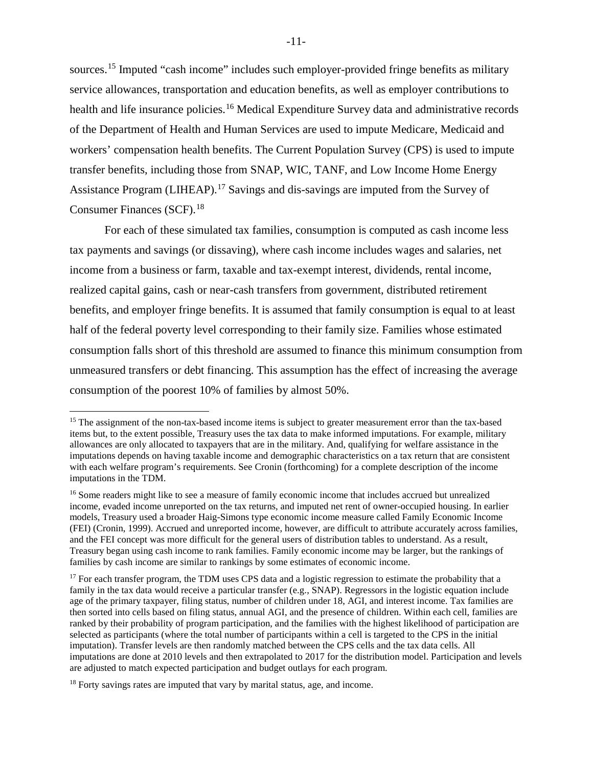sources.[15] Imputed "cash income" includes such employer-provided fringe benefits as military service allowances, transportation and education benefits, as well as employer contributions to health and life insurance policies.[16] Medical Expenditure Survey data and administrative records of the Department of Health and Human Services are used to impute Medicare, Medicaid and workers' compensation health benefits. The Current Population Survey (CPS) is used to impute transfer benefits, including those from SNAP, WIC, TANF, and Low Income Home Energy Assistance Program (LIHEAP).[17] Savings and dis-savings are imputed from the Survey of Consumer Finances (SCF).[18]

For each of these simulated tax families, consumption is computed as cash income less tax payments and savings (or dissaving), where cash income includes wages and salaries, net income from a business or farm, taxable and tax-exempt interest, dividends, rental income, realized capital gains, cash or near-cash transfers from government, distributed retirement benefits, and employer fringe benefits. It is assumed that family consumption is equal to at least half of the federal poverty level corresponding to their family size. Families whose estimated consumption falls short of this threshold are assumed to finance this minimum consumption from unmeasured transfers or debt financing. This assumption has the effect of increasing the average consumption of the poorest 10% of families by almost 50%.

---

[15] The assignment of the non-tax-based income items is subject to greater measurement error than the tax-based items but, to the extent possible, Treasury uses the tax data to make informed imputations. For example, military allowances are only allocated to taxpayers that are in the military. And, qualifying for welfare assistance in the imputations depends on having taxable income and demographic characteristics on a tax return that are consistent with each welfare program's requirements. See Cronin (forthcoming) for a complete description of the income imputations in the TDM.

[16] Some readers might like to see a measure of family economic income that includes accrued but unrealized income, evaded income unreported on the tax returns, and imputed net rent of owner-occupied housing. In earlier models, Treasury used a broader Haig-Simons type economic income measure called Family Economic Income (FEI) (Cronin, 1999). Accrued and unreported income, however, are difficult to attribute accurately across families, and the FEI concept was more difficult for the general users of distribution tables to understand. As a result, Treasury began using cash income to rank families. Family economic income may be larger, but the rankings of families by cash income are similar to rankings by some estimates of economic income.

[17] For each transfer program, the TDM uses CPS data and a logistic regression to estimate the probability that a family in the tax data would receive a particular transfer (e.g., SNAP). Regressors in the logistic equation include age of the primary taxpayer, filing status, number of children under 18, AGI, and interest income. Tax families are then sorted into cells based on filing status, annual AGI, and the presence of children. Within each cell, families are ranked by their probability of program participation, and the families with the highest likelihood of participation are selected as participants (where the total number of participants within a cell is targeted to the CPS in the initial imputation). Transfer levels are then randomly matched between the CPS cells and the tax data cells. All imputations are done at 2010 levels and then extrapolated to 2017 for the distribution model. Participation and levels are adjusted to match expected participation and budget outlays for each program.

[18] Forty savings rates are imputed that vary by marital status, age, and income.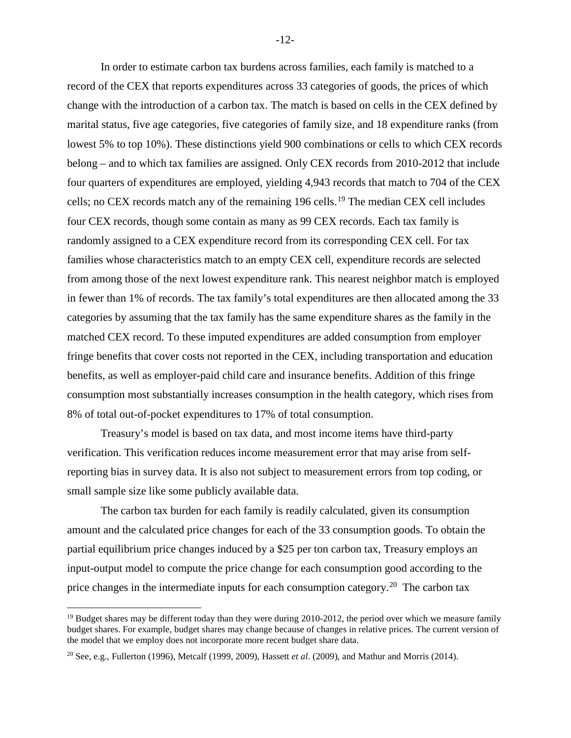In order to estimate carbon tax burdens across families, each family is matched to a record of the CEX that reports expenditures across 33 categories of goods, the prices of which change with the introduction of a carbon tax. The match is based on cells in the CEX defined by marital status, five age categories, five categories of family size, and 18 expenditure ranks (from lowest 5% to top 10%). These distinctions yield 900 combinations or cells to which CEX records belong – and to which tax families are assigned. Only CEX records from 2010-2012 that include four quarters of expenditures are employed, yielding 4,943 records that match to 704 of the CEX cells; no CEX records match any of the remaining 196 cells.[19] The median CEX cell includes four CEX records, though some contain as many as 99 CEX records. Each tax family is randomly assigned to a CEX expenditure record from its corresponding CEX cell. For tax families whose characteristics match to an empty CEX cell, expenditure records are selected from among those of the next lowest expenditure rank. This nearest neighbor match is employed in fewer than 1% of records. The tax family's total expenditures are then allocated among the 33 categories by assuming that the tax family has the same expenditure shares as the family in the matched CEX record. To these imputed expenditures are added consumption from employer fringe benefits that cover costs not reported in the CEX, including transportation and education benefits, as well as employer-paid child care and insurance benefits. Addition of this fringe consumption most substantially increases consumption in the health category, which rises from 8% of total out-of-pocket expenditures to 17% of total consumption.

Treasury's model is based on tax data, and most income items have third-party verification. This verification reduces income measurement error that may arise from self-reporting bias in survey data. It is also not subject to measurement errors from top coding, or small sample size like some publicly available data.

The carbon tax burden for each family is readily calculated, given its consumption amount and the calculated price changes for each of the 33 consumption goods. To obtain the partial equilibrium price changes induced by a $25 per ton carbon tax, Treasury employs an input-output model to compute the price change for each consumption good according to the price changes in the intermediate inputs for each consumption category.[20] The carbon tax

[19] Budget shares may be different today than they were during 2010-2012, the period over which we measure family budget shares. For example, budget shares may change because of changes in relative prices. The current version of the model that we employ does not incorporate more recent budget share data.

[20] See, e.g., Fullerton (1996), Metcalf (1999, 2009), Hassett *et al*. (2009), and Mathur and Morris (2014).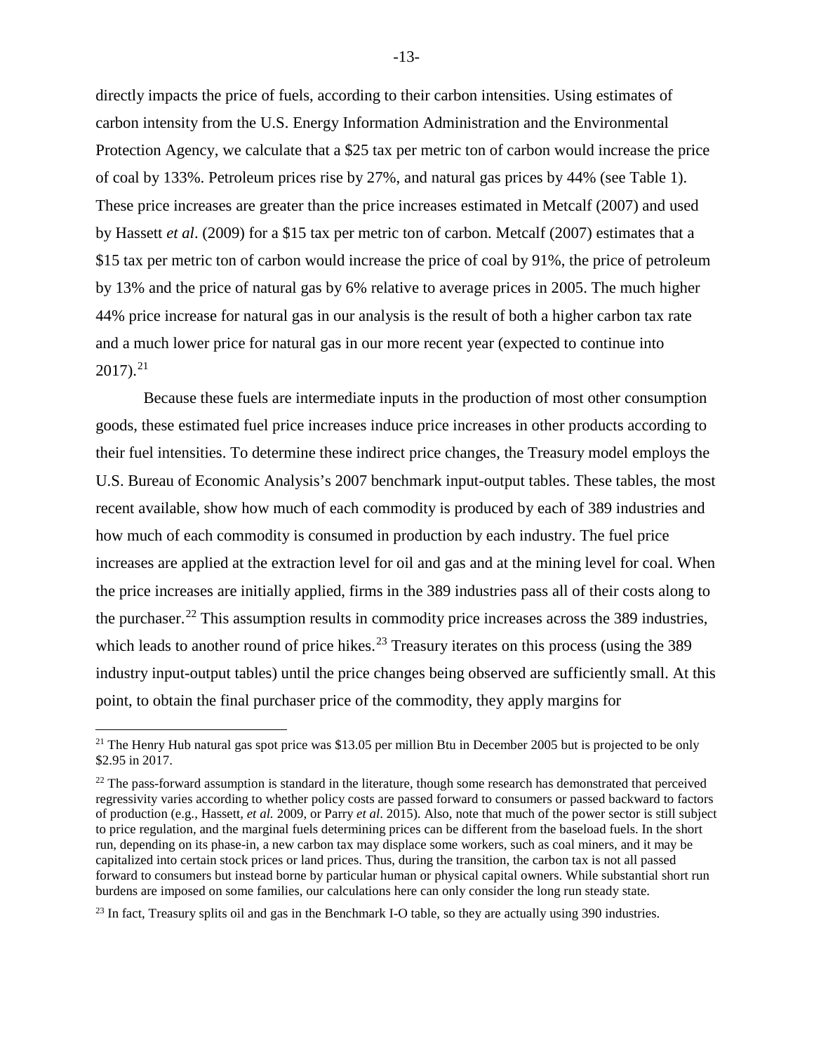directly impacts the price of fuels, according to their carbon intensities. Using estimates of carbon intensity from the U.S. Energy Information Administration and the Environmental Protection Agency, we calculate that a $25 tax per metric ton of carbon would increase the price of coal by 133%. Petroleum prices rise by 27%, and natural gas prices by 44% (see Table 1). These price increases are greater than the price increases estimated in Metcalf (2007) and used by Hassett *et al*. (2009) for a $15 tax per metric ton of carbon. Metcalf (2007) estimates that a $15 tax per metric ton of carbon would increase the price of coal by 91%, the price of petroleum by 13% and the price of natural gas by 6% relative to average prices in 2005. The much higher 44% price increase for natural gas in our analysis is the result of both a higher carbon tax rate and a much lower price for natural gas in our more recent year (expected to continue into 2017).[21]

Because these fuels are intermediate inputs in the production of most other consumption goods, these estimated fuel price increases induce price increases in other products according to their fuel intensities. To determine these indirect price changes, the Treasury model employs the U.S. Bureau of Economic Analysis's 2007 benchmark input-output tables. These tables, the most recent available, show how much of each commodity is produced by each of 389 industries and how much of each commodity is consumed in production by each industry. The fuel price increases are applied at the extraction level for oil and gas and at the mining level for coal. When the price increases are initially applied, firms in the 389 industries pass all of their costs along to the purchaser.[22] This assumption results in commodity price increases across the 389 industries, which leads to another round of price hikes.[23] Treasury iterates on this process (using the 389 industry input-output tables) until the price changes being observed are sufficiently small. At this point, to obtain the final purchaser price of the commodity, they apply margins for

[21] The Henry Hub natural gas spot price was $13.05 per million Btu in December 2005 but is projected to be only $2.95 in 2017.

[22] The pass-forward assumption is standard in the literature, though some research has demonstrated that perceived regressivity varies according to whether policy costs are passed forward to consumers or passed backward to factors of production (e.g., Hassett, *et al.* 2009, or Parry *et al*. 2015). Also, note that much of the power sector is still subject to price regulation, and the marginal fuels determining prices can be different from the baseload fuels. In the short run, depending on its phase-in, a new carbon tax may displace some workers, such as coal miners, and it may be capitalized into certain stock prices or land prices. Thus, during the transition, the carbon tax is not all passed forward to consumers but instead borne by particular human or physical capital owners. While substantial short run burdens are imposed on some families, our calculations here can only consider the long run steady state.

[23] In fact, Treasury splits oil and gas in the Benchmark I-O table, so they are actually using 390 industries.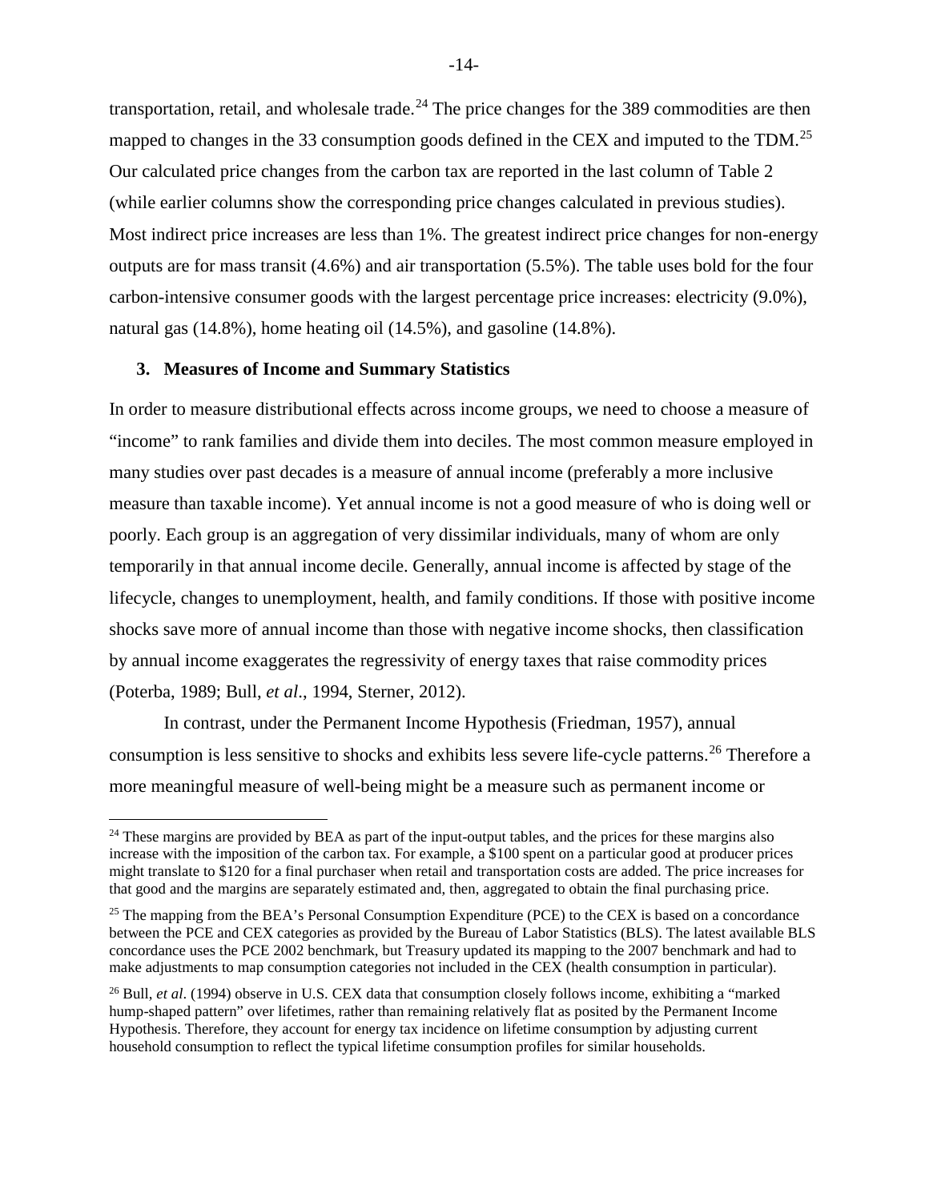transportation, retail, and wholesale trade.[24] The price changes for the 389 commodities are then mapped to changes in the 33 consumption goods defined in the CEX and imputed to the TDM.[25] Our calculated price changes from the carbon tax are reported in the last column of Table 2 (while earlier columns show the corresponding price changes calculated in previous studies). Most indirect price increases are less than 1%. The greatest indirect price changes for non-energy outputs are for mass transit (4.6%) and air transportation (5.5%). The table uses bold for the four carbon-intensive consumer goods with the largest percentage price increases: electricity (9.0%), natural gas (14.8%), home heating oil (14.5%), and gasoline (14.8%).

## 3. Measures of Income and Summary Statistics

In order to measure distributional effects across income groups, we need to choose a measure of "income" to rank families and divide them into deciles. The most common measure employed in many studies over past decades is a measure of annual income (preferably a more inclusive measure than taxable income). Yet annual income is not a good measure of who is doing well or poorly. Each group is an aggregation of very dissimilar individuals, many of whom are only temporarily in that annual income decile. Generally, annual income is affected by stage of the lifecycle, changes to unemployment, health, and family conditions. If those with positive income shocks save more of annual income than those with negative income shocks, then classification by annual income exaggerates the regressivity of energy taxes that raise commodity prices (Poterba, 1989; Bull, *et al*., 1994, Sterner, 2012).

In contrast, under the Permanent Income Hypothesis (Friedman, 1957), annual consumption is less sensitive to shocks and exhibits less severe life-cycle patterns.[26] Therefore a more meaningful measure of well-being might be a measure such as permanent income or

---

[24] These margins are provided by BEA as part of the input-output tables, and the prices for these margins also increase with the imposition of the carbon tax. For example, a $100 spent on a particular good at producer prices might translate to $120 for a final purchaser when retail and transportation costs are added. The price increases for that good and the margins are separately estimated and, then, aggregated to obtain the final purchasing price.

[25] The mapping from the BEA's Personal Consumption Expenditure (PCE) to the CEX is based on a concordance between the PCE and CEX categories as provided by the Bureau of Labor Statistics (BLS). The latest available BLS concordance uses the PCE 2002 benchmark, but Treasury updated its mapping to the 2007 benchmark and had to make adjustments to map consumption categories not included in the CEX (health consumption in particular).

[26] Bull, *et al*. (1994) observe in U.S. CEX data that consumption closely follows income, exhibiting a "marked hump-shaped pattern" over lifetimes, rather than remaining relatively flat as posited by the Permanent Income Hypothesis. Therefore, they account for energy tax incidence on lifetime consumption by adjusting current household consumption to reflect the typical lifetime consumption profiles for similar households.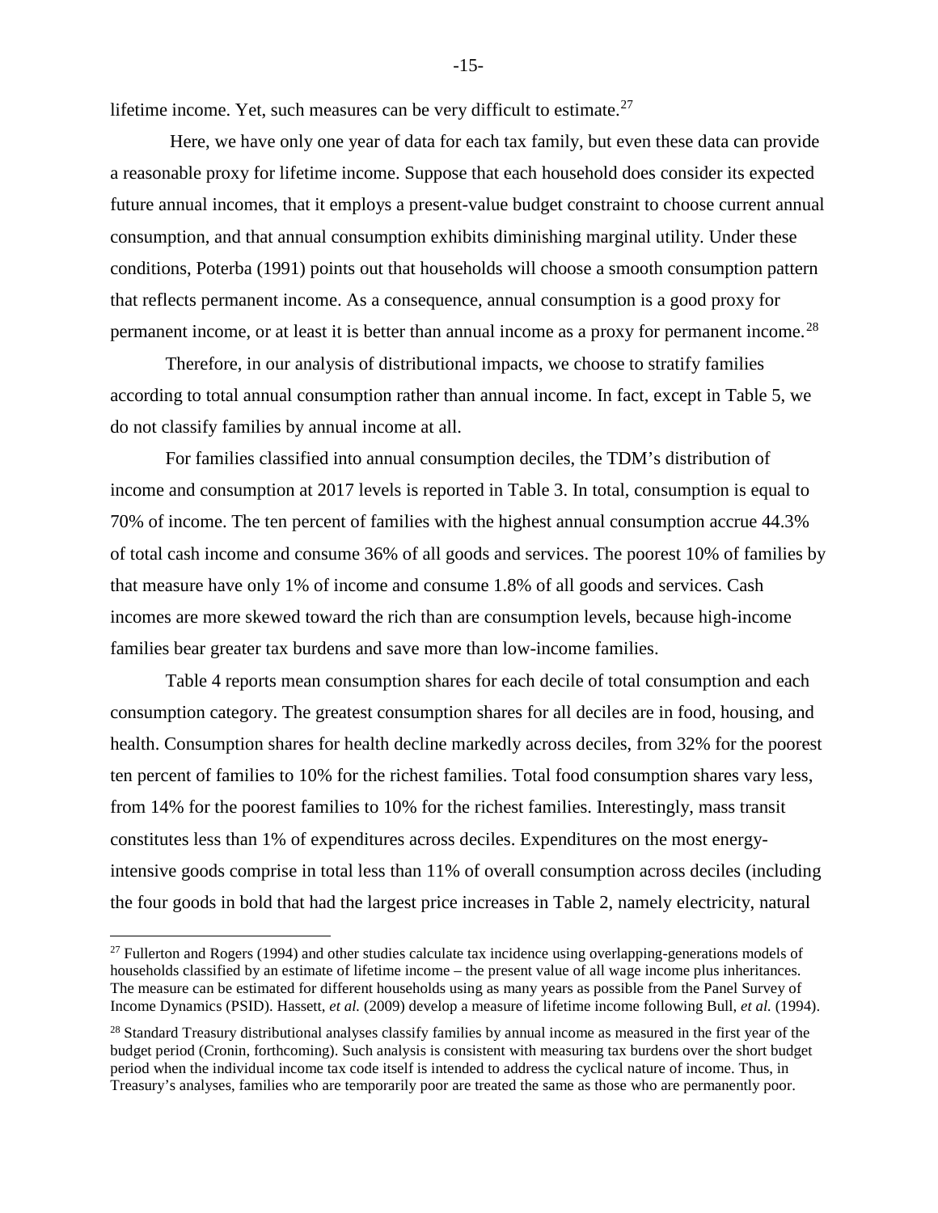lifetime income. Yet, such measures can be very difficult to estimate.[27]

Here, we have only one year of data for each tax family, but even these data can provide a reasonable proxy for lifetime income. Suppose that each household does consider its expected future annual incomes, that it employs a present-value budget constraint to choose current annual consumption, and that annual consumption exhibits diminishing marginal utility. Under these conditions, Poterba (1991) points out that households will choose a smooth consumption pattern that reflects permanent income. As a consequence, annual consumption is a good proxy for permanent income, or at least it is better than annual income as a proxy for permanent income.[28]

Therefore, in our analysis of distributional impacts, we choose to stratify families according to total annual consumption rather than annual income. In fact, except in Table 5, we do not classify families by annual income at all.

For families classified into annual consumption deciles, the TDM's distribution of income and consumption at 2017 levels is reported in Table 3. In total, consumption is equal to 70% of income. The ten percent of families with the highest annual consumption accrue 44.3% of total cash income and consume 36% of all goods and services. The poorest 10% of families by that measure have only 1% of income and consume 1.8% of all goods and services. Cash incomes are more skewed toward the rich than are consumption levels, because high-income families bear greater tax burdens and save more than low-income families.

Table 4 reports mean consumption shares for each decile of total consumption and each consumption category. The greatest consumption shares for all deciles are in food, housing, and health. Consumption shares for health decline markedly across deciles, from 32% for the poorest ten percent of families to 10% for the richest families. Total food consumption shares vary less, from 14% for the poorest families to 10% for the richest families. Interestingly, mass transit constitutes less than 1% of expenditures across deciles. Expenditures on the most energy-intensive goods comprise in total less than 11% of overall consumption across deciles (including the four goods in bold that had the largest price increases in Table 2, namely electricity, natural

[27] Fullerton and Rogers (1994) and other studies calculate tax incidence using overlapping-generations models of households classified by an estimate of lifetime income – the present value of all wage income plus inheritances. The measure can be estimated for different households using as many years as possible from the Panel Survey of Income Dynamics (PSID). Hassett, *et al.* (2009) develop a measure of lifetime income following Bull, *et al.* (1994).

[28] Standard Treasury distributional analyses classify families by annual income as measured in the first year of the budget period (Cronin, forthcoming). Such analysis is consistent with measuring tax burdens over the short budget period when the individual income tax code itself is intended to address the cyclical nature of income. Thus, in Treasury's analyses, families who are temporarily poor are treated the same as those who are permanently poor.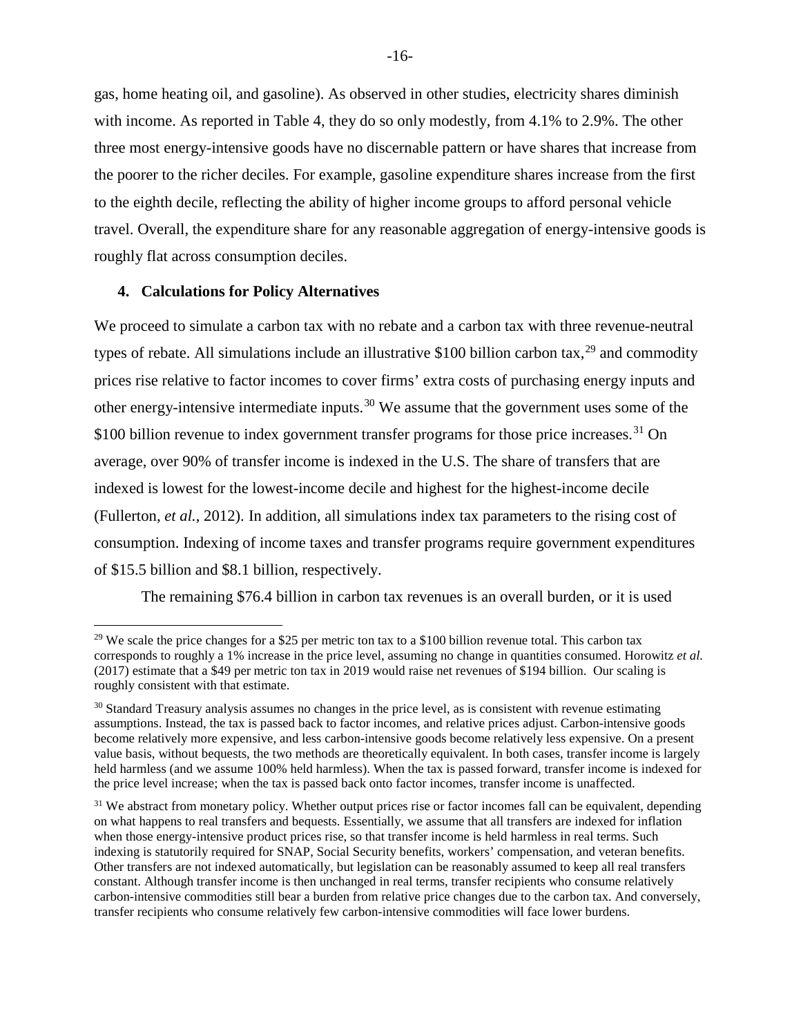gas, home heating oil, and gasoline). As observed in other studies, electricity shares diminish with income. As reported in Table 4, they do so only modestly, from 4.1% to 2.9%. The other three most energy-intensive goods have no discernable pattern or have shares that increase from the poorer to the richer deciles. For example, gasoline expenditure shares increase from the first to the eighth decile, reflecting the ability of higher income groups to afford personal vehicle travel. Overall, the expenditure share for any reasonable aggregation of energy-intensive goods is roughly flat across consumption deciles.

## 4. Calculations for Policy Alternatives

We proceed to simulate a carbon tax with no rebate and a carbon tax with three revenue-neutral types of rebate. All simulations include an illustrative $100 billion carbon tax,[29] and commodity prices rise relative to factor incomes to cover firms' extra costs of purchasing energy inputs and other energy-intensive intermediate inputs.[30] We assume that the government uses some of the $100 billion revenue to index government transfer programs for those price increases.[31] On average, over 90% of transfer income is indexed in the U.S. The share of transfers that are indexed is lowest for the lowest-income decile and highest for the highest-income decile (Fullerton, *et al.*, 2012). In addition, all simulations index tax parameters to the rising cost of consumption. Indexing of income taxes and transfer programs require government expenditures of $15.5 billion and $8.1 billion, respectively.

The remaining $76.4 billion in carbon tax revenues is an overall burden, or it is used

---

[29] We scale the price changes for a $25 per metric ton tax to a $100 billion revenue total. This carbon tax corresponds to roughly a 1% increase in the price level, assuming no change in quantities consumed. Horowitz *et al.* (2017) estimate that a $49 per metric ton tax in 2019 would raise net revenues of $194 billion. Our scaling is roughly consistent with that estimate.

[30] Standard Treasury analysis assumes no changes in the price level, as is consistent with revenue estimating assumptions. Instead, the tax is passed back to factor incomes, and relative prices adjust. Carbon-intensive goods become relatively more expensive, and less carbon-intensive goods become relatively less expensive. On a present value basis, without bequests, the two methods are theoretically equivalent. In both cases, transfer income is largely held harmless (and we assume 100% held harmless). When the tax is passed forward, transfer income is indexed for the price level increase; when the tax is passed back onto factor incomes, transfer income is unaffected.

[31] We abstract from monetary policy. Whether output prices rise or factor incomes fall can be equivalent, depending on what happens to real transfers and bequests. Essentially, we assume that all transfers are indexed for inflation when those energy-intensive product prices rise, so that transfer income is held harmless in real terms. Such indexing is statutorily required for SNAP, Social Security benefits, workers' compensation, and veteran benefits. Other transfers are not indexed automatically, but legislation can be reasonably assumed to keep all real transfers constant. Although transfer income is then unchanged in real terms, transfer recipients who consume relatively carbon-intensive commodities still bear a burden from relative price changes due to the carbon tax. And conversely, transfer recipients who consume relatively few carbon-intensive commodities will face lower burdens.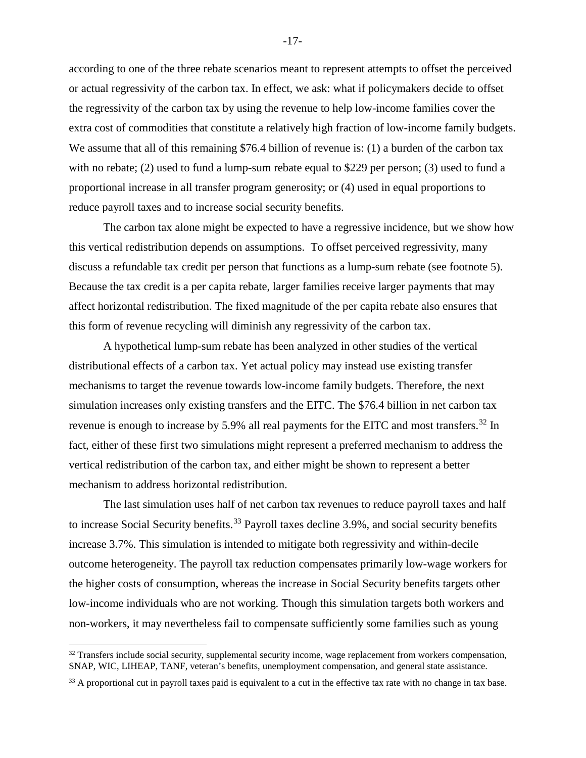according to one of the three rebate scenarios meant to represent attempts to offset the perceived or actual regressivity of the carbon tax. In effect, we ask: what if policymakers decide to offset the regressivity of the carbon tax by using the revenue to help low-income families cover the extra cost of commodities that constitute a relatively high fraction of low-income family budgets. We assume that all of this remaining \$76.4 billion of revenue is: (1) a burden of the carbon tax with no rebate; (2) used to fund a lump-sum rebate equal to \$229 per person; (3) used to fund a proportional increase in all transfer program generosity; or (4) used in equal proportions to reduce payroll taxes and to increase social security benefits.

The carbon tax alone might be expected to have a regressive incidence, but we show how this vertical redistribution depends on assumptions. To offset perceived regressivity, many discuss a refundable tax credit per person that functions as a lump-sum rebate (see footnote 5). Because the tax credit is a per capita rebate, larger families receive larger payments that may affect horizontal redistribution. The fixed magnitude of the per capita rebate also ensures that this form of revenue recycling will diminish any regressivity of the carbon tax.

A hypothetical lump-sum rebate has been analyzed in other studies of the vertical distributional effects of a carbon tax. Yet actual policy may instead use existing transfer mechanisms to target the revenue towards low-income family budgets. Therefore, the next simulation increases only existing transfers and the EITC. The \$76.4 billion in net carbon tax revenue is enough to increase by 5.9% all real payments for the EITC and most transfers.[32] In fact, either of these first two simulations might represent a preferred mechanism to address the vertical redistribution of the carbon tax, and either might be shown to represent a better mechanism to address horizontal redistribution.

The last simulation uses half of net carbon tax revenues to reduce payroll taxes and half to increase Social Security benefits.[33] Payroll taxes decline 3.9%, and social security benefits increase 3.7%. This simulation is intended to mitigate both regressivity and within-decile outcome heterogeneity. The payroll tax reduction compensates primarily low-wage workers for the higher costs of consumption, whereas the increase in Social Security benefits targets other low-income individuals who are not working. Though this simulation targets both workers and non-workers, it may nevertheless fail to compensate sufficiently some families such as young

[32] Transfers include social security, supplemental security income, wage replacement from workers compensation, SNAP, WIC, LIHEAP, TANF, veteran's benefits, unemployment compensation, and general state assistance.

[33] A proportional cut in payroll taxes paid is equivalent to a cut in the effective tax rate with no change in tax base.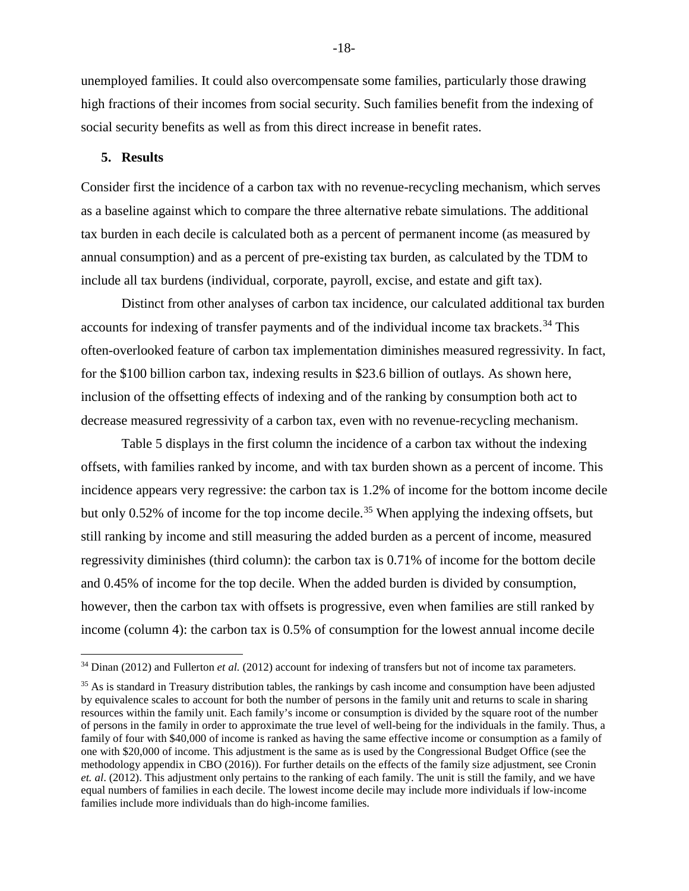unemployed families. It could also overcompensate some families, particularly those drawing high fractions of their incomes from social security. Such families benefit from the indexing of social security benefits as well as from this direct increase in benefit rates.

## 5. Results

Consider first the incidence of a carbon tax with no revenue-recycling mechanism, which serves as a baseline against which to compare the three alternative rebate simulations. The additional tax burden in each decile is calculated both as a percent of permanent income (as measured by annual consumption) and as a percent of pre-existing tax burden, as calculated by the TDM to include all tax burdens (individual, corporate, payroll, excise, and estate and gift tax).

Distinct from other analyses of carbon tax incidence, our calculated additional tax burden accounts for indexing of transfer payments and of the individual income tax brackets.[34] This often-overlooked feature of carbon tax implementation diminishes measured regressivity. In fact, for the $100 billion carbon tax, indexing results in $23.6 billion of outlays. As shown here, inclusion of the offsetting effects of indexing and of the ranking by consumption both act to decrease measured regressivity of a carbon tax, even with no revenue-recycling mechanism.

Table 5 displays in the first column the incidence of a carbon tax without the indexing offsets, with families ranked by income, and with tax burden shown as a percent of income. This incidence appears very regressive: the carbon tax is 1.2% of income for the bottom income decile but only 0.52% of income for the top income decile.[35] When applying the indexing offsets, but still ranking by income and still measuring the added burden as a percent of income, measured regressivity diminishes (third column): the carbon tax is 0.71% of income for the bottom decile and 0.45% of income for the top decile. When the added burden is divided by consumption, however, then the carbon tax with offsets is progressive, even when families are still ranked by income (column 4): the carbon tax is 0.5% of consumption for the lowest annual income decile

---

[34] Dinan (2012) and Fullerton *et al.* (2012) account for indexing of transfers but not of income tax parameters.

[35] As is standard in Treasury distribution tables, the rankings by cash income and consumption have been adjusted by equivalence scales to account for both the number of persons in the family unit and returns to scale in sharing resources within the family unit. Each family's income or consumption is divided by the square root of the number of persons in the family in order to approximate the true level of well-being for the individuals in the family. Thus, a family of four with $40,000 of income is ranked as having the same effective income or consumption as a family of one with $20,000 of income. This adjustment is the same as is used by the Congressional Budget Office (see the methodology appendix in CBO (2016)). For further details on the effects of the family size adjustment, see Cronin *et. al*. (2012). This adjustment only pertains to the ranking of each family. The unit is still the family, and we have equal numbers of families in each decile. The lowest income decile may include more individuals if low-income families include more individuals than do high-income families.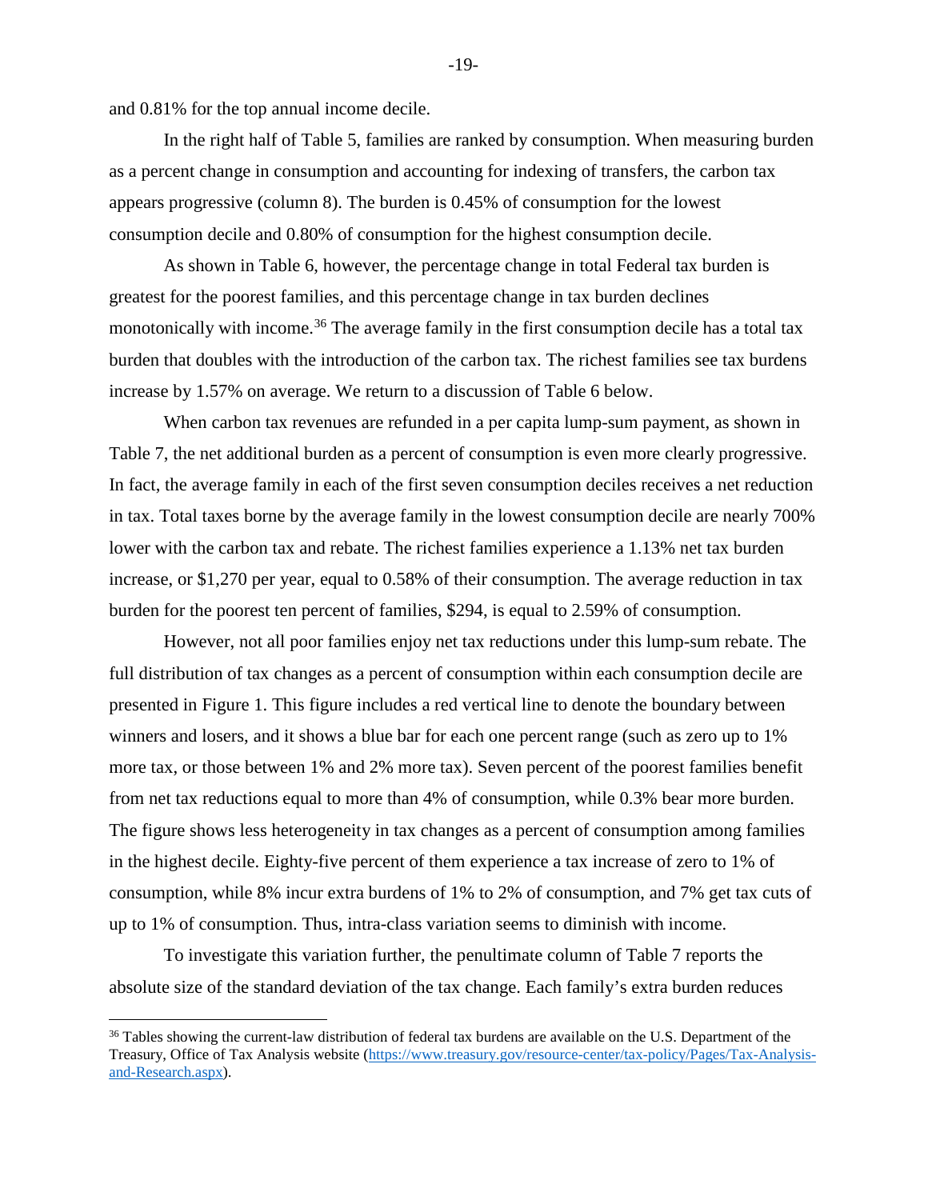and 0.81% for the top annual income decile.

In the right half of Table 5, families are ranked by consumption. When measuring burden as a percent change in consumption and accounting for indexing of transfers, the carbon tax appears progressive (column 8). The burden is 0.45% of consumption for the lowest consumption decile and 0.80% of consumption for the highest consumption decile.

As shown in Table 6, however, the percentage change in total Federal tax burden is greatest for the poorest families, and this percentage change in tax burden declines monotonically with income.[36] The average family in the first consumption decile has a total tax burden that doubles with the introduction of the carbon tax. The richest families see tax burdens increase by 1.57% on average. We return to a discussion of Table 6 below.

When carbon tax revenues are refunded in a per capita lump-sum payment, as shown in Table 7, the net additional burden as a percent of consumption is even more clearly progressive. In fact, the average family in each of the first seven consumption deciles receives a net reduction in tax. Total taxes borne by the average family in the lowest consumption decile are nearly 700% lower with the carbon tax and rebate. The richest families experience a 1.13% net tax burden increase, or $1,270 per year, equal to 0.58% of their consumption. The average reduction in tax burden for the poorest ten percent of families, $294, is equal to 2.59% of consumption.

However, not all poor families enjoy net tax reductions under this lump-sum rebate. The full distribution of tax changes as a percent of consumption within each consumption decile are presented in Figure 1. This figure includes a red vertical line to denote the boundary between winners and losers, and it shows a blue bar for each one percent range (such as zero up to 1% more tax, or those between 1% and 2% more tax). Seven percent of the poorest families benefit from net tax reductions equal to more than 4% of consumption, while 0.3% bear more burden. The figure shows less heterogeneity in tax changes as a percent of consumption among families in the highest decile. Eighty-five percent of them experience a tax increase of zero to 1% of consumption, while 8% incur extra burdens of 1% to 2% of consumption, and 7% get tax cuts of up to 1% of consumption. Thus, intra-class variation seems to diminish with income.

To investigate this variation further, the penultimate column of Table 7 reports the absolute size of the standard deviation of the tax change. Each family's extra burden reduces

[36] Tables showing the current-law distribution of federal tax burdens are available on the U.S. Department of the Treasury, Office of Tax Analysis website (https://www.treasury.gov/resource-center/tax-policy/Pages/Tax-Analysis-and-Research.aspx).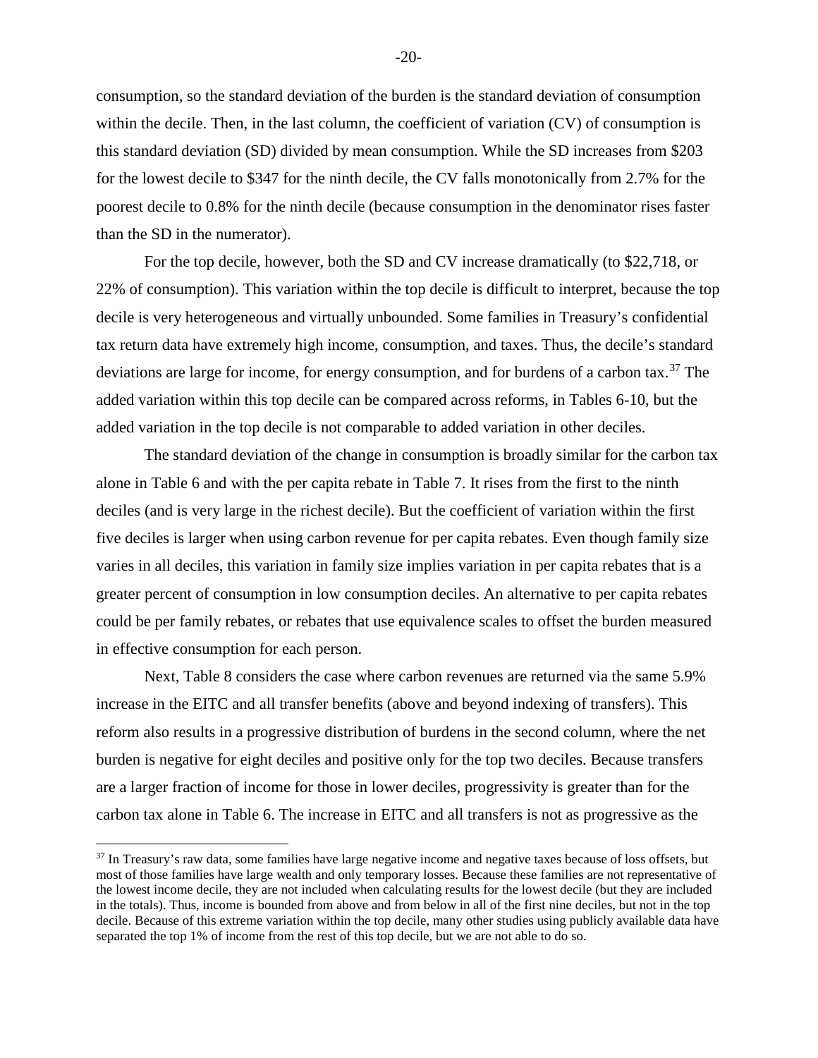consumption, so the standard deviation of the burden is the standard deviation of consumption within the decile. Then, in the last column, the coefficient of variation (CV) of consumption is this standard deviation (SD) divided by mean consumption. While the SD increases from $203 for the lowest decile to $347 for the ninth decile, the CV falls monotonically from 2.7% for the poorest decile to 0.8% for the ninth decile (because consumption in the denominator rises faster than the SD in the numerator).

For the top decile, however, both the SD and CV increase dramatically (to $22,718, or 22% of consumption). This variation within the top decile is difficult to interpret, because the top decile is very heterogeneous and virtually unbounded. Some families in Treasury's confidential tax return data have extremely high income, consumption, and taxes. Thus, the decile's standard deviations are large for income, for energy consumption, and for burdens of a carbon tax.[37] The added variation within this top decile can be compared across reforms, in Tables 6-10, but the added variation in the top decile is not comparable to added variation in other deciles.

The standard deviation of the change in consumption is broadly similar for the carbon tax alone in Table 6 and with the per capita rebate in Table 7. It rises from the first to the ninth deciles (and is very large in the richest decile). But the coefficient of variation within the first five deciles is larger when using carbon revenue for per capita rebates. Even though family size varies in all deciles, this variation in family size implies variation in per capita rebates that is a greater percent of consumption in low consumption deciles. An alternative to per capita rebates could be per family rebates, or rebates that use equivalence scales to offset the burden measured in effective consumption for each person.

Next, Table 8 considers the case where carbon revenues are returned via the same 5.9% increase in the EITC and all transfer benefits (above and beyond indexing of transfers). This reform also results in a progressive distribution of burdens in the second column, where the net burden is negative for eight deciles and positive only for the top two deciles. Because transfers are a larger fraction of income for those in lower deciles, progressivity is greater than for the carbon tax alone in Table 6. The increase in EITC and all transfers is not as progressive as the

[37] In Treasury's raw data, some families have large negative income and negative taxes because of loss offsets, but most of those families have large wealth and only temporary losses. Because these families are not representative of the lowest income decile, they are not included when calculating results for the lowest decile (but they are included in the totals). Thus, income is bounded from above and from below in all of the first nine deciles, but not in the top decile. Because of this extreme variation within the top decile, many other studies using publicly available data have separated the top 1% of income from the rest of this top decile, but we are not able to do so.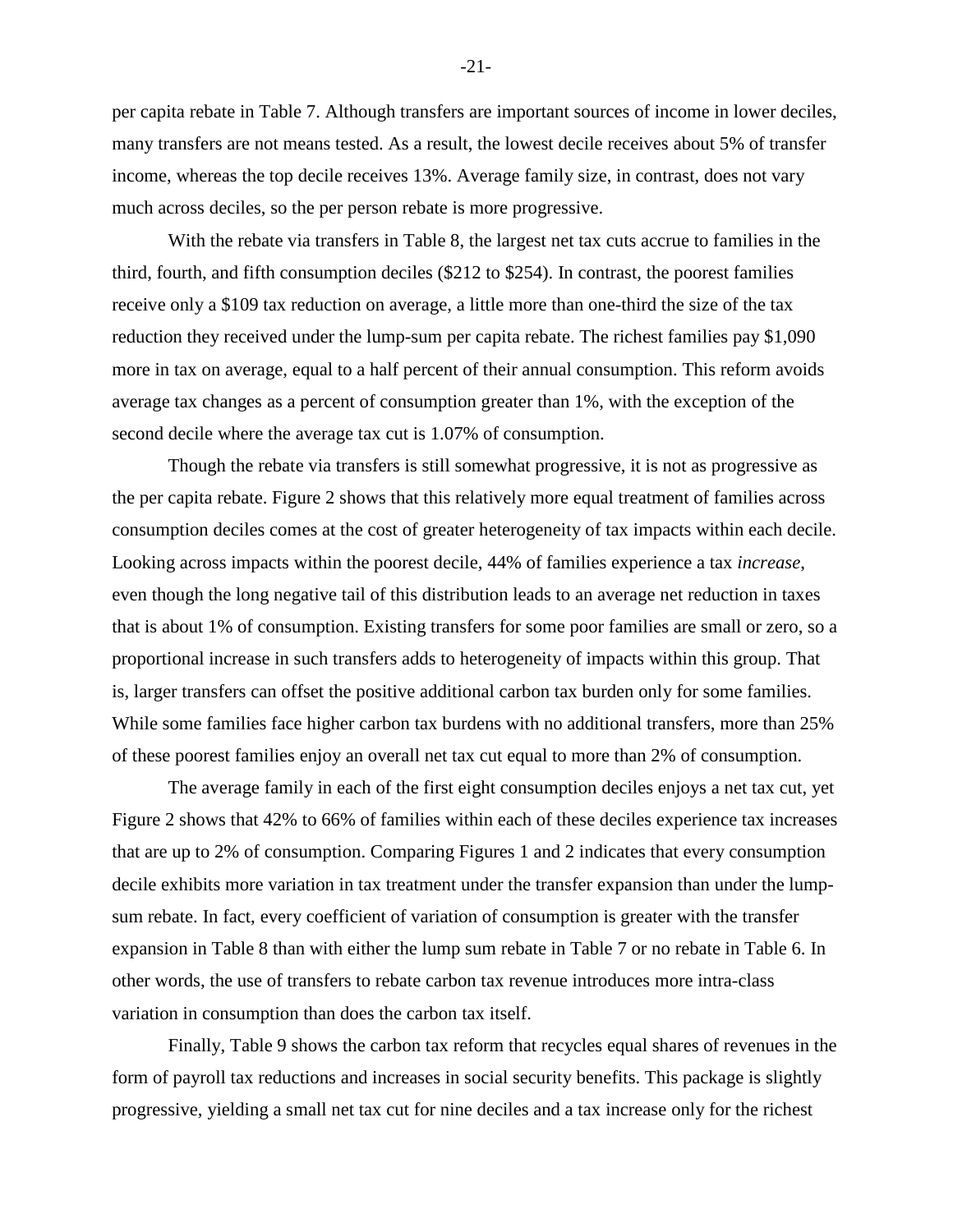per capita rebate in Table 7. Although transfers are important sources of income in lower deciles, many transfers are not means tested. As a result, the lowest decile receives about 5% of transfer income, whereas the top decile receives 13%. Average family size, in contrast, does not vary much across deciles, so the per person rebate is more progressive.

With the rebate via transfers in Table 8, the largest net tax cuts accrue to families in the third, fourth, and fifth consumption deciles ($212 to $254). In contrast, the poorest families receive only a $109 tax reduction on average, a little more than one-third the size of the tax reduction they received under the lump-sum per capita rebate. The richest families pay $1,090 more in tax on average, equal to a half percent of their annual consumption. This reform avoids average tax changes as a percent of consumption greater than 1%, with the exception of the second decile where the average tax cut is 1.07% of consumption.

Though the rebate via transfers is still somewhat progressive, it is not as progressive as the per capita rebate. Figure 2 shows that this relatively more equal treatment of families across consumption deciles comes at the cost of greater heterogeneity of tax impacts within each decile. Looking across impacts within the poorest decile, 44% of families experience a tax *increase*, even though the long negative tail of this distribution leads to an average net reduction in taxes that is about 1% of consumption. Existing transfers for some poor families are small or zero, so a proportional increase in such transfers adds to heterogeneity of impacts within this group. That is, larger transfers can offset the positive additional carbon tax burden only for some families. While some families face higher carbon tax burdens with no additional transfers, more than 25% of these poorest families enjoy an overall net tax cut equal to more than 2% of consumption.

The average family in each of the first eight consumption deciles enjoys a net tax cut, yet Figure 2 shows that 42% to 66% of families within each of these deciles experience tax increases that are up to 2% of consumption. Comparing Figures 1 and 2 indicates that every consumption decile exhibits more variation in tax treatment under the transfer expansion than under the lump-sum rebate. In fact, every coefficient of variation of consumption is greater with the transfer expansion in Table 8 than with either the lump sum rebate in Table 7 or no rebate in Table 6. In other words, the use of transfers to rebate carbon tax revenue introduces more intra-class variation in consumption than does the carbon tax itself.

Finally, Table 9 shows the carbon tax reform that recycles equal shares of revenues in the form of payroll tax reductions and increases in social security benefits. This package is slightly progressive, yielding a small net tax cut for nine deciles and a tax increase only for the richest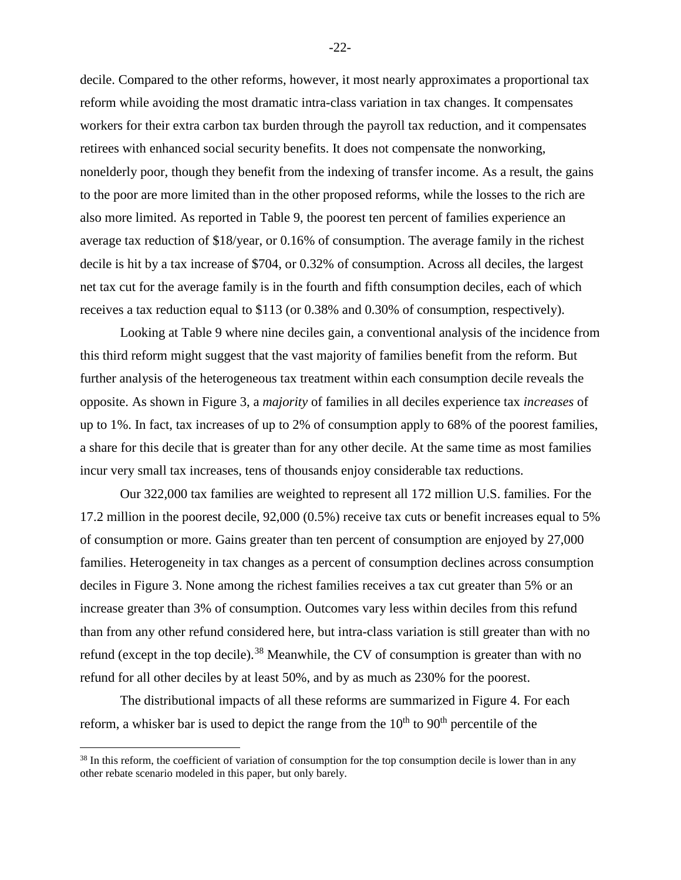decile. Compared to the other reforms, however, it most nearly approximates a proportional tax reform while avoiding the most dramatic intra-class variation in tax changes. It compensates workers for their extra carbon tax burden through the payroll tax reduction, and it compensates retirees with enhanced social security benefits. It does not compensate the nonworking, nonelderly poor, though they benefit from the indexing of transfer income. As a result, the gains to the poor are more limited than in the other proposed reforms, while the losses to the rich are also more limited. As reported in Table 9, the poorest ten percent of families experience an average tax reduction of $18/year, or 0.16% of consumption. The average family in the richest decile is hit by a tax increase of $704, or 0.32% of consumption. Across all deciles, the largest net tax cut for the average family is in the fourth and fifth consumption deciles, each of which receives a tax reduction equal to $113 (or 0.38% and 0.30% of consumption, respectively).

Looking at Table 9 where nine deciles gain, a conventional analysis of the incidence from this third reform might suggest that the vast majority of families benefit from the reform. But further analysis of the heterogeneous tax treatment within each consumption decile reveals the opposite. As shown in Figure 3, a *majority* of families in all deciles experience tax *increases* of up to 1%. In fact, tax increases of up to 2% of consumption apply to 68% of the poorest families, a share for this decile that is greater than for any other decile. At the same time as most families incur very small tax increases, tens of thousands enjoy considerable tax reductions.

Our 322,000 tax families are weighted to represent all 172 million U.S. families. For the 17.2 million in the poorest decile, 92,000 (0.5%) receive tax cuts or benefit increases equal to 5% of consumption or more. Gains greater than ten percent of consumption are enjoyed by 27,000 families. Heterogeneity in tax changes as a percent of consumption declines across consumption deciles in Figure 3. None among the richest families receives a tax cut greater than 5% or an increase greater than 3% of consumption. Outcomes vary less within deciles from this refund than from any other refund considered here, but intra-class variation is still greater than with no refund (except in the top decile).[38] Meanwhile, the CV of consumption is greater than with no refund for all other deciles by at least 50%, and by as much as 230% for the poorest.

The distributional impacts of all these reforms are summarized in Figure 4. For each reform, a whisker bar is used to depict the range from the 10th to 90th percentile of the

[38] In this reform, the coefficient of variation of consumption for the top consumption decile is lower than in any other rebate scenario modeled in this paper, but only barely.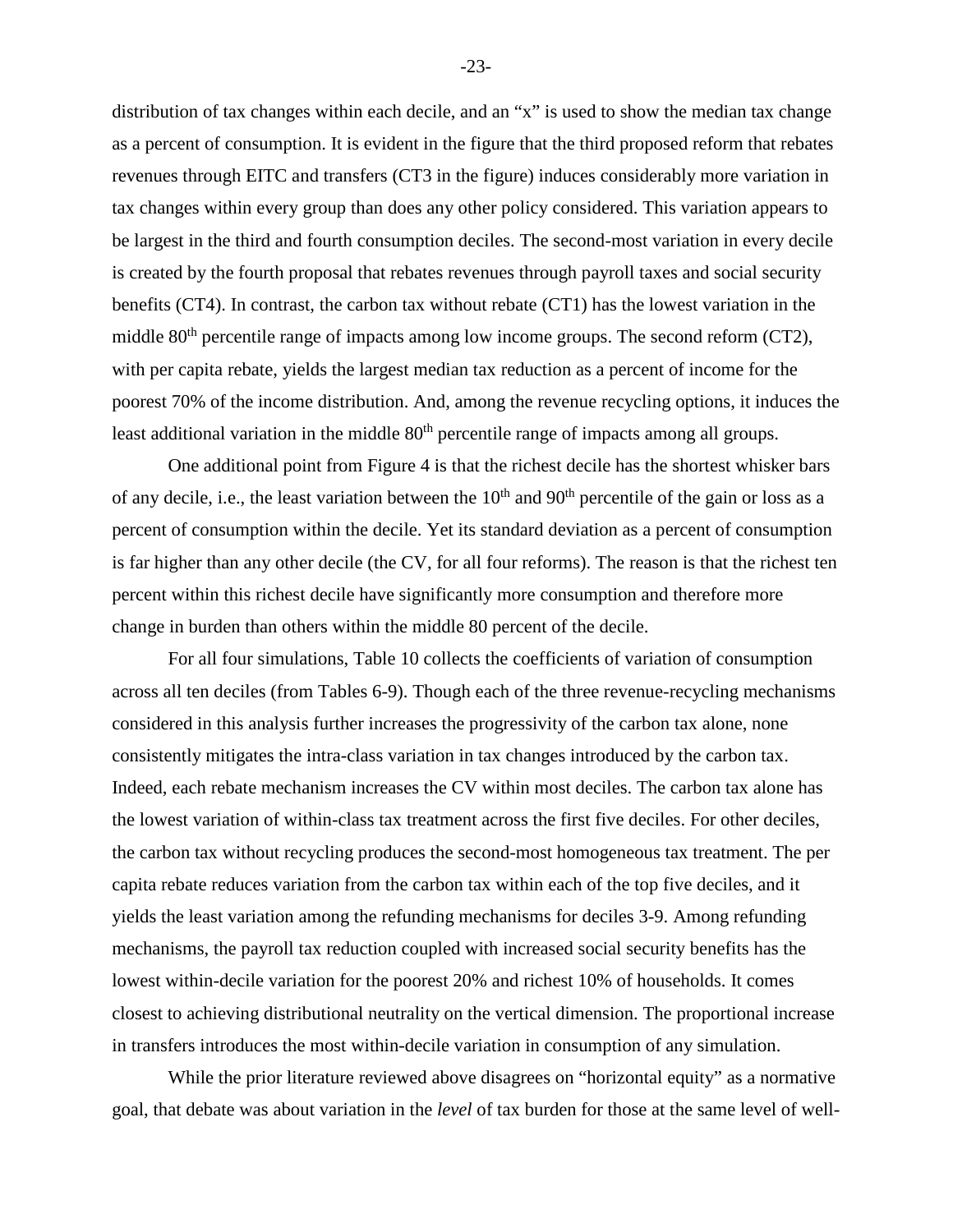distribution of tax changes within each decile, and an "x" is used to show the median tax change as a percent of consumption. It is evident in the figure that the third proposed reform that rebates revenues through EITC and transfers (CT3 in the figure) induces considerably more variation in tax changes within every group than does any other policy considered. This variation appears to be largest in the third and fourth consumption deciles. The second-most variation in every decile is created by the fourth proposal that rebates revenues through payroll taxes and social security benefits (CT4). In contrast, the carbon tax without rebate (CT1) has the lowest variation in the middle 80th percentile range of impacts among low income groups. The second reform (CT2), with per capita rebate, yields the largest median tax reduction as a percent of income for the poorest 70% of the income distribution. And, among the revenue recycling options, it induces the least additional variation in the middle 80th percentile range of impacts among all groups.

One additional point from Figure 4 is that the richest decile has the shortest whisker bars of any decile, i.e., the least variation between the 10th and 90th percentile of the gain or loss as a percent of consumption within the decile. Yet its standard deviation as a percent of consumption is far higher than any other decile (the CV, for all four reforms). The reason is that the richest ten percent within this richest decile have significantly more consumption and therefore more change in burden than others within the middle 80 percent of the decile.

For all four simulations, Table 10 collects the coefficients of variation of consumption across all ten deciles (from Tables 6-9). Though each of the three revenue-recycling mechanisms considered in this analysis further increases the progressivity of the carbon tax alone, none consistently mitigates the intra-class variation in tax changes introduced by the carbon tax. Indeed, each rebate mechanism increases the CV within most deciles. The carbon tax alone has the lowest variation of within-class tax treatment across the first five deciles. For other deciles, the carbon tax without recycling produces the second-most homogeneous tax treatment. The per capita rebate reduces variation from the carbon tax within each of the top five deciles, and it yields the least variation among the refunding mechanisms for deciles 3-9. Among refunding mechanisms, the payroll tax reduction coupled with increased social security benefits has the lowest within-decile variation for the poorest 20% and richest 10% of households. It comes closest to achieving distributional neutrality on the vertical dimension. The proportional increase in transfers introduces the most within-decile variation in consumption of any simulation.

While the prior literature reviewed above disagrees on "horizontal equity" as a normative goal, that debate was about variation in the *level* of tax burden for those at the same level of well-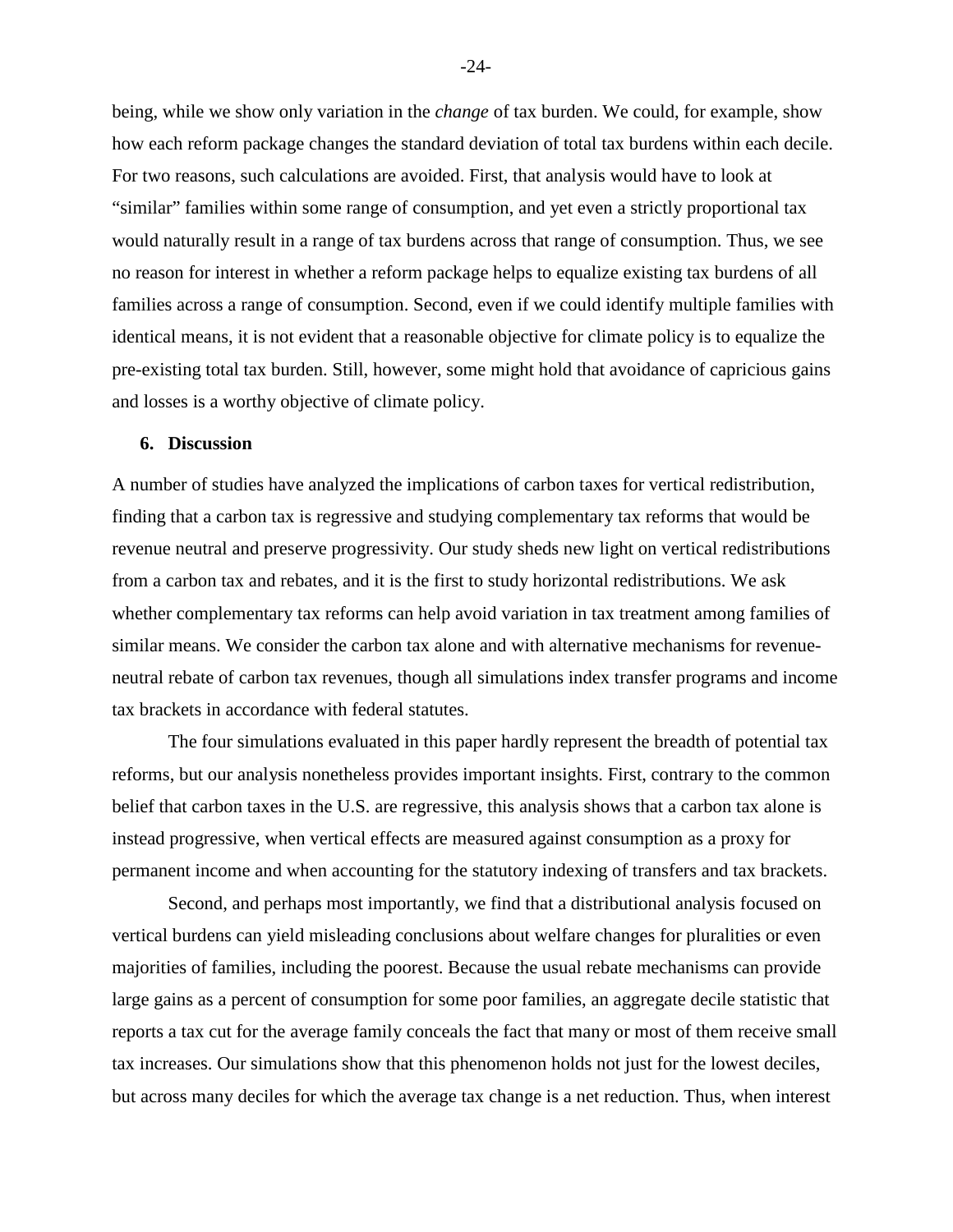being, while we show only variation in the *change* of tax burden. We could, for example, show how each reform package changes the standard deviation of total tax burdens within each decile. For two reasons, such calculations are avoided. First, that analysis would have to look at "similar" families within some range of consumption, and yet even a strictly proportional tax would naturally result in a range of tax burdens across that range of consumption. Thus, we see no reason for interest in whether a reform package helps to equalize existing tax burdens of all families across a range of consumption. Second, even if we could identify multiple families with identical means, it is not evident that a reasonable objective for climate policy is to equalize the pre-existing total tax burden. Still, however, some might hold that avoidance of capricious gains and losses is a worthy objective of climate policy.

## 6. Discussion

A number of studies have analyzed the implications of carbon taxes for vertical redistribution, finding that a carbon tax is regressive and studying complementary tax reforms that would be revenue neutral and preserve progressivity. Our study sheds new light on vertical redistributions from a carbon tax and rebates, and it is the first to study horizontal redistributions. We ask whether complementary tax reforms can help avoid variation in tax treatment among families of similar means. We consider the carbon tax alone and with alternative mechanisms for revenue-neutral rebate of carbon tax revenues, though all simulations index transfer programs and income tax brackets in accordance with federal statutes.

The four simulations evaluated in this paper hardly represent the breadth of potential tax reforms, but our analysis nonetheless provides important insights. First, contrary to the common belief that carbon taxes in the U.S. are regressive, this analysis shows that a carbon tax alone is instead progressive, when vertical effects are measured against consumption as a proxy for permanent income and when accounting for the statutory indexing of transfers and tax brackets.

Second, and perhaps most importantly, we find that a distributional analysis focused on vertical burdens can yield misleading conclusions about welfare changes for pluralities or even majorities of families, including the poorest. Because the usual rebate mechanisms can provide large gains as a percent of consumption for some poor families, an aggregate decile statistic that reports a tax cut for the average family conceals the fact that many or most of them receive small tax increases. Our simulations show that this phenomenon holds not just for the lowest deciles, but across many deciles for which the average tax change is a net reduction. Thus, when interest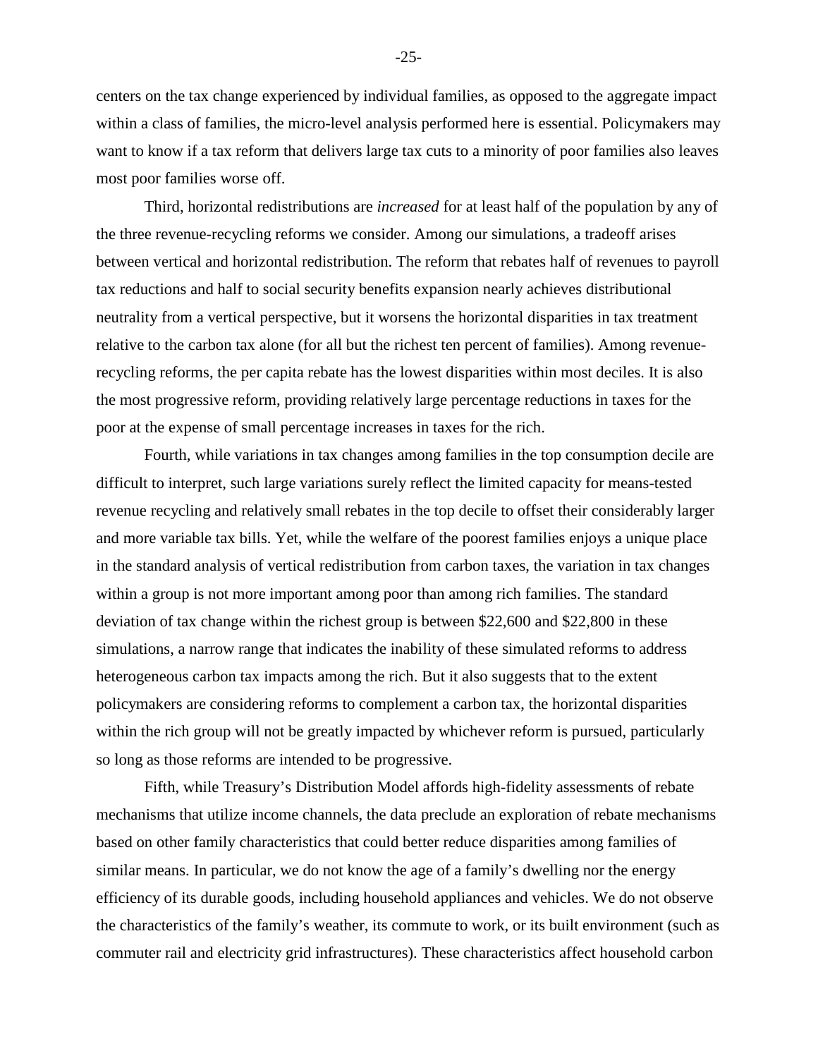centers on the tax change experienced by individual families, as opposed to the aggregate impact within a class of families, the micro-level analysis performed here is essential. Policymakers may want to know if a tax reform that delivers large tax cuts to a minority of poor families also leaves most poor families worse off.

Third, horizontal redistributions are *increased* for at least half of the population by any of the three revenue-recycling reforms we consider. Among our simulations, a tradeoff arises between vertical and horizontal redistribution. The reform that rebates half of revenues to payroll tax reductions and half to social security benefits expansion nearly achieves distributional neutrality from a vertical perspective, but it worsens the horizontal disparities in tax treatment relative to the carbon tax alone (for all but the richest ten percent of families). Among revenue-recycling reforms, the per capita rebate has the lowest disparities within most deciles. It is also the most progressive reform, providing relatively large percentage reductions in taxes for the poor at the expense of small percentage increases in taxes for the rich.

Fourth, while variations in tax changes among families in the top consumption decile are difficult to interpret, such large variations surely reflect the limited capacity for means-tested revenue recycling and relatively small rebates in the top decile to offset their considerably larger and more variable tax bills. Yet, while the welfare of the poorest families enjoys a unique place in the standard analysis of vertical redistribution from carbon taxes, the variation in tax changes within a group is not more important among poor than among rich families. The standard deviation of tax change within the richest group is between $22,600 and $22,800 in these simulations, a narrow range that indicates the inability of these simulated reforms to address heterogeneous carbon tax impacts among the rich. But it also suggests that to the extent policymakers are considering reforms to complement a carbon tax, the horizontal disparities within the rich group will not be greatly impacted by whichever reform is pursued, particularly so long as those reforms are intended to be progressive.

Fifth, while Treasury's Distribution Model affords high-fidelity assessments of rebate mechanisms that utilize income channels, the data preclude an exploration of rebate mechanisms based on other family characteristics that could better reduce disparities among families of similar means. In particular, we do not know the age of a family's dwelling nor the energy efficiency of its durable goods, including household appliances and vehicles. We do not observe the characteristics of the family's weather, its commute to work, or its built environment (such as commuter rail and electricity grid infrastructures). These characteristics affect household carbon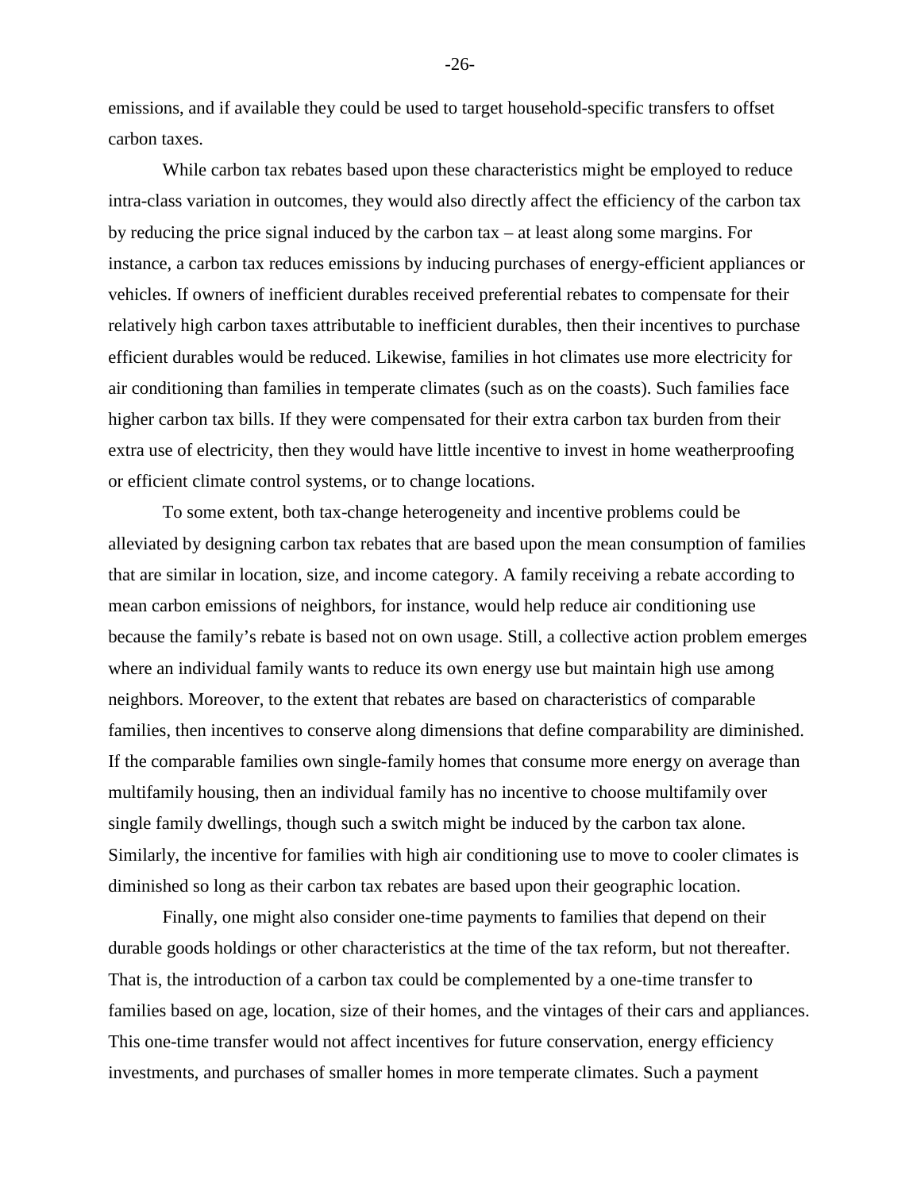emissions, and if available they could be used to target household-specific transfers to offset carbon taxes.

While carbon tax rebates based upon these characteristics might be employed to reduce intra-class variation in outcomes, they would also directly affect the efficiency of the carbon tax by reducing the price signal induced by the carbon tax – at least along some margins. For instance, a carbon tax reduces emissions by inducing purchases of energy-efficient appliances or vehicles. If owners of inefficient durables received preferential rebates to compensate for their relatively high carbon taxes attributable to inefficient durables, then their incentives to purchase efficient durables would be reduced. Likewise, families in hot climates use more electricity for air conditioning than families in temperate climates (such as on the coasts). Such families face higher carbon tax bills. If they were compensated for their extra carbon tax burden from their extra use of electricity, then they would have little incentive to invest in home weatherproofing or efficient climate control systems, or to change locations.

To some extent, both tax-change heterogeneity and incentive problems could be alleviated by designing carbon tax rebates that are based upon the mean consumption of families that are similar in location, size, and income category. A family receiving a rebate according to mean carbon emissions of neighbors, for instance, would help reduce air conditioning use because the family's rebate is based not on own usage. Still, a collective action problem emerges where an individual family wants to reduce its own energy use but maintain high use among neighbors. Moreover, to the extent that rebates are based on characteristics of comparable families, then incentives to conserve along dimensions that define comparability are diminished. If the comparable families own single-family homes that consume more energy on average than multifamily housing, then an individual family has no incentive to choose multifamily over single family dwellings, though such a switch might be induced by the carbon tax alone. Similarly, the incentive for families with high air conditioning use to move to cooler climates is diminished so long as their carbon tax rebates are based upon their geographic location.

Finally, one might also consider one-time payments to families that depend on their durable goods holdings or other characteristics at the time of the tax reform, but not thereafter. That is, the introduction of a carbon tax could be complemented by a one-time transfer to families based on age, location, size of their homes, and the vintages of their cars and appliances. This one-time transfer would not affect incentives for future conservation, energy efficiency investments, and purchases of smaller homes in more temperate climates. Such a payment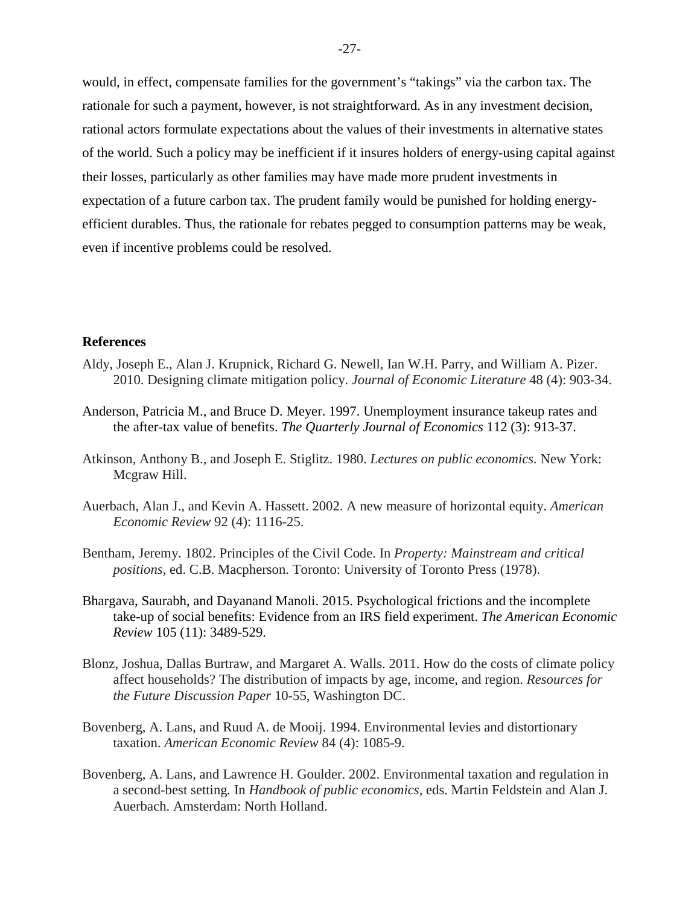would, in effect, compensate families for the government's "takings" via the carbon tax. The rationale for such a payment, however, is not straightforward. As in any investment decision, rational actors formulate expectations about the values of their investments in alternative states of the world. Such a policy may be inefficient if it insures holders of energy-using capital against their losses, particularly as other families may have made more prudent investments in expectation of a future carbon tax. The prudent family would be punished for holding energy-efficient durables. Thus, the rationale for rebates pegged to consumption patterns may be weak, even if incentive problems could be resolved.

## References

Aldy, Joseph E., Alan J. Krupnick, Richard G. Newell, Ian W.H. Parry, and William A. Pizer. 2010. Designing climate mitigation policy. *Journal of Economic Literature* 48 (4): 903-34.

Anderson, Patricia M., and Bruce D. Meyer. 1997. Unemployment insurance takeup rates and the after-tax value of benefits. *The Quarterly Journal of Economics* 112 (3): 913-37.

Atkinson, Anthony B., and Joseph E. Stiglitz. 1980. *Lectures on public economics.* New York: Mcgraw Hill.

Auerbach, Alan J., and Kevin A. Hassett. 2002. A new measure of horizontal equity. *American Economic Review* 92 (4): 1116-25.

Bentham, Jeremy. 1802. Principles of the Civil Code. In *Property: Mainstream and critical positions*, ed. C.B. Macpherson. Toronto: University of Toronto Press (1978).

Bhargava, Saurabh, and Dayanand Manoli. 2015. Psychological frictions and the incomplete take-up of social benefits: Evidence from an IRS field experiment. *The American Economic Review* 105 (11): 3489-529.

Blonz, Joshua, Dallas Burtraw, and Margaret A. Walls. 2011. How do the costs of climate policy affect households? The distribution of impacts by age, income, and region. *Resources for the Future Discussion Paper* 10-55, Washington DC.

Bovenberg, A. Lans, and Ruud A. de Mooij. 1994. Environmental levies and distortionary taxation. *American Economic Review* 84 (4): 1085-9.

Bovenberg, A. Lans, and Lawrence H. Goulder. 2002. Environmental taxation and regulation in a second-best setting. In *Handbook of public economics*, eds. Martin Feldstein and Alan J. Auerbach. Amsterdam: North Holland.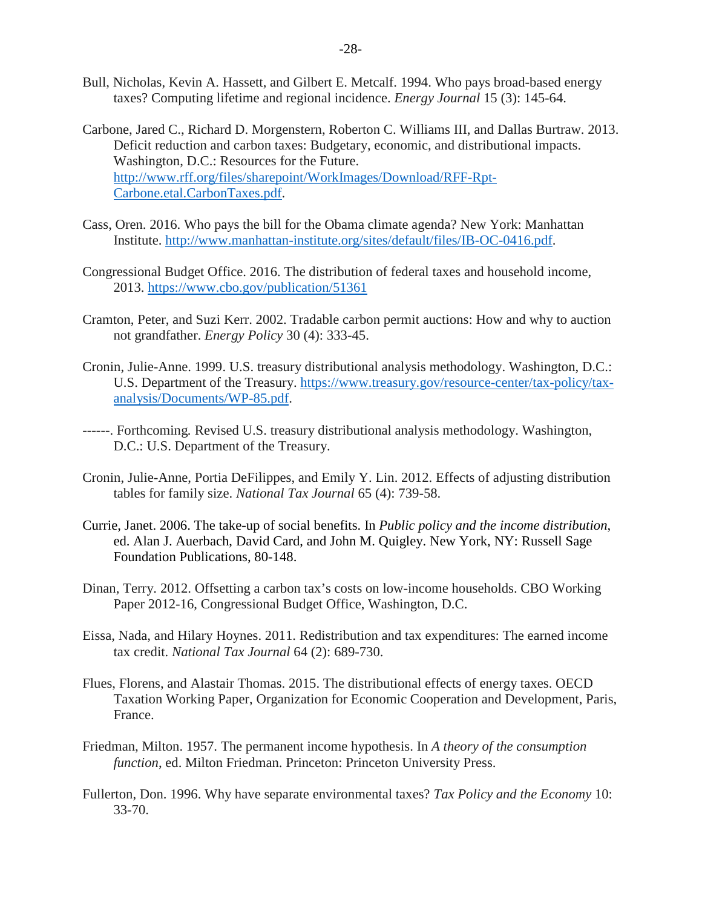Bull, Nicholas, Kevin A. Hassett, and Gilbert E. Metcalf. 1994. Who pays broad-based energy taxes? Computing lifetime and regional incidence. *Energy Journal* 15 (3): 145-64.

Carbone, Jared C., Richard D. Morgenstern, Roberton C. Williams III, and Dallas Burtraw. 2013. Deficit reduction and carbon taxes: Budgetary, economic, and distributional impacts. Washington, D.C.: Resources for the Future. http://www.rff.org/files/sharepoint/WorkImages/Download/RFF-Rpt-Carbone.etal.CarbonTaxes.pdf.

Cass, Oren. 2016. Who pays the bill for the Obama climate agenda? New York: Manhattan Institute. http://www.manhattan-institute.org/sites/default/files/IB-OC-0416.pdf.

Congressional Budget Office. 2016. The distribution of federal taxes and household income, 2013. https://www.cbo.gov/publication/51361

Cramton, Peter, and Suzi Kerr. 2002. Tradable carbon permit auctions: How and why to auction not grandfather. *Energy Policy* 30 (4): 333-45.

Cronin, Julie-Anne. 1999. U.S. treasury distributional analysis methodology. Washington, D.C.: U.S. Department of the Treasury. https://www.treasury.gov/resource-center/tax-policy/tax-analysis/Documents/WP-85.pdf.

------. Forthcoming. Revised U.S. treasury distributional analysis methodology. Washington, D.C.: U.S. Department of the Treasury.

Cronin, Julie-Anne, Portia DeFilippes, and Emily Y. Lin. 2012. Effects of adjusting distribution tables for family size. *National Tax Journal* 65 (4): 739-58.

Currie, Janet. 2006. The take-up of social benefits. In *Public policy and the income distribution*, ed. Alan J. Auerbach, David Card, and John M. Quigley. New York, NY: Russell Sage Foundation Publications, 80-148.

Dinan, Terry. 2012. Offsetting a carbon tax's costs on low-income households. CBO Working Paper 2012-16, Congressional Budget Office, Washington, D.C.

Eissa, Nada, and Hilary Hoynes. 2011. Redistribution and tax expenditures: The earned income tax credit. *National Tax Journal* 64 (2): 689-730.

Flues, Florens, and Alastair Thomas. 2015. The distributional effects of energy taxes. OECD Taxation Working Paper, Organization for Economic Cooperation and Development, Paris, France.

Friedman, Milton. 1957. The permanent income hypothesis. In *A theory of the consumption function*, ed. Milton Friedman. Princeton: Princeton University Press.

Fullerton, Don. 1996. Why have separate environmental taxes? *Tax Policy and the Economy* 10: 33-70.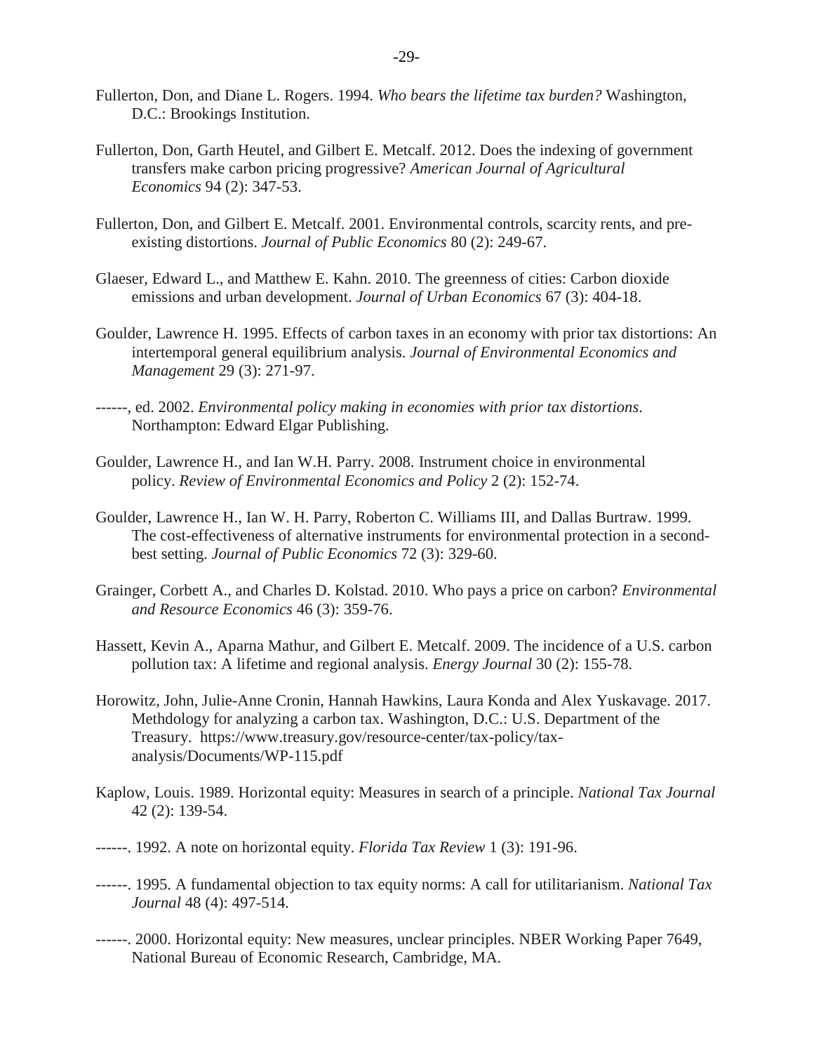Fullerton, Don, and Diane L. Rogers. 1994. *Who bears the lifetime tax burden?* Washington, D.C.: Brookings Institution.

Fullerton, Don, Garth Heutel, and Gilbert E. Metcalf. 2012. Does the indexing of government transfers make carbon pricing progressive? *American Journal of Agricultural Economics* 94 (2): 347-53.

Fullerton, Don, and Gilbert E. Metcalf. 2001. Environmental controls, scarcity rents, and pre-existing distortions. *Journal of Public Economics* 80 (2): 249-67.

Glaeser, Edward L., and Matthew E. Kahn. 2010. The greenness of cities: Carbon dioxide emissions and urban development. *Journal of Urban Economics* 67 (3): 404-18.

Goulder, Lawrence H. 1995. Effects of carbon taxes in an economy with prior tax distortions: An intertemporal general equilibrium analysis. *Journal of Environmental Economics and Management* 29 (3): 271-97.

------, ed. 2002. *Environmental policy making in economies with prior tax distortions*. Northampton: Edward Elgar Publishing.

Goulder, Lawrence H., and Ian W.H. Parry. 2008. Instrument choice in environmental policy. *Review of Environmental Economics and Policy* 2 (2): 152-74.

Goulder, Lawrence H., Ian W. H. Parry, Roberton C. Williams III, and Dallas Burtraw. 1999. The cost-effectiveness of alternative instruments for environmental protection in a second-best setting. *Journal of Public Economics* 72 (3): 329-60.

Grainger, Corbett A., and Charles D. Kolstad. 2010. Who pays a price on carbon? *Environmental and Resource Economics* 46 (3): 359-76.

Hassett, Kevin A., Aparna Mathur, and Gilbert E. Metcalf. 2009. The incidence of a U.S. carbon pollution tax: A lifetime and regional analysis. *Energy Journal* 30 (2): 155-78.

Horowitz, John, Julie-Anne Cronin, Hannah Hawkins, Laura Konda and Alex Yuskavage. 2017. Methdology for analyzing a carbon tax. Washington, D.C.: U.S. Department of the Treasury. https://www.treasury.gov/resource-center/tax-policy/tax-analysis/Documents/WP-115.pdf

Kaplow, Louis. 1989. Horizontal equity: Measures in search of a principle. *National Tax Journal* 42 (2): 139-54.

------. 1992. A note on horizontal equity. *Florida Tax Review* 1 (3): 191-96.

------. 1995. A fundamental objection to tax equity norms: A call for utilitarianism. *National Tax Journal* 48 (4): 497-514.

------. 2000. Horizontal equity: New measures, unclear principles. NBER Working Paper 7649, National Bureau of Economic Research, Cambridge, MA.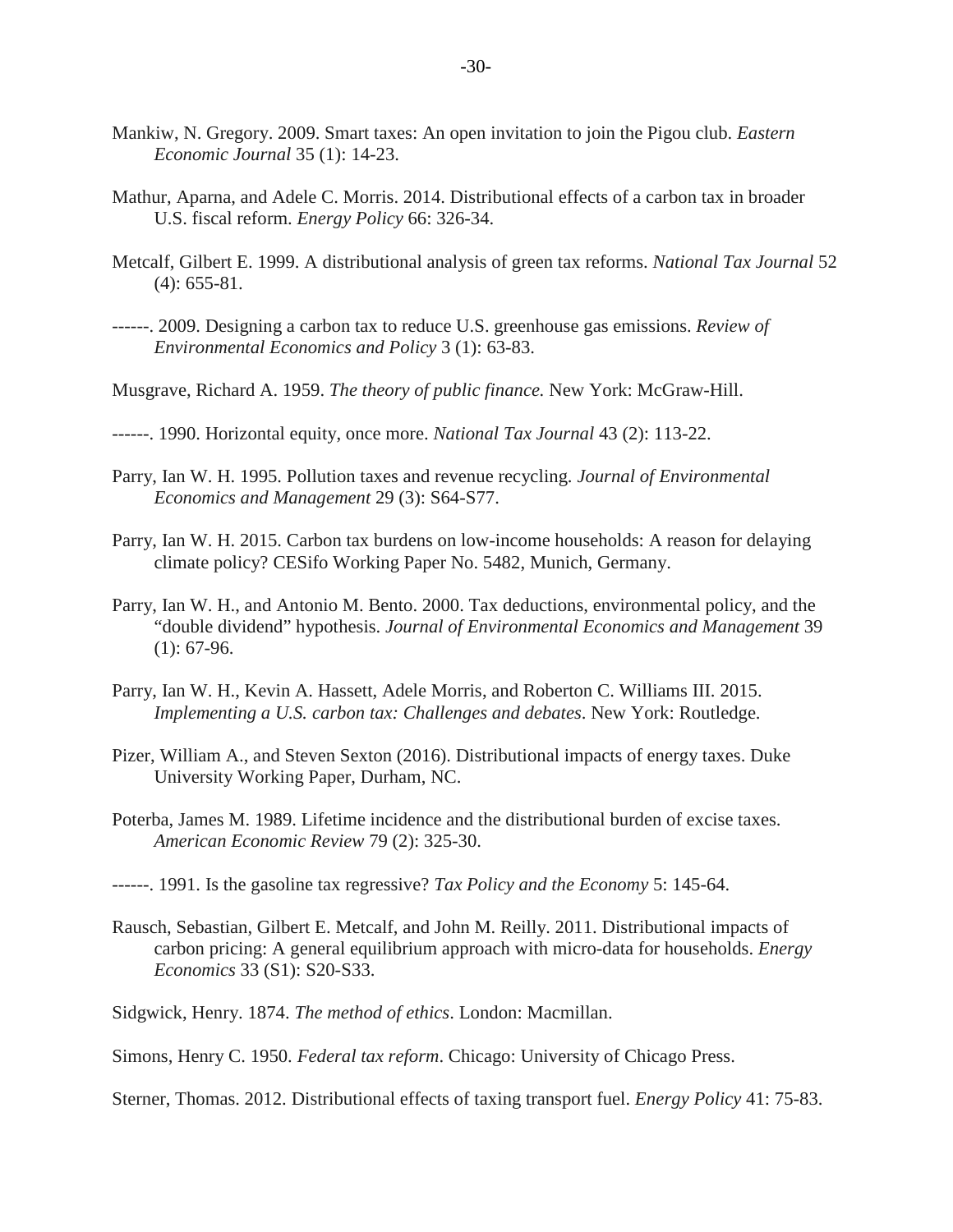Mankiw, N. Gregory. 2009. Smart taxes: An open invitation to join the Pigou club. *Eastern Economic Journal* 35 (1): 14-23.

Mathur, Aparna, and Adele C. Morris. 2014. Distributional effects of a carbon tax in broader U.S. fiscal reform. *Energy Policy* 66: 326-34.

Metcalf, Gilbert E. 1999. A distributional analysis of green tax reforms. *National Tax Journal* 52 (4): 655-81.

------. 2009. Designing a carbon tax to reduce U.S. greenhouse gas emissions. *Review of Environmental Economics and Policy* 3 (1): 63-83.

Musgrave, Richard A. 1959. *The theory of public finance.* New York: McGraw-Hill.

------. 1990. Horizontal equity, once more. *National Tax Journal* 43 (2): 113-22.

Parry, Ian W. H. 1995. Pollution taxes and revenue recycling. *Journal of Environmental Economics and Management* 29 (3): S64-S77.

Parry, Ian W. H. 2015. Carbon tax burdens on low-income households: A reason for delaying climate policy? CESifo Working Paper No. 5482, Munich, Germany.

Parry, Ian W. H., and Antonio M. Bento. 2000. Tax deductions, environmental policy, and the "double dividend" hypothesis. *Journal of Environmental Economics and Management* 39 (1): 67-96.

Parry, Ian W. H., Kevin A. Hassett, Adele Morris, and Roberton C. Williams III. 2015. *Implementing a U.S. carbon tax: Challenges and debates*. New York: Routledge.

Pizer, William A., and Steven Sexton (2016). Distributional impacts of energy taxes. Duke University Working Paper, Durham, NC.

Poterba, James M. 1989. Lifetime incidence and the distributional burden of excise taxes. *American Economic Review* 79 (2): 325-30.

------. 1991. Is the gasoline tax regressive? *Tax Policy and the Economy* 5: 145-64.

Rausch, Sebastian, Gilbert E. Metcalf, and John M. Reilly. 2011. Distributional impacts of carbon pricing: A general equilibrium approach with micro-data for households. *Energy Economics* 33 (S1): S20-S33.

Sidgwick, Henry. 1874. *The method of ethics*. London: Macmillan.

Simons, Henry C. 1950. *Federal tax reform*. Chicago: University of Chicago Press.

Sterner, Thomas. 2012. Distributional effects of taxing transport fuel. *Energy Policy* 41: 75-83.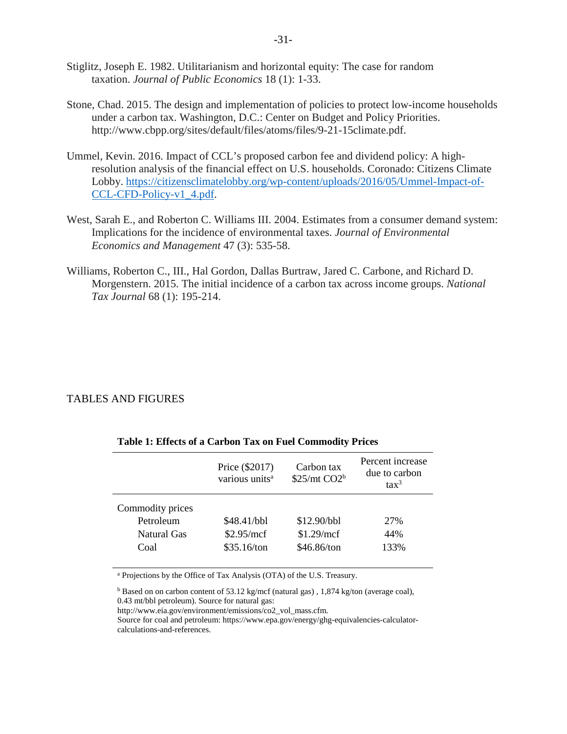Stiglitz, Joseph E. 1982. Utilitarianism and horizontal equity: The case for random taxation. *Journal of Public Economics* 18 (1): 1-33.

Stone, Chad. 2015. The design and implementation of policies to protect low-income households under a carbon tax. Washington, D.C.: Center on Budget and Policy Priorities. http://www.cbpp.org/sites/default/files/atoms/files/9-21-15climate.pdf.

Ummel, Kevin. 2016. Impact of CCL's proposed carbon fee and dividend policy: A high-resolution analysis of the financial effect on U.S. households. Coronado: Citizens Climate Lobby. [https://citizensclimatelobby.org/wp-content/uploads/2016/05/Ummel-Impact-of-CCL-CFD-Policy-v1_4.pdf](https://citizensclimatelobby.org/wp-content/uploads/2016/05/Ummel-Impact-of-CCL-CFD-Policy-v1_4.pdf).

West, Sarah E., and Roberton C. Williams III. 2004. Estimates from a consumer demand system: Implications for the incidence of environmental taxes. *Journal of Environmental Economics and Management* 47 (3): 535-58.

Williams, Roberton C., III., Hal Gordon, Dallas Burtraw, Jared C. Carbone, and Richard D. Morgenstern. 2015. The initial incidence of a carbon tax across income groups. *National Tax Journal* 68 (1): 195-214.

## TABLES AND FIGURES

**Table 1: Effects of a Carbon Tax on Fuel Commodity Prices**

| | Price (\$2017) various units[a] | Carbon tax \$25/mt CO2[b] | Percent increase due to carbon tax[3] |
|---|---|---|---|
| Commodity prices | | | |
| Petroleum | \$48.41/bbl | \$12.90/bbl | 27% |
| Natural Gas | \$2.95/mcf | \$1.29/mcf | 44% |
| Coal | \$35.16/ton | \$46.86/ton | 133% |

[a] Projections by the Office of Tax Analysis (OTA) of the U.S. Treasury.

[b] Based on on carbon content of 53.12 kg/mcf (natural gas) , 1,874 kg/ton (average coal), 0.43 mt/bbl petroleum). Source for natural gas: http://www.eia.gov/environment/emissions/co2_vol_mass.cfm.
Source for coal and petroleum: https://www.epa.gov/energy/ghg-equivalencies-calculator-calculations-and-references.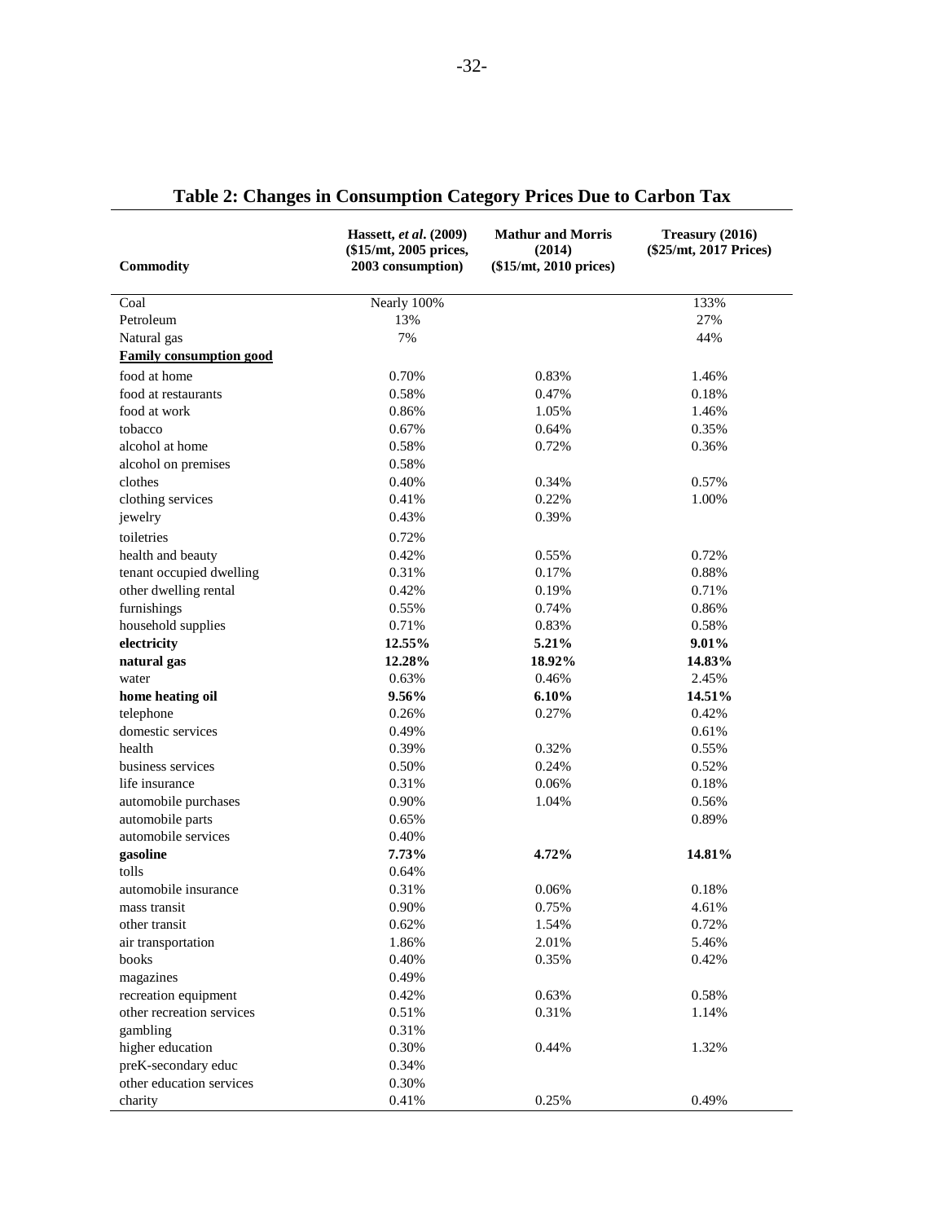# Table 2: Changes in Consumption Category Prices Due to Carbon Tax

| Commodity | Hassett, *et al*. (2009) (\$15/mt, 2005 prices, 2003 consumption) | Mathur and Morris (2014) (\$15/mt, 2010 prices) | Treasury (2016) (\$25/mt, 2017 Prices) |
|---|---|---|---|
| Coal | Nearly 100% | | 133% |
| Petroleum | 13% | | 27% |
| Natural gas | 7% | | 44% |
| **Family consumption good** | | | |
| food at home | 0.70% | 0.83% | 1.46% |
| food at restaurants | 0.58% | 0.47% | 0.18% |
| food at work | 0.86% | 1.05% | 1.46% |
| tobacco | 0.67% | 0.64% | 0.35% |
| alcohol at home | 0.58% | 0.72% | 0.36% |
| alcohol on premises | 0.58% | | |
| clothes | 0.40% | 0.34% | 0.57% |
| clothing services | 0.41% | 0.22% | 1.00% |
| jewelry | 0.43% | 0.39% | |
| toiletries | 0.72% | | |
| health and beauty | 0.42% | 0.55% | 0.72% |
| tenant occupied dwelling | 0.31% | 0.17% | 0.88% |
| other dwelling rental | 0.42% | 0.19% | 0.71% |
| furnishings | 0.55% | 0.74% | 0.86% |
| household supplies | 0.71% | 0.83% | 0.58% |
| **electricity** | **12.55%** | **5.21%** | **9.01%** |
| **natural gas** | **12.28%** | **18.92%** | **14.83%** |
| water | 0.63% | 0.46% | 2.45% |
| **home heating oil** | **9.56%** | **6.10%** | **14.51%** |
| telephone | 0.26% | 0.27% | 0.42% |
| domestic services | 0.49% | | 0.61% |
| health | 0.39% | 0.32% | 0.55% |
| business services | 0.50% | 0.24% | 0.52% |
| life insurance | 0.31% | 0.06% | 0.18% |
| automobile purchases | 0.90% | 1.04% | 0.56% |
| automobile parts | 0.65% | | 0.89% |
| automobile services | 0.40% | | |
| **gasoline** | **7.73%** | **4.72%** | **14.81%** |
| tolls | 0.64% | | |
| automobile insurance | 0.31% | 0.06% | 0.18% |
| mass transit | 0.90% | 0.75% | 4.61% |
| other transit | 0.62% | 1.54% | 0.72% |
| air transportation | 1.86% | 2.01% | 5.46% |
| books | 0.40% | 0.35% | 0.42% |
| magazines | 0.49% | | |
| recreation equipment | 0.42% | 0.63% | 0.58% |
| other recreation services | 0.51% | 0.31% | 1.14% |
| gambling | 0.31% | | |
| higher education | 0.30% | 0.44% | 1.32% |
| preK-secondary educ | 0.34% | | |
| other education services | 0.30% | | |
| charity | 0.41% | 0.25% | 0.49% |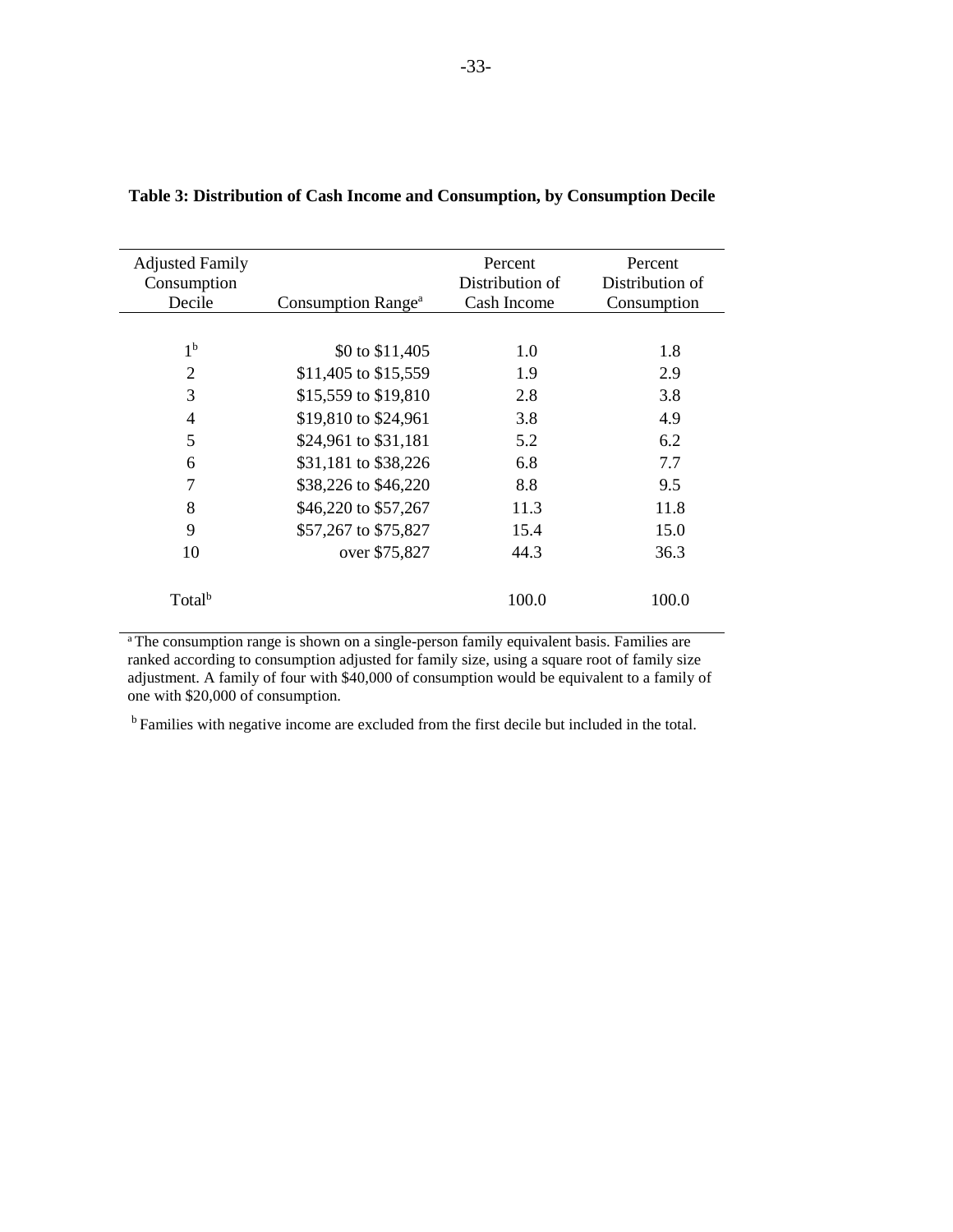**Table 3: Distribution of Cash Income and Consumption, by Consumption Decile**

| Adjusted Family Consumption Decile | Consumption Range[a] | Percent Distribution of Cash Income | Percent Distribution of Consumption |
|---|---|---|---|
| 1[b] | $0 to $11,405 | 1.0 | 1.8 |
| 2 | $11,405 to $15,559 | 1.9 | 2.9 |
| 3 | $15,559 to $19,810 | 2.8 | 3.8 |
| 4 | $19,810 to $24,961 | 3.8 | 4.9 |
| 5 | $24,961 to $31,181 | 5.2 | 6.2 |
| 6 | $31,181 to $38,226 | 6.8 | 7.7 |
| 7 | $38,226 to $46,220 | 8.8 | 9.5 |
| 8 | $46,220 to $57,267 | 11.3 | 11.8 |
| 9 | $57,267 to $75,827 | 15.4 | 15.0 |
| 10 | over $75,827 | 44.3 | 36.3 |
| Total[b] | | 100.0 | 100.0 |

[a] The consumption range is shown on a single-person family equivalent basis. Families are ranked according to consumption adjusted for family size, using a square root of family size adjustment. A family of four with $40,000 of consumption would be equivalent to a family of one with $20,000 of consumption.

[b] Families with negative income are excluded from the first decile but included in the total.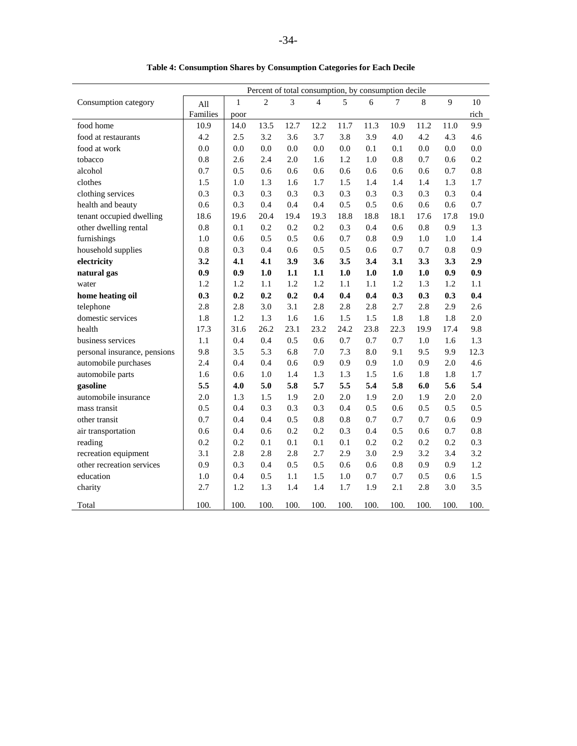**Table 4: Consumption Shares by Consumption Categories for Each Decile**

| Consumption category | All Families | 1 poor | 2 | 3 | 4 | 5 | 6 | 7 | 8 | 9 | 10 rich |
|---|---|---|---|---|---|---|---|---|---|---|---|
| | Percent of total consumption, by consumption decile | | | | | | | | | | |
| food home | 10.9 | 14.0 | 13.5 | 12.7 | 12.2 | 11.7 | 11.3 | 10.9 | 11.2 | 11.0 | 9.9 |
| food at restaurants | 4.2 | 2.5 | 3.2 | 3.6 | 3.7 | 3.8 | 3.9 | 4.0 | 4.2 | 4.3 | 4.6 |
| food at work | 0.0 | 0.0 | 0.0 | 0.0 | 0.0 | 0.0 | 0.1 | 0.1 | 0.0 | 0.0 | 0.0 |
| tobacco | 0.8 | 2.6 | 2.4 | 2.0 | 1.6 | 1.2 | 1.0 | 0.8 | 0.7 | 0.6 | 0.2 |
| alcohol | 0.7 | 0.5 | 0.6 | 0.6 | 0.6 | 0.6 | 0.6 | 0.6 | 0.6 | 0.7 | 0.8 |
| clothes | 1.5 | 1.0 | 1.3 | 1.6 | 1.7 | 1.5 | 1.4 | 1.4 | 1.4 | 1.3 | 1.7 |
| clothing services | 0.3 | 0.3 | 0.3 | 0.3 | 0.3 | 0.3 | 0.3 | 0.3 | 0.3 | 0.3 | 0.4 |
| health and beauty | 0.6 | 0.3 | 0.4 | 0.4 | 0.4 | 0.5 | 0.5 | 0.6 | 0.6 | 0.6 | 0.7 |
| tenant occupied dwelling | 18.6 | 19.6 | 20.4 | 19.4 | 19.3 | 18.8 | 18.8 | 18.1 | 17.6 | 17.8 | 19.0 |
| other dwelling rental | 0.8 | 0.1 | 0.2 | 0.2 | 0.2 | 0.3 | 0.4 | 0.6 | 0.8 | 0.9 | 1.3 |
| furnishings | 1.0 | 0.6 | 0.5 | 0.5 | 0.6 | 0.7 | 0.8 | 0.9 | 1.0 | 1.0 | 1.4 |
| household supplies | 0.8 | 0.3 | 0.4 | 0.6 | 0.5 | 0.5 | 0.6 | 0.7 | 0.7 | 0.8 | 0.9 |
| **electricity** | **3.2** | **4.1** | **4.1** | **3.9** | **3.6** | **3.5** | **3.4** | **3.1** | **3.3** | **3.3** | **2.9** |
| **natural gas** | **0.9** | **0.9** | **1.0** | **1.1** | **1.1** | **1.0** | **1.0** | **1.0** | **1.0** | **0.9** | **0.9** |
| water | 1.2 | 1.2 | 1.1 | 1.2 | 1.2 | 1.1 | 1.1 | 1.2 | 1.3 | 1.2 | 1.1 |
| **home heating oil** | **0.3** | **0.2** | **0.2** | **0.2** | **0.4** | **0.4** | **0.4** | **0.3** | **0.3** | **0.3** | **0.4** |
| telephone | 2.8 | 2.8 | 3.0 | 3.1 | 2.8 | 2.8 | 2.8 | 2.7 | 2.8 | 2.9 | 2.6 |
| domestic services | 1.8 | 1.2 | 1.3 | 1.6 | 1.6 | 1.5 | 1.5 | 1.8 | 1.8 | 1.8 | 2.0 |
| health | 17.3 | 31.6 | 26.2 | 23.1 | 23.2 | 24.2 | 23.8 | 22.3 | 19.9 | 17.4 | 9.8 |
| business services | 1.1 | 0.4 | 0.4 | 0.5 | 0.6 | 0.7 | 0.7 | 0.7 | 1.0 | 1.6 | 1.3 |
| personal insurance, pensions | 9.8 | 3.5 | 5.3 | 6.8 | 7.0 | 7.3 | 8.0 | 9.1 | 9.5 | 9.9 | 12.3 |
| automobile purchases | 2.4 | 0.4 | 0.4 | 0.6 | 0.9 | 0.9 | 0.9 | 1.0 | 0.9 | 2.0 | 4.6 |
| automobile parts | 1.6 | 0.6 | 1.0 | 1.4 | 1.3 | 1.3 | 1.5 | 1.6 | 1.8 | 1.8 | 1.7 |
| **gasoline** | **5.5** | **4.0** | **5.0** | **5.8** | **5.7** | **5.5** | **5.4** | **5.8** | **6.0** | **5.6** | **5.4** |
| automobile insurance | 2.0 | 1.3 | 1.5 | 1.9 | 2.0 | 2.0 | 1.9 | 2.0 | 1.9 | 2.0 | 2.0 |
| mass transit | 0.5 | 0.4 | 0.3 | 0.3 | 0.3 | 0.4 | 0.5 | 0.6 | 0.5 | 0.5 | 0.5 |
| other transit | 0.7 | 0.4 | 0.4 | 0.5 | 0.8 | 0.8 | 0.7 | 0.7 | 0.7 | 0.6 | 0.9 |
| air transportation | 0.6 | 0.4 | 0.6 | 0.2 | 0.2 | 0.3 | 0.4 | 0.5 | 0.6 | 0.7 | 0.8 |
| reading | 0.2 | 0.2 | 0.1 | 0.1 | 0.1 | 0.1 | 0.2 | 0.2 | 0.2 | 0.2 | 0.3 |
| recreation equipment | 3.1 | 2.8 | 2.8 | 2.8 | 2.7 | 2.9 | 3.0 | 2.9 | 3.2 | 3.4 | 3.2 |
| other recreation services | 0.9 | 0.3 | 0.4 | 0.5 | 0.5 | 0.6 | 0.6 | 0.8 | 0.9 | 0.9 | 1.2 |
| education | 1.0 | 0.4 | 0.5 | 1.1 | 1.5 | 1.0 | 0.7 | 0.7 | 0.5 | 0.6 | 1.5 |
| charity | 2.7 | 1.2 | 1.3 | 1.4 | 1.4 | 1.7 | 1.9 | 2.1 | 2.8 | 3.0 | 3.5 |
| Total | 100. | 100. | 100. | 100. | 100. | 100. | 100. | 100. | 100. | 100. | 100. |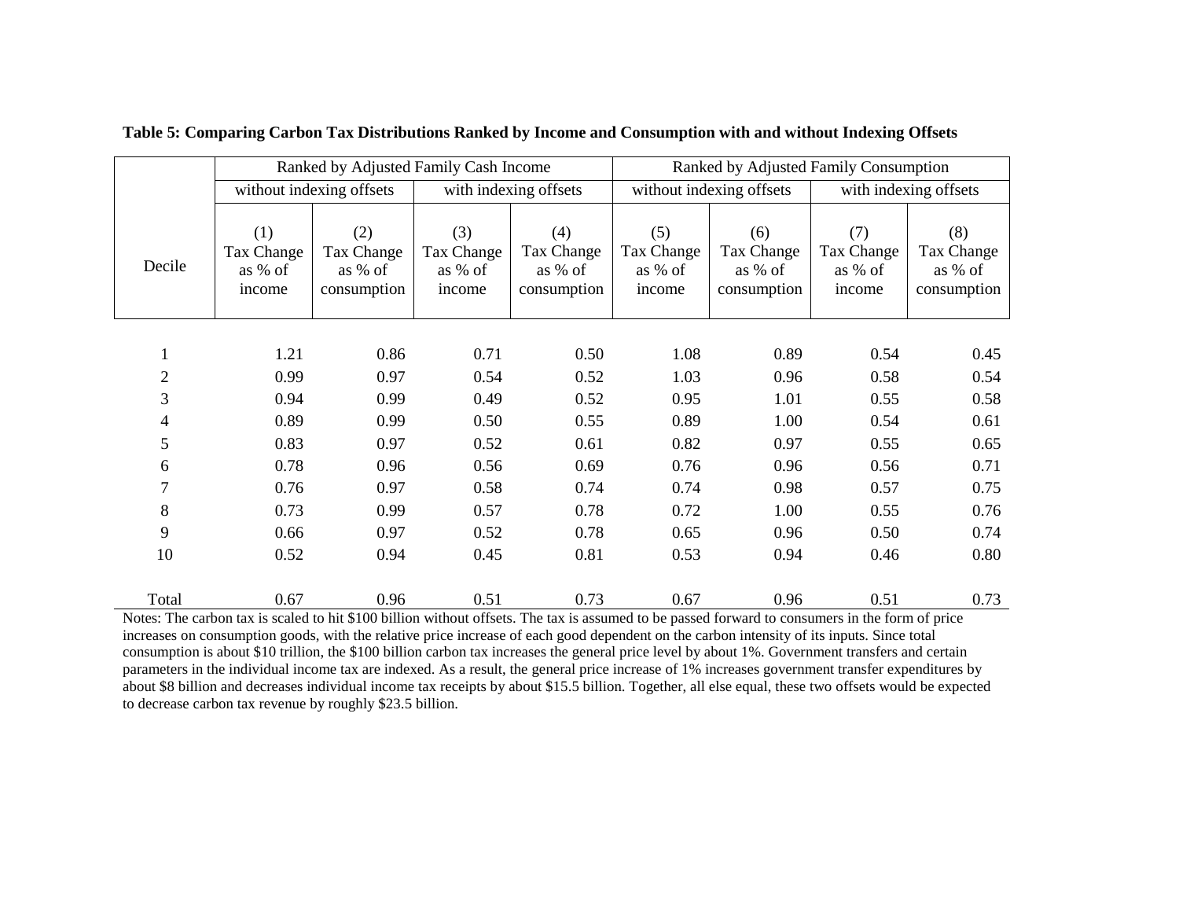**Table 5: Comparing Carbon Tax Distributions Ranked by Income and Consumption with and without Indexing Offsets**

| | Ranked by Adjusted Family Cash Income | | | | Ranked by Adjusted Family Consumption | | | |
|---|---|---|---|---|---|---|---|---|
| | without indexing offsets | | with indexing offsets | | without indexing offsets | | with indexing offsets | |
| Decile | (1) Tax Change as % of income | (2) Tax Change as % of consumption | (3) Tax Change as % of income | (4) Tax Change as % of consumption | (5) Tax Change as % of income | (6) Tax Change as % of consumption | (7) Tax Change as % of income | (8) Tax Change as % of consumption |
| 1 | 1.21 | 0.86 | 0.71 | 0.50 | 1.08 | 0.89 | 0.54 | 0.45 |
| 2 | 0.99 | 0.97 | 0.54 | 0.52 | 1.03 | 0.96 | 0.58 | 0.54 |
| 3 | 0.94 | 0.99 | 0.49 | 0.52 | 0.95 | 1.01 | 0.55 | 0.58 |
| 4 | 0.89 | 0.99 | 0.50 | 0.55 | 0.89 | 1.00 | 0.54 | 0.61 |
| 5 | 0.83 | 0.97 | 0.52 | 0.61 | 0.82 | 0.97 | 0.55 | 0.65 |
| 6 | 0.78 | 0.96 | 0.56 | 0.69 | 0.76 | 0.96 | 0.56 | 0.71 |
| 7 | 0.76 | 0.97 | 0.58 | 0.74 | 0.74 | 0.98 | 0.57 | 0.75 |
| 8 | 0.73 | 0.99 | 0.57 | 0.78 | 0.72 | 1.00 | 0.55 | 0.76 |
| 9 | 0.66 | 0.97 | 0.52 | 0.78 | 0.65 | 0.96 | 0.50 | 0.74 |
| 10 | 0.52 | 0.94 | 0.45 | 0.81 | 0.53 | 0.94 | 0.46 | 0.80 |
| Total | 0.67 | 0.96 | 0.51 | 0.73 | 0.67 | 0.96 | 0.51 | 0.73 |

Notes: The carbon tax is scaled to hit $100 billion without offsets. The tax is assumed to be passed forward to consumers in the form of price increases on consumption goods, with the relative price increase of each good dependent on the carbon intensity of its inputs. Since total consumption is about $10 trillion, the $100 billion carbon tax increases the general price level by about 1%. Government transfers and certain parameters in the individual income tax are indexed. As a result, the general price increase of 1% increases government transfer expenditures by about $8 billion and decreases individual income tax receipts by about $15.5 billion. Together, all else equal, these two offsets would be expected to decrease carbon tax revenue by roughly $23.5 billion.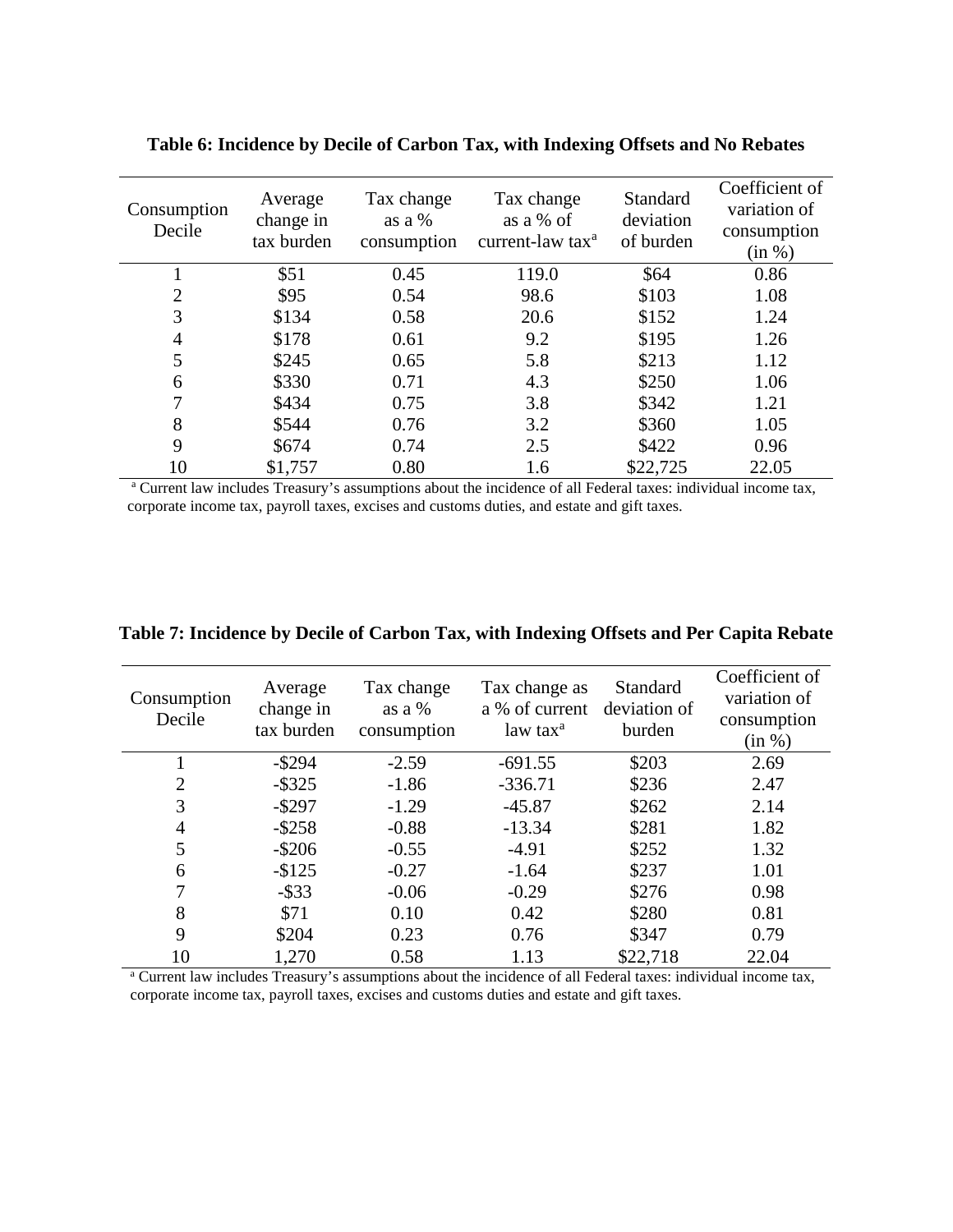**Table 6: Incidence by Decile of Carbon Tax, with Indexing Offsets and No Rebates**

| Consumption Decile | Average change in tax burden | Tax change as a % consumption | Tax change as a % of current-law tax[a] | Standard deviation of burden | Coefficient of variation of consumption (in %) |
|---|---|---|---|---|---|
| 1 | $51 | 0.45 | 119.0 | $64 | 0.86 |
| 2 | $95 | 0.54 | 98.6 | $103 | 1.08 |
| 3 | $134 | 0.58 | 20.6 | $152 | 1.24 |
| 4 | $178 | 0.61 | 9.2 | $195 | 1.26 |
| 5 | $245 | 0.65 | 5.8 | $213 | 1.12 |
| 6 | $330 | 0.71 | 4.3 | $250 | 1.06 |
| 7 | $434 | 0.75 | 3.8 | $342 | 1.21 |
| 8 | $544 | 0.76 | 3.2 | $360 | 1.05 |
| 9 | $674 | 0.74 | 2.5 | $422 | 0.96 |
| 10 | $1,757 | 0.80 | 1.6 | $22,725 | 22.05 |

[a] Current law includes Treasury's assumptions about the incidence of all Federal taxes: individual income tax, corporate income tax, payroll taxes, excises and customs duties, and estate and gift taxes.

**Table 7: Incidence by Decile of Carbon Tax, with Indexing Offsets and Per Capita Rebate**

| Consumption Decile | Average change in tax burden | Tax change as a % consumption | Tax change as a % of current law tax[a] | Standard deviation of burden | Coefficient of variation of consumption (in %) |
|---|---|---|---|---|---|
| 1 | -$294 | -2.59 | -691.55 | $203 | 2.69 |
| 2 | -$325 | -1.86 | -336.71 | $236 | 2.47 |
| 3 | -$297 | -1.29 | -45.87 | $262 | 2.14 |
| 4 | -$258 | -0.88 | -13.34 | $281 | 1.82 |
| 5 | -$206 | -0.55 | -4.91 | $252 | 1.32 |
| 6 | -$125 | -0.27 | -1.64 | $237 | 1.01 |
| 7 | -$33 | -0.06 | -0.29 | $276 | 0.98 |
| 8 | $71 | 0.10 | 0.42 | $280 | 0.81 |
| 9 | $204 | 0.23 | 0.76 | $347 | 0.79 |
| 10 | 1,270 | 0.58 | 1.13 | $22,718 | 22.04 |

[a] Current law includes Treasury's assumptions about the incidence of all Federal taxes: individual income tax, corporate income tax, payroll taxes, excises and customs duties and estate and gift taxes.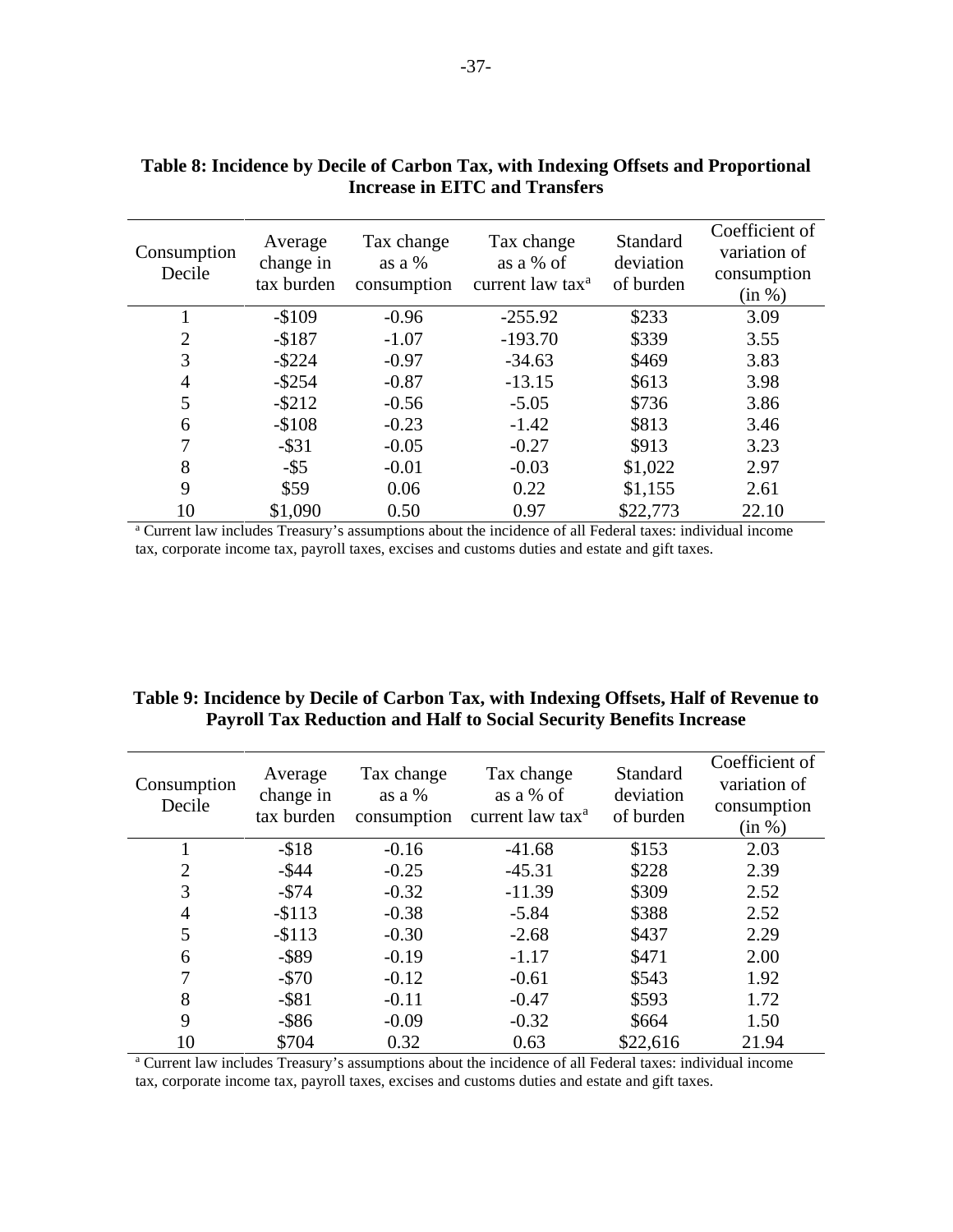**Table 8: Incidence by Decile of Carbon Tax, with Indexing Offsets and Proportional Increase in EITC and Transfers**

| Consumption Decile | Average change in tax burden | Tax change as a % consumption | Tax change as a % of current law tax[a] | Standard deviation of burden | Coefficient of variation of consumption (in %) |
|---|---|---|---|---|---|
| 1 | -$109 | -0.96 | -255.92 | $233 | 3.09 |
| 2 | -$187 | -1.07 | -193.70 | $339 | 3.55 |
| 3 | -$224 | -0.97 | -34.63 | $469 | 3.83 |
| 4 | -$254 | -0.87 | -13.15 | $613 | 3.98 |
| 5 | -$212 | -0.56 | -5.05 | $736 | 3.86 |
| 6 | -$108 | -0.23 | -1.42 | $813 | 3.46 |
| 7 | -$31 | -0.05 | -0.27 | $913 | 3.23 |
| 8 | -$5 | -0.01 | -0.03 | $1,022 | 2.97 |
| 9 | $59 | 0.06 | 0.22 | $1,155 | 2.61 |
| 10 | $1,090 | 0.50 | 0.97 | $22,773 | 22.10 |

[a] Current law includes Treasury's assumptions about the incidence of all Federal taxes: individual income tax, corporate income tax, payroll taxes, excises and customs duties and estate and gift taxes.

**Table 9: Incidence by Decile of Carbon Tax, with Indexing Offsets, Half of Revenue to Payroll Tax Reduction and Half to Social Security Benefits Increase**

| Consumption Decile | Average change in tax burden | Tax change as a % consumption | Tax change as a % of current law tax[a] | Standard deviation of burden | Coefficient of variation of consumption (in %) |
|---|---|---|---|---|---|
| 1 | -$18 | -0.16 | -41.68 | $153 | 2.03 |
| 2 | -$44 | -0.25 | -45.31 | $228 | 2.39 |
| 3 | -$74 | -0.32 | -11.39 | $309 | 2.52 |
| 4 | -$113 | -0.38 | -5.84 | $388 | 2.52 |
| 5 | -$113 | -0.30 | -2.68 | $437 | 2.29 |
| 6 | -$89 | -0.19 | -1.17 | $471 | 2.00 |
| 7 | -$70 | -0.12 | -0.61 | $543 | 1.92 |
| 8 | -$81 | -0.11 | -0.47 | $593 | 1.72 |
| 9 | -$86 | -0.09 | -0.32 | $664 | 1.50 |
| 10 | $704 | 0.32 | 0.63 | $22,616 | 21.94 |

[a] Current law includes Treasury's assumptions about the incidence of all Federal taxes: individual income tax, corporate income tax, payroll taxes, excises and customs duties and estate and gift taxes.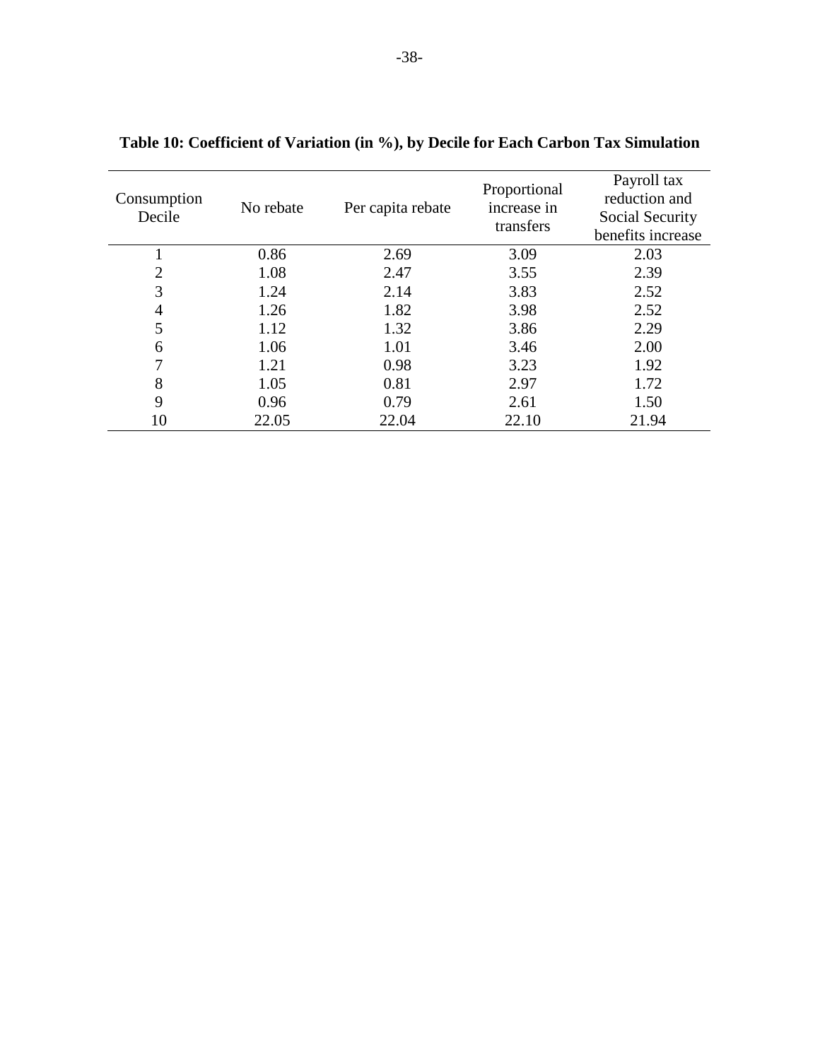**Table 10: Coefficient of Variation (in %), by Decile for Each Carbon Tax Simulation**

| Consumption Decile | No rebate | Per capita rebate | Proportional increase in transfers | Payroll tax reduction and Social Security benefits increase |
|---|---|---|---|---|
| 1 | 0.86 | 2.69 | 3.09 | 2.03 |
| 2 | 1.08 | 2.47 | 3.55 | 2.39 |
| 3 | 1.24 | 2.14 | 3.83 | 2.52 |
| 4 | 1.26 | 1.82 | 3.98 | 2.52 |
| 5 | 1.12 | 1.32 | 3.86 | 2.29 |
| 6 | 1.06 | 1.01 | 3.46 | 2.00 |
| 7 | 1.21 | 0.98 | 3.23 | 1.92 |
| 8 | 1.05 | 0.81 | 2.97 | 1.72 |
| 9 | 0.96 | 0.79 | 2.61 | 1.50 |
| 10 | 22.05 | 22.04 | 22.10 | 21.94 |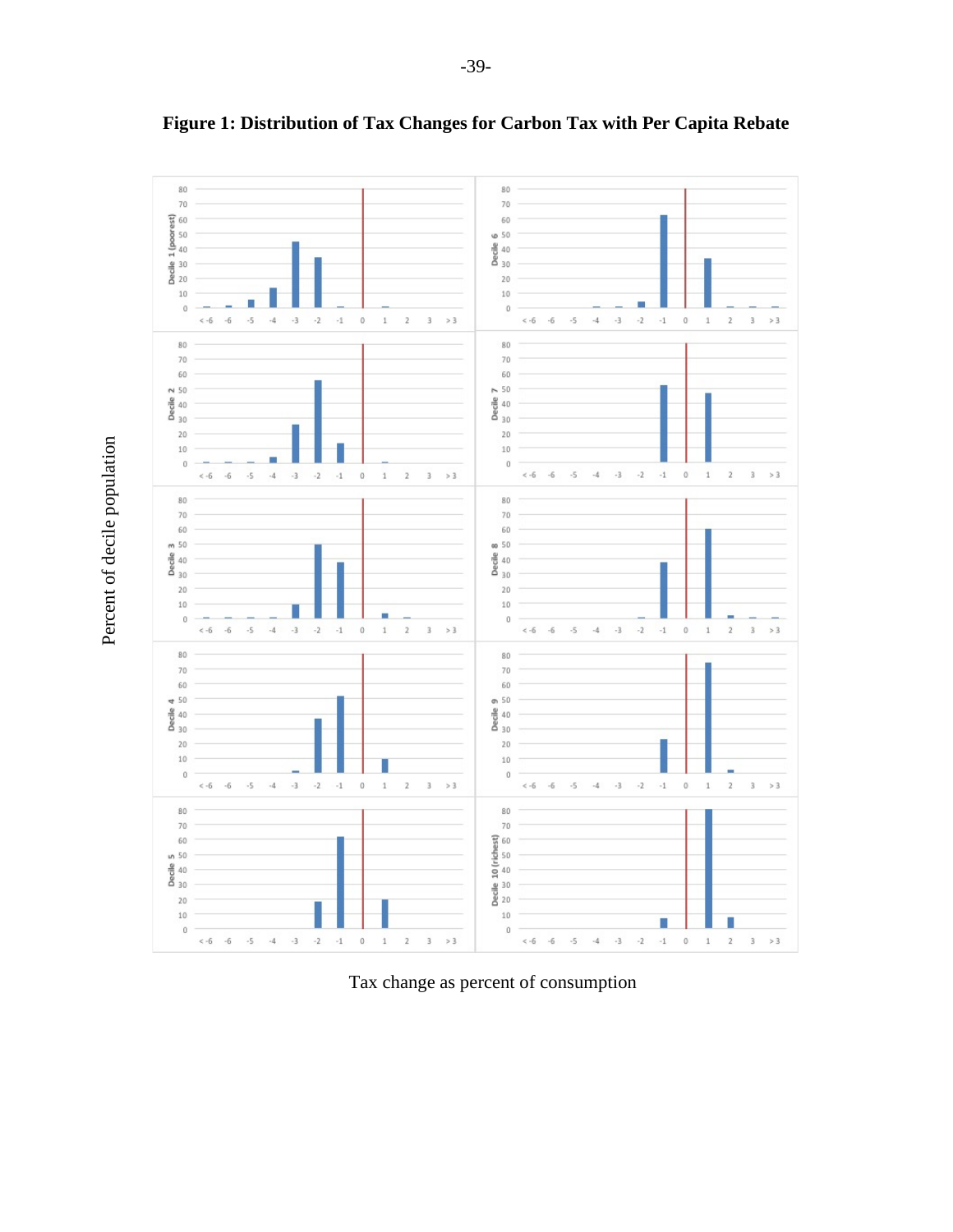**Figure 1: Distribution of Tax Changes for Carbon Tax with Per Capita Rebate**

Percent of decile population

Tax change as percent of consumption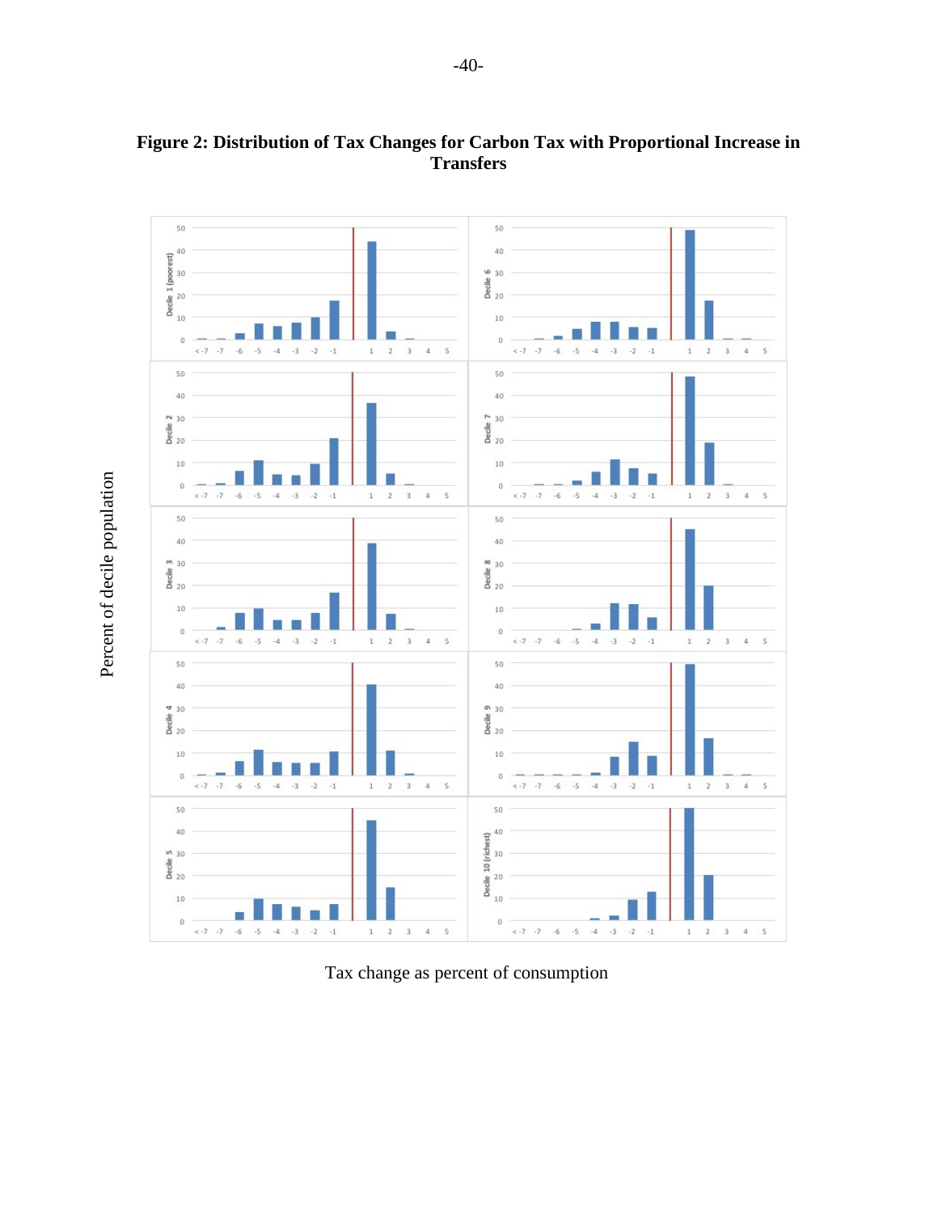**Figure 2: Distribution of Tax Changes for Carbon Tax with Proportional Increase in Transfers**

Percent of decile population

Tax change as percent of consumption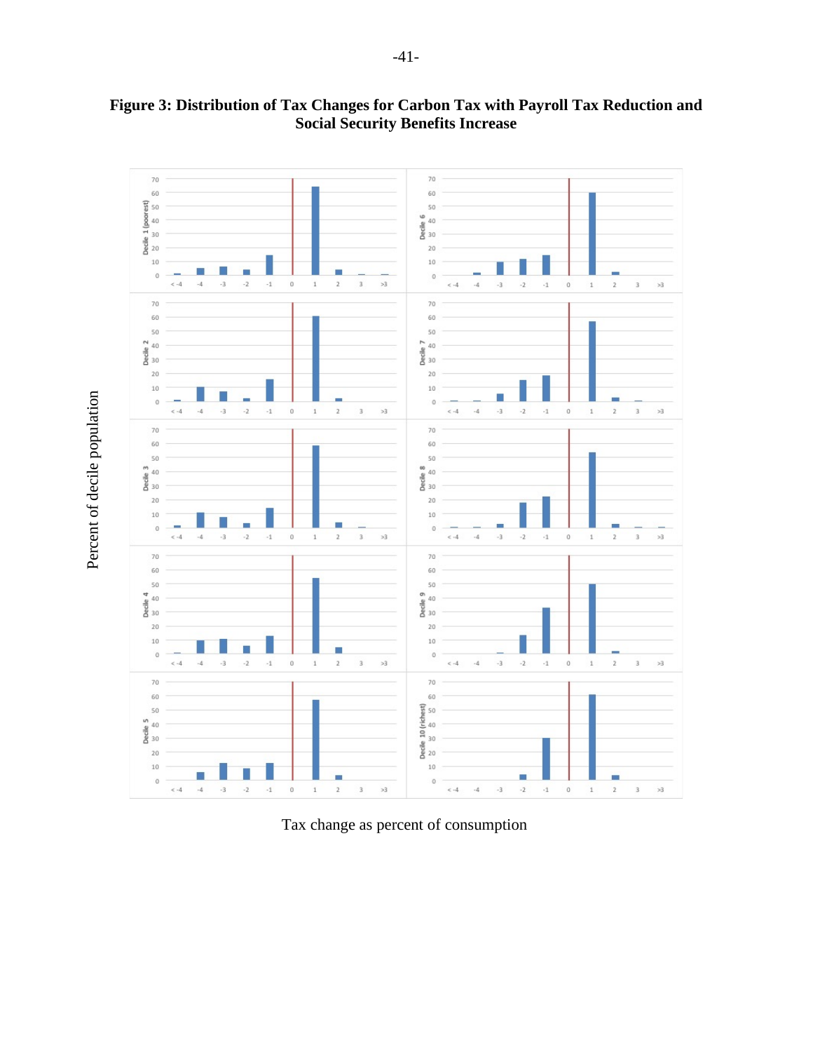**Figure 3: Distribution of Tax Changes for Carbon Tax with Payroll Tax Reduction and Social Security Benefits Increase**

Percent of decile population

Tax change as percent of consumption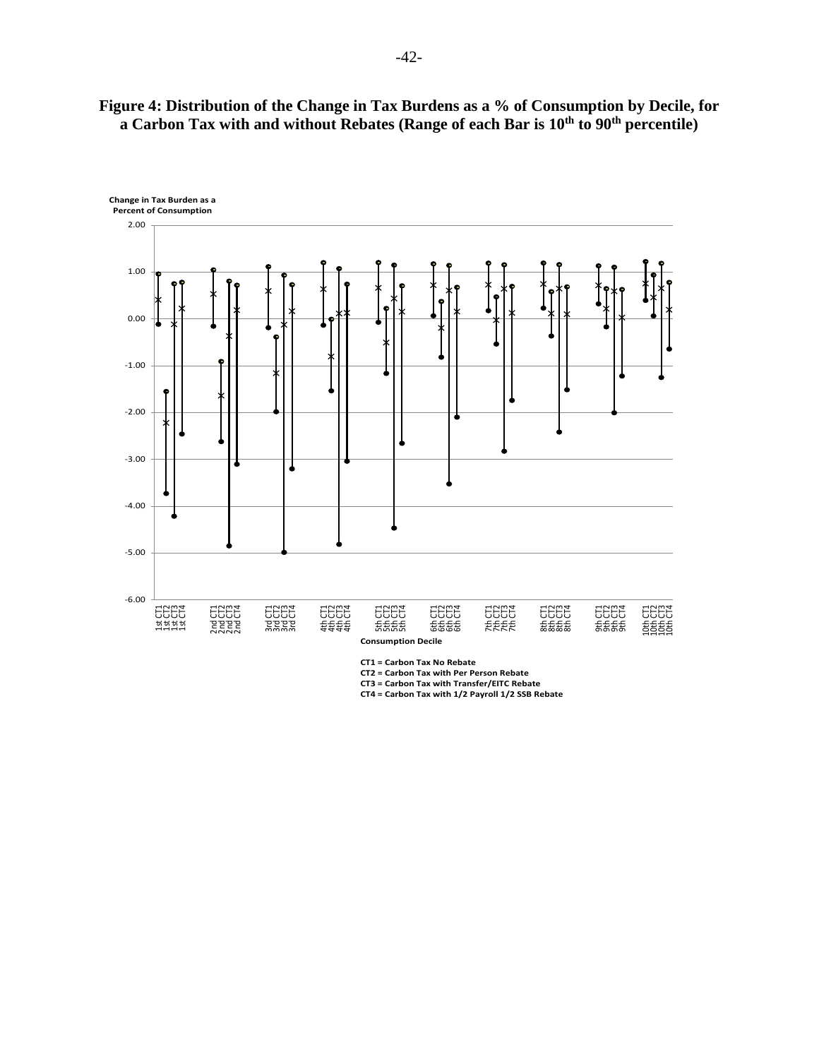**Figure 4: Distribution of the Change in Tax Burdens as a % of Consumption by Decile, for a Carbon Tax with and without Rebates (Range of each Bar is 10th to 90th percentile)**

Change in Tax Burden as a Percent of Consumption

2.00
1.00
0.00
-1.00
-2.00
-3.00
-4.00
-5.00
-6.00

1st CT1
1st CT2
1st CT3
1st CT4
2nd CT1
2nd CT2
2nd CT3
2nd CT4
3rd CT1
3rd CT2
3rd CT3
3rd CT4
4th CT1
4th CT2
4th CT3
4th CT4
5th CT1
5th CT2
5th CT3
5th CT4
6th CT1
6th CT2
6th CT3
6th CT4
7th CT1
7th CT2
7th CT3
7th CT4
8th CT1
8th CT2
8th CT3
8th CT4
9th CT1
9th CT2
9th CT3
9th CT4
10th CT1
10th CT2
10th CT3
10th CT4

Consumption Decile

CT1 = Carbon Tax No Rebate
CT2 = Carbon Tax with Per Person Rebate
CT3 = Carbon Tax with Transfer/EITC Rebate
CT4 = Carbon Tax with 1/2 Payroll 1/2 SSB Rebate